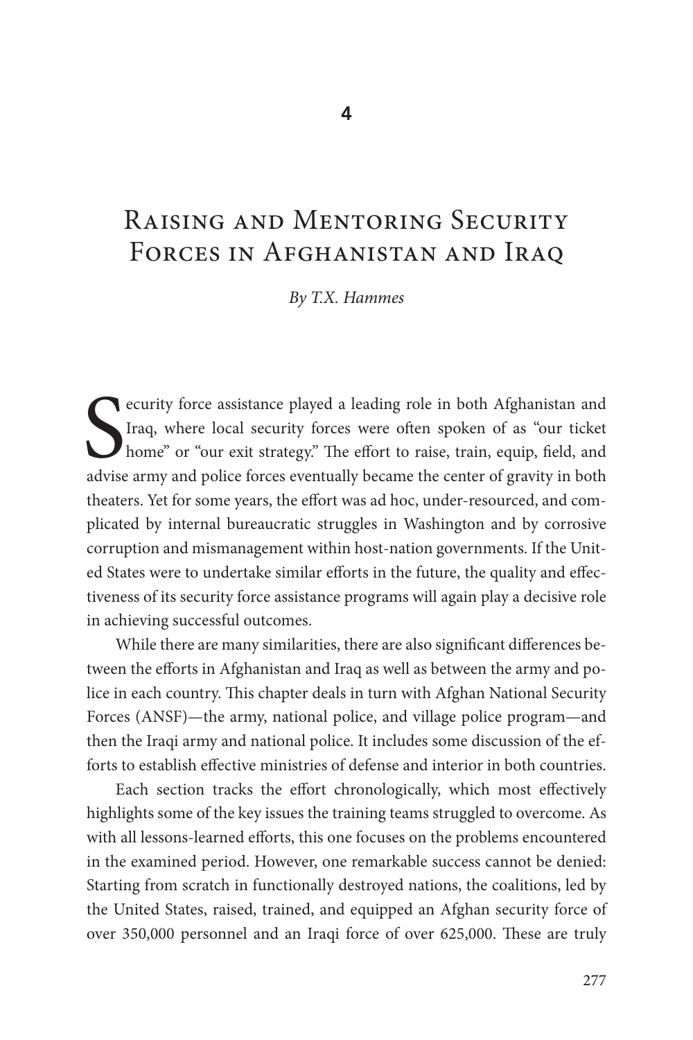# 4

# Raising and Mentoring Security Forces in Afghanistan and Iraq

*By T.X. Hammes*

Security force assistance played a leading role in both Afghanistan and Iraq, where local security forces were often spoken of as "our ticket home" or "our exit strategy." The effort to raise, train, equip, field, and advise army and police forces eventually became the center of gravity in both theaters. Yet for some years, the effort was ad hoc, under-resourced, and complicated by internal bureaucratic struggles in Washington and by corrosive corruption and mismanagement within host-nation governments. If the United States were to undertake similar efforts in the future, the quality and effectiveness of its security force assistance programs will again play a decisive role in achieving successful outcomes.

While there are many similarities, there are also significant differences between the efforts in Afghanistan and Iraq as well as between the army and police in each country. This chapter deals in turn with Afghan National Security Forces (ANSF)—the army, national police, and village police program—and then the Iraqi army and national police. It includes some discussion of the efforts to establish effective ministries of defense and interior in both countries.

Each section tracks the effort chronologically, which most effectively highlights some of the key issues the training teams struggled to overcome. As with all lessons-learned efforts, this one focuses on the problems encountered in the examined period. However, one remarkable success cannot be denied: Starting from scratch in functionally destroyed nations, the coalitions, led by the United States, raised, trained, and equipped an Afghan security force of over 350,000 personnel and an Iraqi force of over 625,000. These are truly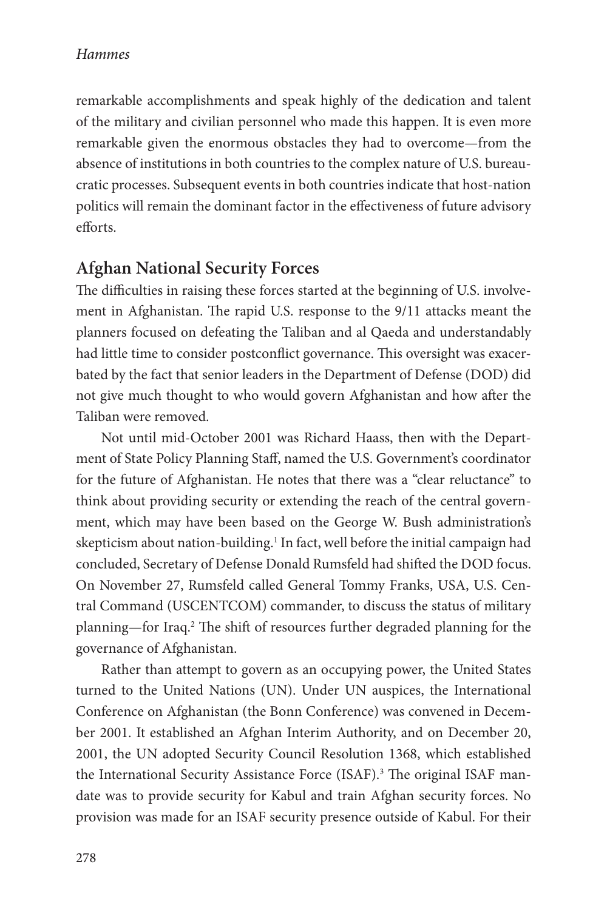remarkable accomplishments and speak highly of the dedication and talent of the military and civilian personnel who made this happen. It is even more remarkable given the enormous obstacles they had to overcome—from the absence of institutions in both countries to the complex nature of U.S. bureaucratic processes. Subsequent events in both countries indicate that host-nation politics will remain the dominant factor in the effectiveness of future advisory efforts.

## Afghan National Security Forces

The difficulties in raising these forces started at the beginning of U.S. involvement in Afghanistan. The rapid U.S. response to the 9/11 attacks meant the planners focused on defeating the Taliban and al Qaeda and understandably had little time to consider postconflict governance. This oversight was exacerbated by the fact that senior leaders in the Department of Defense (DOD) did not give much thought to who would govern Afghanistan and how after the Taliban were removed.

Not until mid-October 2001 was Richard Haass, then with the Department of State Policy Planning Staff, named the U.S. Government's coordinator for the future of Afghanistan. He notes that there was a "clear reluctance" to think about providing security or extending the reach of the central government, which may have been based on the George W. Bush administration's skepticism about nation-building.[1] In fact, well before the initial campaign had concluded, Secretary of Defense Donald Rumsfeld had shifted the DOD focus. On November 27, Rumsfeld called General Tommy Franks, USA, U.S. Central Command (USCENTCOM) commander, to discuss the status of military planning—for Iraq.[2] The shift of resources further degraded planning for the governance of Afghanistan.

Rather than attempt to govern as an occupying power, the United States turned to the United Nations (UN). Under UN auspices, the International Conference on Afghanistan (the Bonn Conference) was convened in December 2001. It established an Afghan Interim Authority, and on December 20, 2001, the UN adopted Security Council Resolution 1368, which established the International Security Assistance Force (ISAF).[3] The original ISAF mandate was to provide security for Kabul and train Afghan security forces. No provision was made for an ISAF security presence outside of Kabul. For their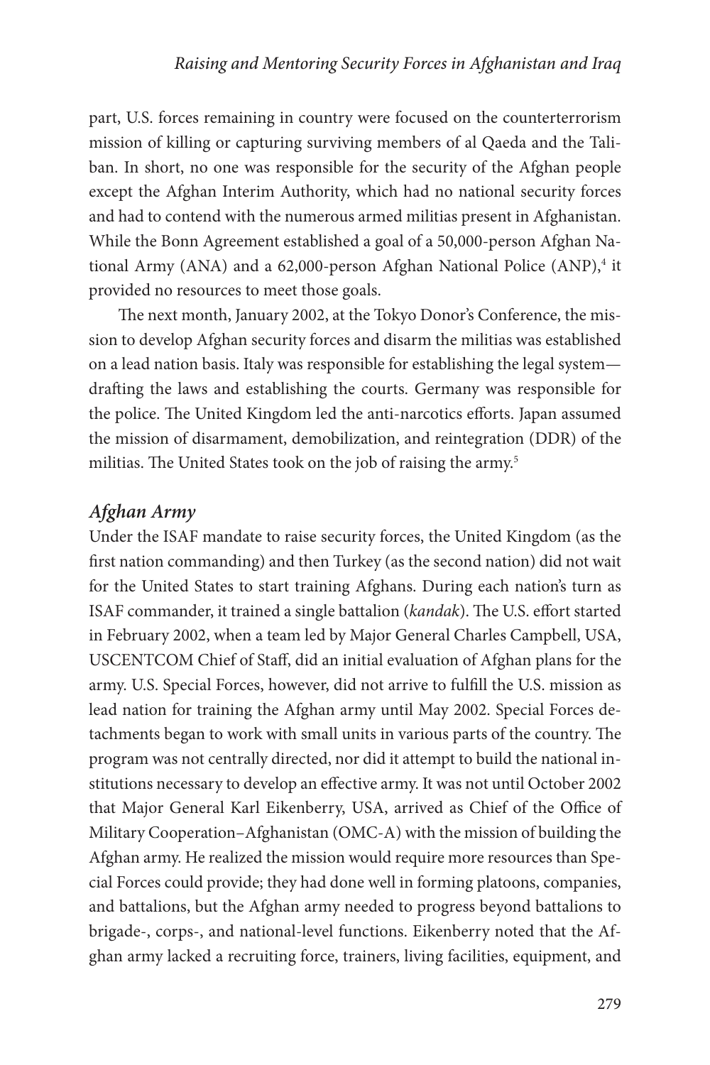part, U.S. forces remaining in country were focused on the counterterrorism mission of killing or capturing surviving members of al Qaeda and the Taliban. In short, no one was responsible for the security of the Afghan people except the Afghan Interim Authority, which had no national security forces and had to contend with the numerous armed militias present in Afghanistan. While the Bonn Agreement established a goal of a 50,000-person Afghan National Army (ANA) and a 62,000-person Afghan National Police (ANP),[4] it provided no resources to meet those goals.

The next month, January 2002, at the Tokyo Donor's Conference, the mission to develop Afghan security forces and disarm the militias was established on a lead nation basis. Italy was responsible for establishing the legal system—drafting the laws and establishing the courts. Germany was responsible for the police. The United Kingdom led the anti-narcotics efforts. Japan assumed the mission of disarmament, demobilization, and reintegration (DDR) of the militias. The United States took on the job of raising the army.[5]

### *Afghan Army*

Under the ISAF mandate to raise security forces, the United Kingdom (as the first nation commanding) and then Turkey (as the second nation) did not wait for the United States to start training Afghans. During each nation's turn as ISAF commander, it trained a single battalion (*kandak*). The U.S. effort started in February 2002, when a team led by Major General Charles Campbell, USA, USCENTCOM Chief of Staff, did an initial evaluation of Afghan plans for the army. U.S. Special Forces, however, did not arrive to fulfill the U.S. mission as lead nation for training the Afghan army until May 2002. Special Forces detachments began to work with small units in various parts of the country. The program was not centrally directed, nor did it attempt to build the national institutions necessary to develop an effective army. It was not until October 2002 that Major General Karl Eikenberry, USA, arrived as Chief of the Office of Military Cooperation–Afghanistan (OMC-A) with the mission of building the Afghan army. He realized the mission would require more resources than Special Forces could provide; they had done well in forming platoons, companies, and battalions, but the Afghan army needed to progress beyond battalions to brigade-, corps-, and national-level functions. Eikenberry noted that the Afghan army lacked a recruiting force, trainers, living facilities, equipment, and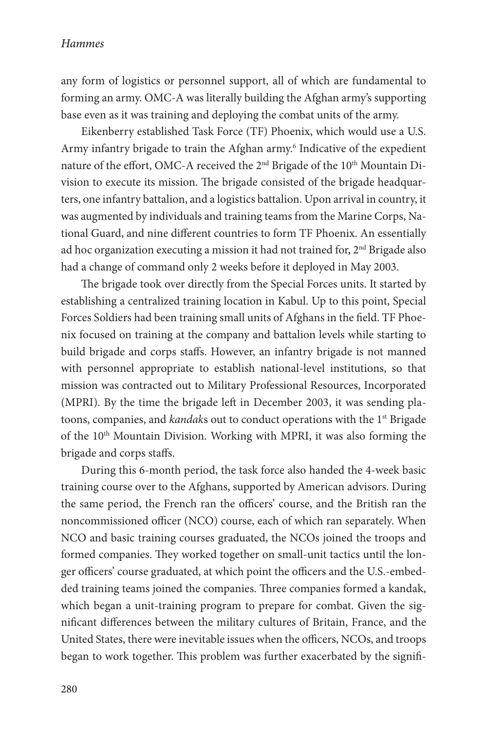any form of logistics or personnel support, all of which are fundamental to forming an army. OMC-A was literally building the Afghan army's supporting base even as it was training and deploying the combat units of the army.

Eikenberry established Task Force (TF) Phoenix, which would use a U.S. Army infantry brigade to train the Afghan army.[6] Indicative of the expedient nature of the effort, OMC-A received the 2nd Brigade of the 10th Mountain Division to execute its mission. The brigade consisted of the brigade headquarters, one infantry battalion, and a logistics battalion. Upon arrival in country, it was augmented by individuals and training teams from the Marine Corps, National Guard, and nine different countries to form TF Phoenix. An essentially ad hoc organization executing a mission it had not trained for, 2nd Brigade also had a change of command only 2 weeks before it deployed in May 2003.

The brigade took over directly from the Special Forces units. It started by establishing a centralized training location in Kabul. Up to this point, Special Forces Soldiers had been training small units of Afghans in the field. TF Phoenix focused on training at the company and battalion levels while starting to build brigade and corps staffs. However, an infantry brigade is not manned with personnel appropriate to establish national-level institutions, so that mission was contracted out to Military Professional Resources, Incorporated (MPRI). By the time the brigade left in December 2003, it was sending platoons, companies, and *kandak*s out to conduct operations with the 1st Brigade of the 10th Mountain Division. Working with MPRI, it was also forming the brigade and corps staffs.

During this 6-month period, the task force also handed the 4-week basic training course over to the Afghans, supported by American advisors. During the same period, the French ran the officers' course, and the British ran the noncommissioned officer (NCO) course, each of which ran separately. When NCO and basic training courses graduated, the NCOs joined the troops and formed companies. They worked together on small-unit tactics until the longer officers' course graduated, at which point the officers and the U.S.-embedded training teams joined the companies. Three companies formed a kandak, which began a unit-training program to prepare for combat. Given the significant differences between the military cultures of Britain, France, and the United States, there were inevitable issues when the officers, NCOs, and troops began to work together. This problem was further exacerbated by the signifi-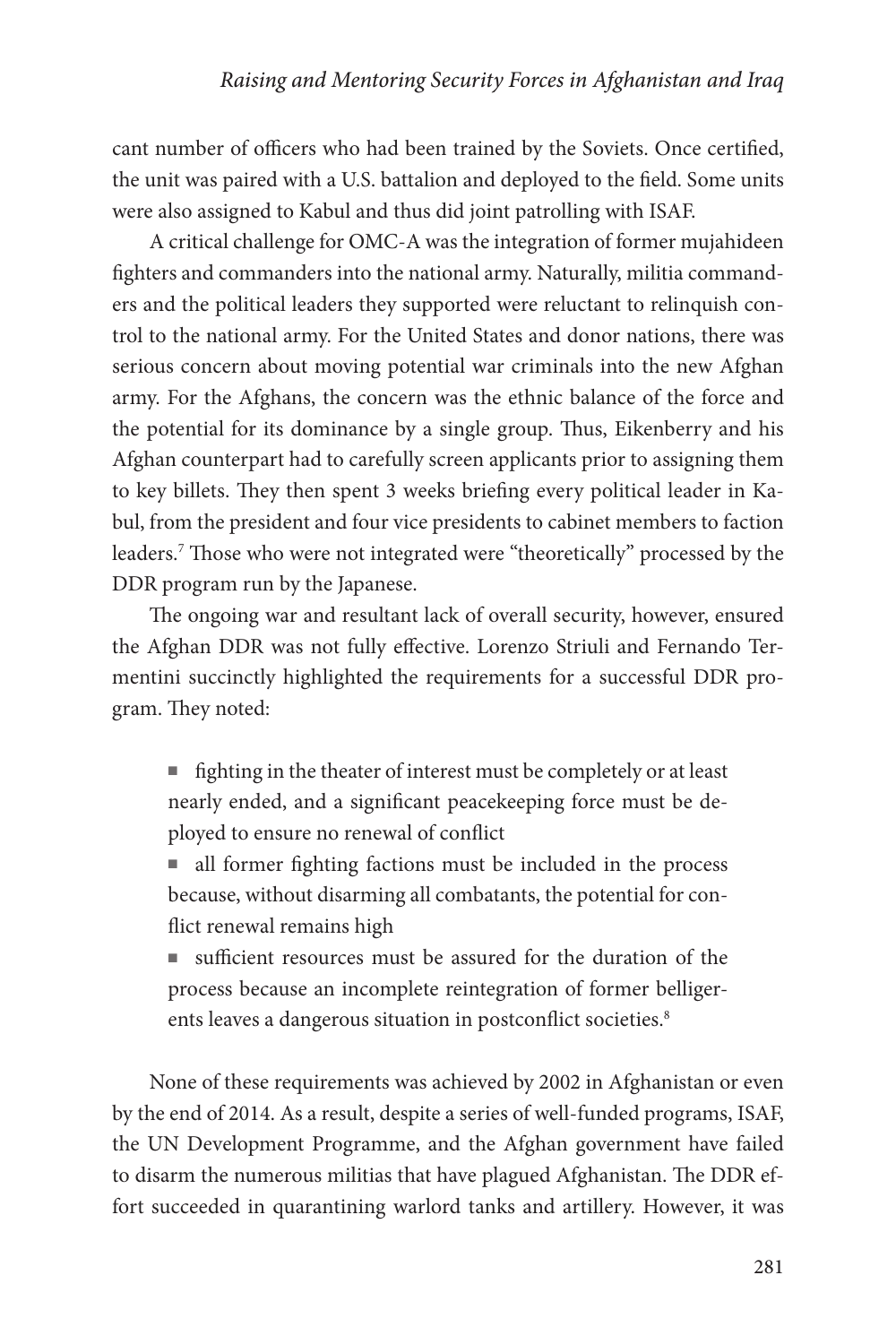cant number of officers who had been trained by the Soviets. Once certified, the unit was paired with a U.S. battalion and deployed to the field. Some units were also assigned to Kabul and thus did joint patrolling with ISAF.

A critical challenge for OMC-A was the integration of former mujahideen fighters and commanders into the national army. Naturally, militia commanders and the political leaders they supported were reluctant to relinquish control to the national army. For the United States and donor nations, there was serious concern about moving potential war criminals into the new Afghan army. For the Afghans, the concern was the ethnic balance of the force and the potential for its dominance by a single group. Thus, Eikenberry and his Afghan counterpart had to carefully screen applicants prior to assigning them to key billets. They then spent 3 weeks briefing every political leader in Kabul, from the president and four vice presidents to cabinet members to faction leaders.[7] Those who were not integrated were "theoretically" processed by the DDR program run by the Japanese.

The ongoing war and resultant lack of overall security, however, ensured the Afghan DDR was not fully effective. Lorenzo Striuli and Fernando Termentini succinctly highlighted the requirements for a successful DDR program. They noted:

- fighting in the theater of interest must be completely or at least nearly ended, and a significant peacekeeping force must be deployed to ensure no renewal of conflict
- all former fighting factions must be included in the process because, without disarming all combatants, the potential for conflict renewal remains high
- sufficient resources must be assured for the duration of the process because an incomplete reintegration of former belligerents leaves a dangerous situation in postconflict societies.[8]

None of these requirements was achieved by 2002 in Afghanistan or even by the end of 2014. As a result, despite a series of well-funded programs, ISAF, the UN Development Programme, and the Afghan government have failed to disarm the numerous militias that have plagued Afghanistan. The DDR effort succeeded in quarantining warlord tanks and artillery. However, it was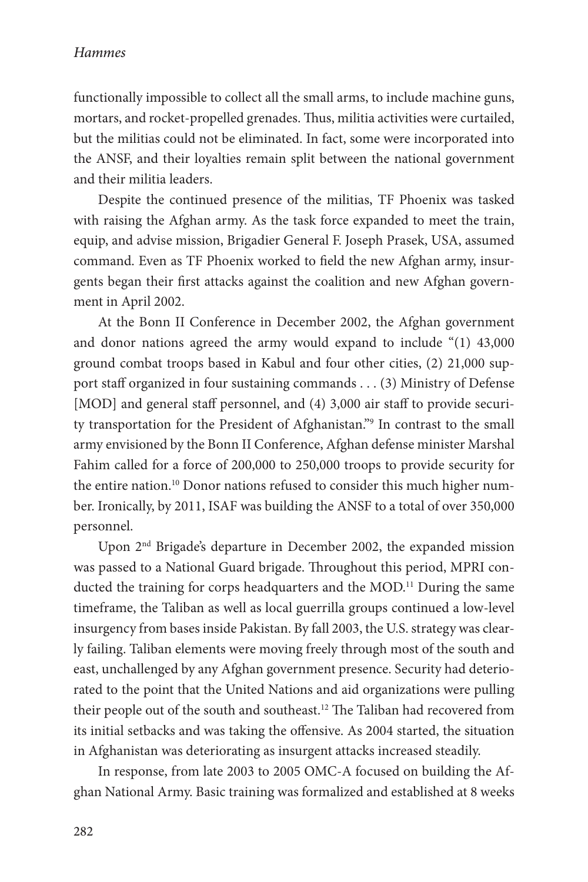functionally impossible to collect all the small arms, to include machine guns, mortars, and rocket-propelled grenades. Thus, militia activities were curtailed, but the militias could not be eliminated. In fact, some were incorporated into the ANSF, and their loyalties remain split between the national government and their militia leaders.

Despite the continued presence of the militias, TF Phoenix was tasked with raising the Afghan army. As the task force expanded to meet the train, equip, and advise mission, Brigadier General F. Joseph Prasek, USA, assumed command. Even as TF Phoenix worked to field the new Afghan army, insurgents began their first attacks against the coalition and new Afghan government in April 2002.

At the Bonn II Conference in December 2002, the Afghan government and donor nations agreed the army would expand to include "(1) 43,000 ground combat troops based in Kabul and four other cities, (2) 21,000 support staff organized in four sustaining commands . . . (3) Ministry of Defense [MOD] and general staff personnel, and (4) 3,000 air staff to provide security transportation for the President of Afghanistan."[9] In contrast to the small army envisioned by the Bonn II Conference, Afghan defense minister Marshal Fahim called for a force of 200,000 to 250,000 troops to provide security for the entire nation.[10] Donor nations refused to consider this much higher number. Ironically, by 2011, ISAF was building the ANSF to a total of over 350,000 personnel.

Upon 2nd Brigade's departure in December 2002, the expanded mission was passed to a National Guard brigade. Throughout this period, MPRI conducted the training for corps headquarters and the MOD.[11] During the same timeframe, the Taliban as well as local guerrilla groups continued a low-level insurgency from bases inside Pakistan. By fall 2003, the U.S. strategy was clearly failing. Taliban elements were moving freely through most of the south and east, unchallenged by any Afghan government presence. Security had deteriorated to the point that the United Nations and aid organizations were pulling their people out of the south and southeast.[12] The Taliban had recovered from its initial setbacks and was taking the offensive. As 2004 started, the situation in Afghanistan was deteriorating as insurgent attacks increased steadily.

In response, from late 2003 to 2005 OMC-A focused on building the Afghan National Army. Basic training was formalized and established at 8 weeks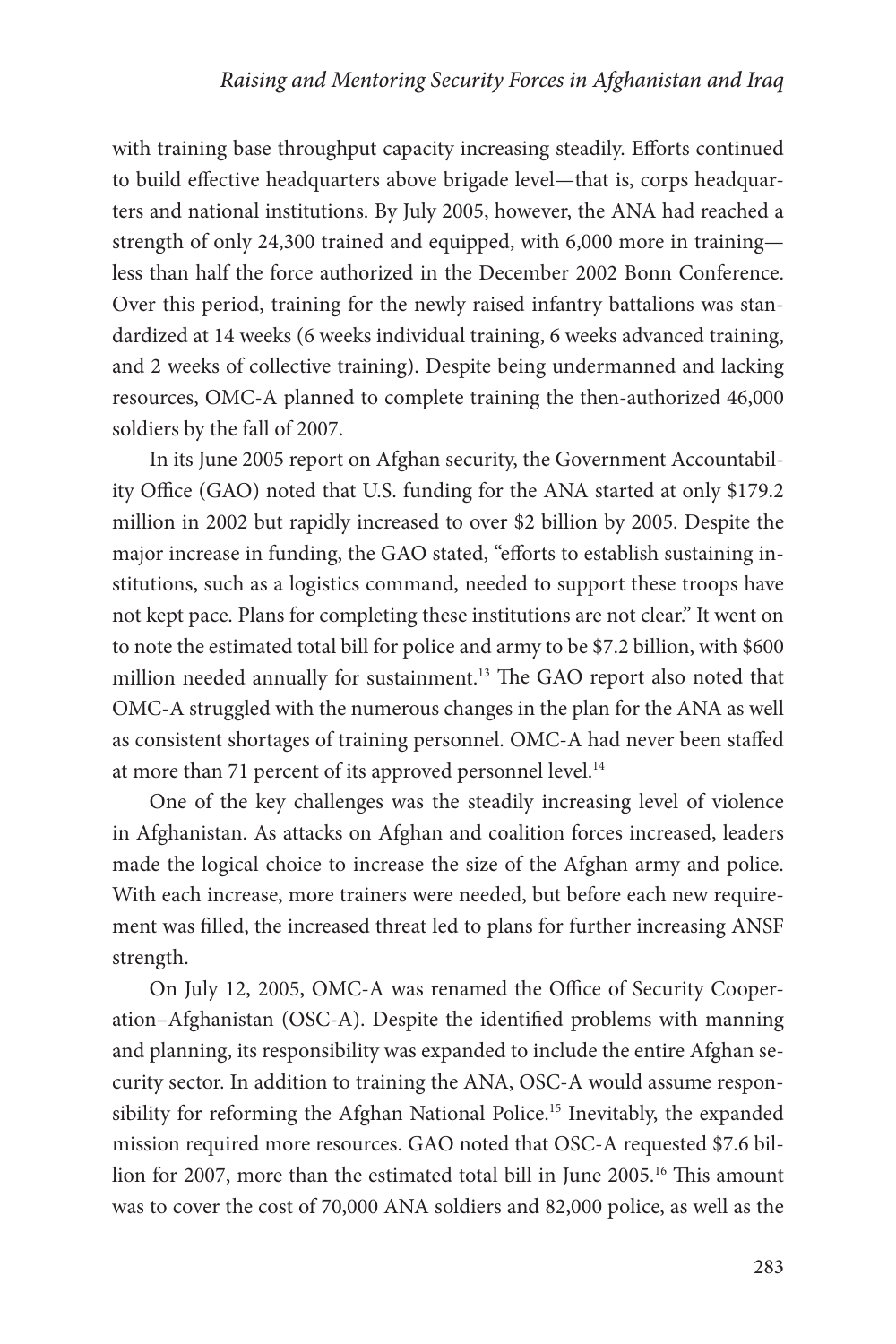with training base throughput capacity increasing steadily. Efforts continued to build effective headquarters above brigade level—that is, corps headquarters and national institutions. By July 2005, however, the ANA had reached a strength of only 24,300 trained and equipped, with 6,000 more in training—less than half the force authorized in the December 2002 Bonn Conference. Over this period, training for the newly raised infantry battalions was standardized at 14 weeks (6 weeks individual training, 6 weeks advanced training, and 2 weeks of collective training). Despite being undermanned and lacking resources, OMC-A planned to complete training the then-authorized 46,000 soldiers by the fall of 2007.

In its June 2005 report on Afghan security, the Government Accountability Office (GAO) noted that U.S. funding for the ANA started at only $179.2 million in 2002 but rapidly increased to over $2 billion by 2005. Despite the major increase in funding, the GAO stated, "efforts to establish sustaining institutions, such as a logistics command, needed to support these troops have not kept pace. Plans for completing these institutions are not clear." It went on to note the estimated total bill for police and army to be $7.2 billion, with $600 million needed annually for sustainment.[13] The GAO report also noted that OMC-A struggled with the numerous changes in the plan for the ANA as well as consistent shortages of training personnel. OMC-A had never been staffed at more than 71 percent of its approved personnel level.[14]

One of the key challenges was the steadily increasing level of violence in Afghanistan. As attacks on Afghan and coalition forces increased, leaders made the logical choice to increase the size of the Afghan army and police. With each increase, more trainers were needed, but before each new requirement was filled, the increased threat led to plans for further increasing ANSF strength.

On July 12, 2005, OMC-A was renamed the Office of Security Cooperation–Afghanistan (OSC-A). Despite the identified problems with manning and planning, its responsibility was expanded to include the entire Afghan security sector. In addition to training the ANA, OSC-A would assume responsibility for reforming the Afghan National Police.[15] Inevitably, the expanded mission required more resources. GAO noted that OSC-A requested $7.6 billion for 2007, more than the estimated total bill in June 2005.[16] This amount was to cover the cost of 70,000 ANA soldiers and 82,000 police, as well as the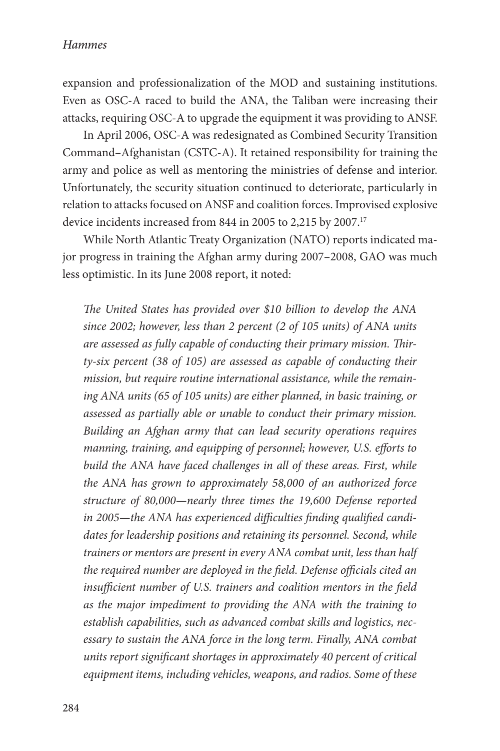expansion and professionalization of the MOD and sustaining institutions. Even as OSC-A raced to build the ANA, the Taliban were increasing their attacks, requiring OSC-A to upgrade the equipment it was providing to ANSF.

In April 2006, OSC-A was redesignated as Combined Security Transition Command–Afghanistan (CSTC-A). It retained responsibility for training the army and police as well as mentoring the ministries of defense and interior. Unfortunately, the security situation continued to deteriorate, particularly in relation to attacks focused on ANSF and coalition forces. Improvised explosive device incidents increased from 844 in 2005 to 2,215 by 2007.[17]

While North Atlantic Treaty Organization (NATO) reports indicated major progress in training the Afghan army during 2007–2008, GAO was much less optimistic. In its June 2008 report, it noted:

> *The United States has provided over $10 billion to develop the ANA since 2002; however, less than 2 percent (2 of 105 units) of ANA units are assessed as fully capable of conducting their primary mission. Thirty-six percent (38 of 105) are assessed as capable of conducting their mission, but require routine international assistance, while the remaining ANA units (65 of 105 units) are either planned, in basic training, or assessed as partially able or unable to conduct their primary mission. Building an Afghan army that can lead security operations requires manning, training, and equipping of personnel; however, U.S. efforts to build the ANA have faced challenges in all of these areas. First, while the ANA has grown to approximately 58,000 of an authorized force structure of 80,000—nearly three times the 19,600 Defense reported in 2005—the ANA has experienced difficulties finding qualified candidates for leadership positions and retaining its personnel. Second, while trainers or mentors are present in every ANA combat unit, less than half the required number are deployed in the field. Defense officials cited an insufficient number of U.S. trainers and coalition mentors in the field as the major impediment to providing the ANA with the training to establish capabilities, such as advanced combat skills and logistics, necessary to sustain the ANA force in the long term. Finally, ANA combat units report significant shortages in approximately 40 percent of critical equipment items, including vehicles, weapons, and radios. Some of these*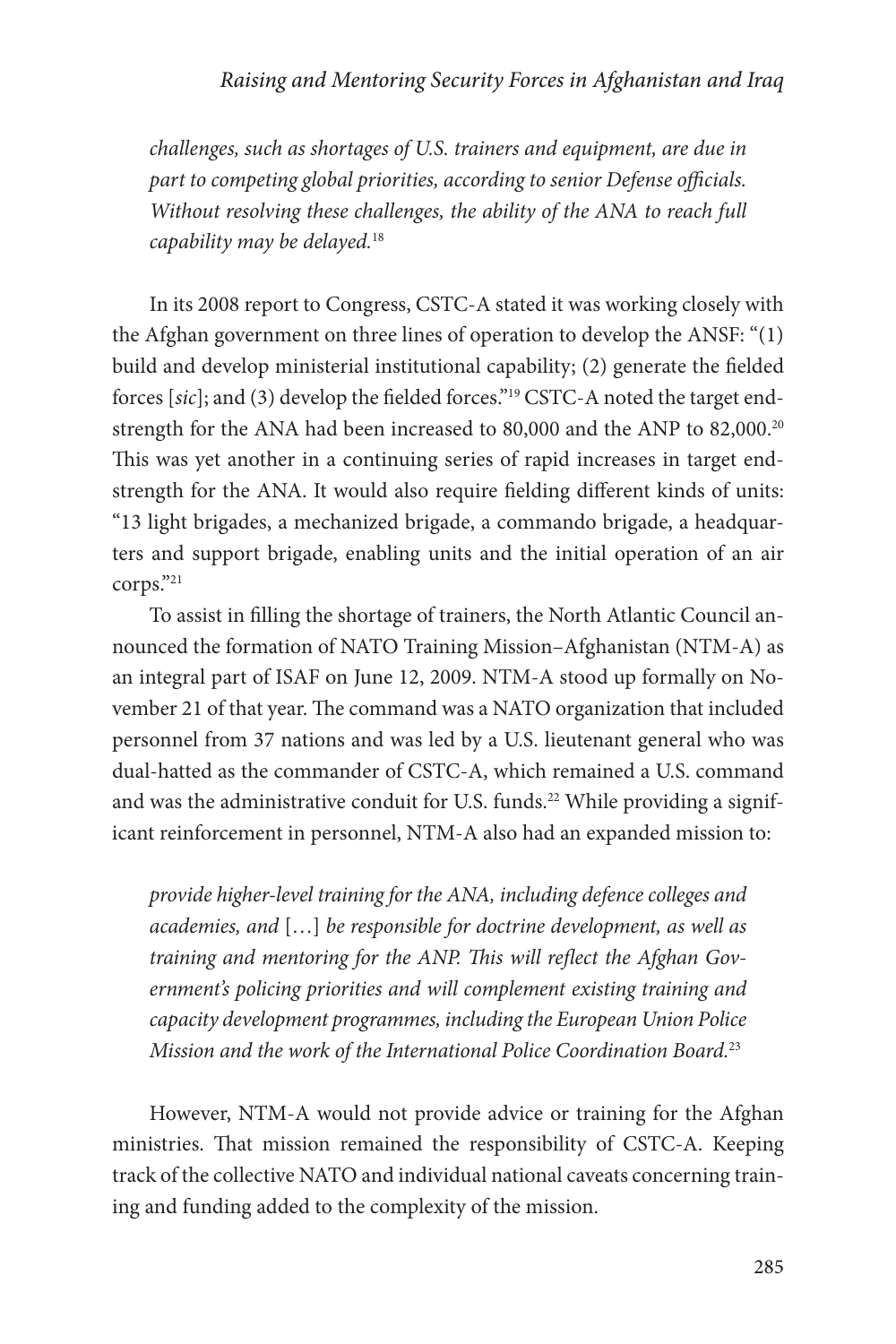*challenges, such as shortages of U.S. trainers and equipment, are due in part to competing global priorities, according to senior Defense officials. Without resolving these challenges, the ability of the ANA to reach full capability may be delayed.*[18]

In its 2008 report to Congress, CSTC-A stated it was working closely with the Afghan government on three lines of operation to develop the ANSF: "(1) build and develop ministerial institutional capability; (2) generate the fielded forces [*sic*]; and (3) develop the fielded forces."[19] CSTC-A noted the target end-strength for the ANA had been increased to 80,000 and the ANP to 82,000.[20] This was yet another in a continuing series of rapid increases in target end-strength for the ANA. It would also require fielding different kinds of units: "13 light brigades, a mechanized brigade, a commando brigade, a headquarters and support brigade, enabling units and the initial operation of an air corps."[21]

To assist in filling the shortage of trainers, the North Atlantic Council announced the formation of NATO Training Mission–Afghanistan (NTM-A) as an integral part of ISAF on June 12, 2009. NTM-A stood up formally on November 21 of that year. The command was a NATO organization that included personnel from 37 nations and was led by a U.S. lieutenant general who was dual-hatted as the commander of CSTC-A, which remained a U.S. command and was the administrative conduit for U.S. funds.[22] While providing a significant reinforcement in personnel, NTM-A also had an expanded mission to:

> *provide higher-level training for the ANA, including defence colleges and academies, and* […] *be responsible for doctrine development, as well as training and mentoring for the ANP. This will reflect the Afghan Government's policing priorities and will complement existing training and capacity development programmes, including the European Union Police Mission and the work of the International Police Coordination Board.*[23]

However, NTM-A would not provide advice or training for the Afghan ministries. That mission remained the responsibility of CSTC-A. Keeping track of the collective NATO and individual national caveats concerning training and funding added to the complexity of the mission.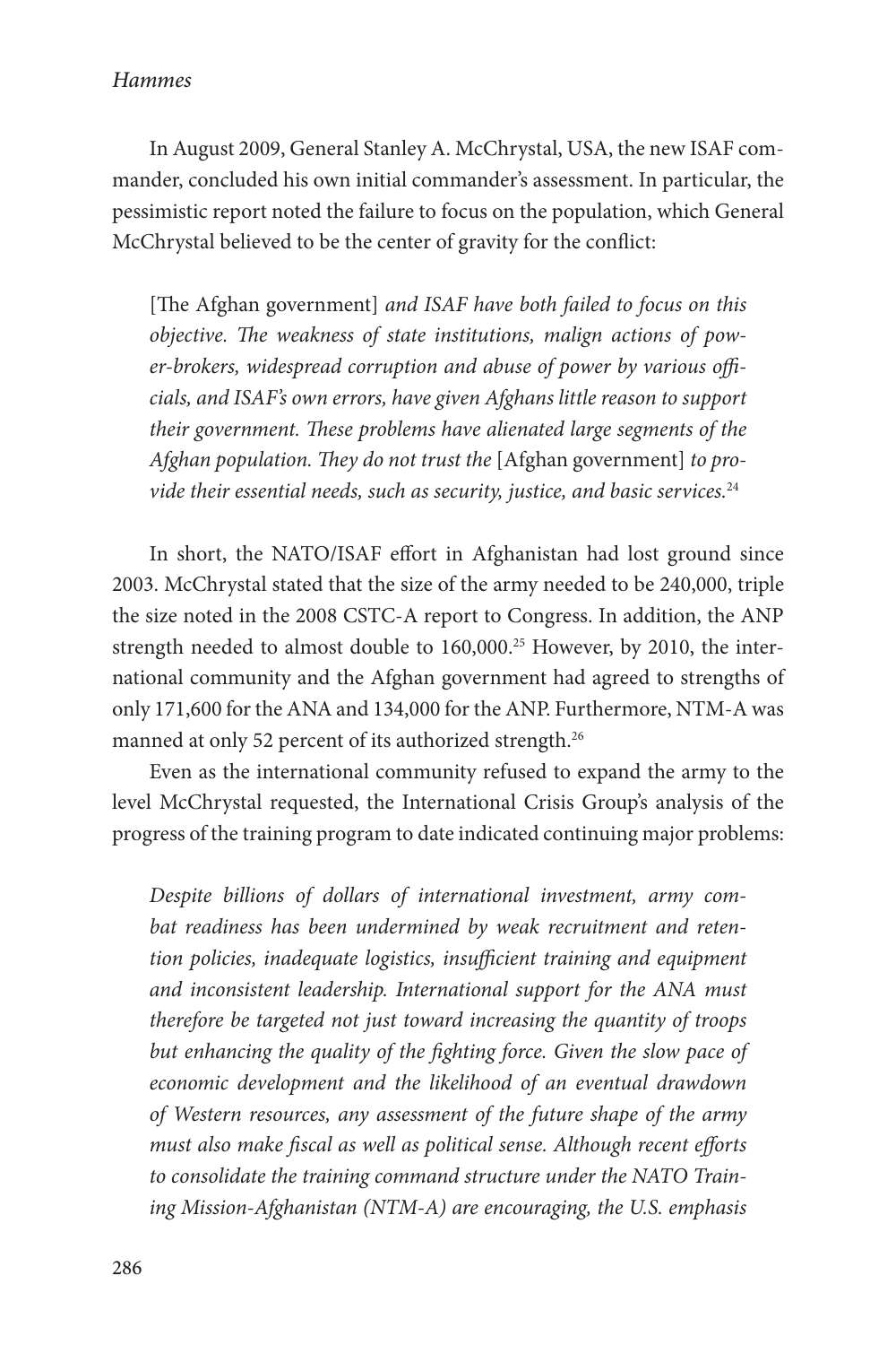In August 2009, General Stanley A. McChrystal, USA, the new ISAF commander, concluded his own initial commander's assessment. In particular, the pessimistic report noted the failure to focus on the population, which General McChrystal believed to be the center of gravity for the conflict:

> [The Afghan government] *and ISAF have both failed to focus on this objective. The weakness of state institutions, malign actions of power-brokers, widespread corruption and abuse of power by various officials, and ISAF's own errors, have given Afghans little reason to support their government. These problems have alienated large segments of the Afghan population. They do not trust the* [Afghan government] *to provide their essential needs, such as security, justice, and basic services.*[24]

In short, the NATO/ISAF effort in Afghanistan had lost ground since 2003. McChrystal stated that the size of the army needed to be 240,000, triple the size noted in the 2008 CSTC-A report to Congress. In addition, the ANP strength needed to almost double to 160,000.[25] However, by 2010, the international community and the Afghan government had agreed to strengths of only 171,600 for the ANA and 134,000 for the ANP. Furthermore, NTM-A was manned at only 52 percent of its authorized strength.[26]

Even as the international community refused to expand the army to the level McChrystal requested, the International Crisis Group's analysis of the progress of the training program to date indicated continuing major problems:

> *Despite billions of dollars of international investment, army combat readiness has been undermined by weak recruitment and retention policies, inadequate logistics, insufficient training and equipment and inconsistent leadership. International support for the ANA must therefore be targeted not just toward increasing the quantity of troops but enhancing the quality of the fighting force. Given the slow pace of economic development and the likelihood of an eventual drawdown of Western resources, any assessment of the future shape of the army must also make fiscal as well as political sense. Although recent efforts to consolidate the training command structure under the NATO Training Mission-Afghanistan (NTM-A) are encouraging, the U.S. emphasis*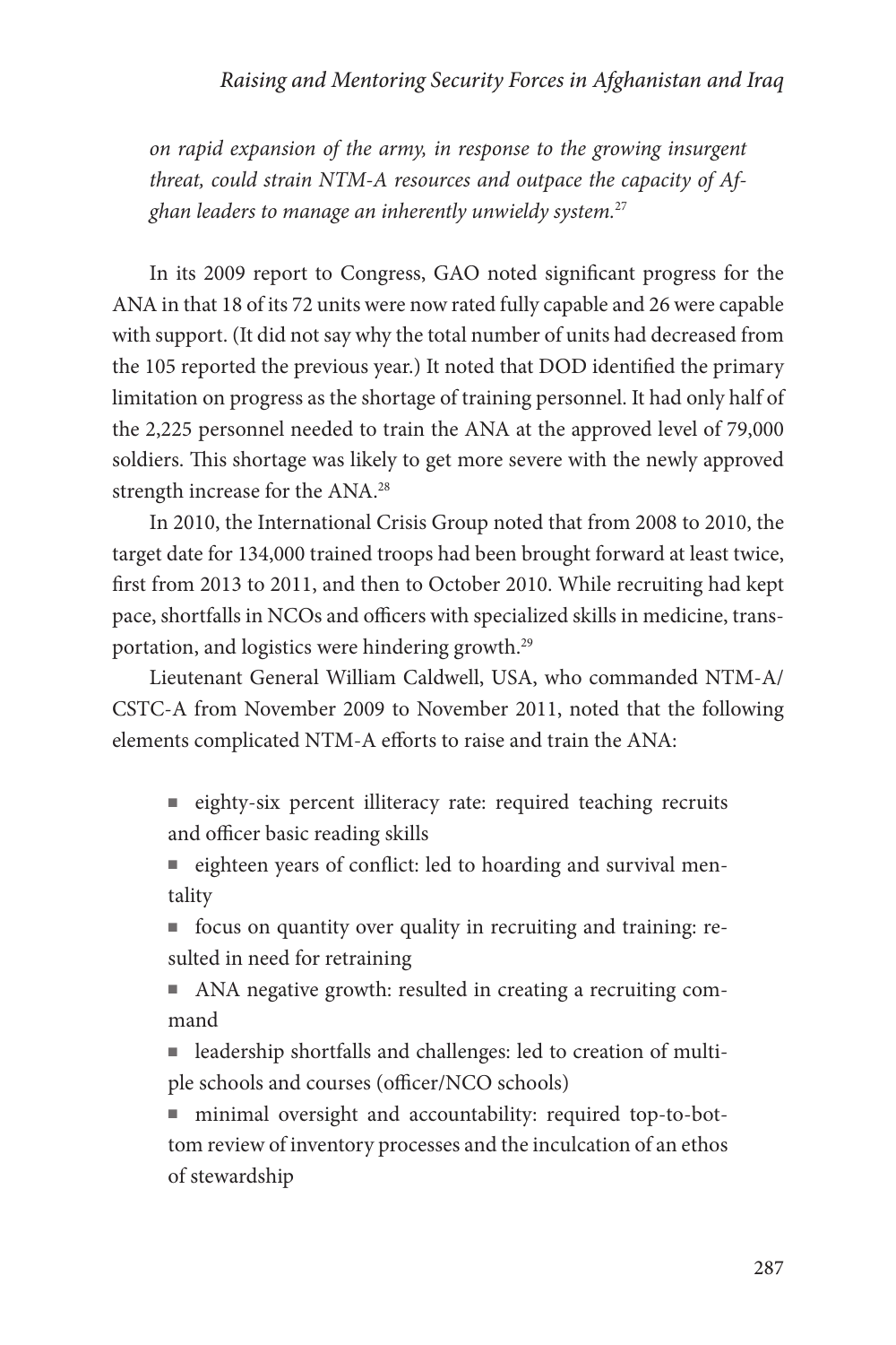*on rapid expansion of the army, in response to the growing insurgent threat, could strain NTM-A resources and outpace the capacity of Afghan leaders to manage an inherently unwieldy system.*[27]

In its 2009 report to Congress, GAO noted significant progress for the ANA in that 18 of its 72 units were now rated fully capable and 26 were capable with support. (It did not say why the total number of units had decreased from the 105 reported the previous year.) It noted that DOD identified the primary limitation on progress as the shortage of training personnel. It had only half of the 2,225 personnel needed to train the ANA at the approved level of 79,000 soldiers. This shortage was likely to get more severe with the newly approved strength increase for the ANA.[28]

In 2010, the International Crisis Group noted that from 2008 to 2010, the target date for 134,000 trained troops had been brought forward at least twice, first from 2013 to 2011, and then to October 2010. While recruiting had kept pace, shortfalls in NCOs and officers with specialized skills in medicine, transportation, and logistics were hindering growth.[29]

Lieutenant General William Caldwell, USA, who commanded NTM-A/CSTC-A from November 2009 to November 2011, noted that the following elements complicated NTM-A efforts to raise and train the ANA:

- eighty-six percent illiteracy rate: required teaching recruits and officer basic reading skills
- eighteen years of conflict: led to hoarding and survival mentality
- focus on quantity over quality in recruiting and training: resulted in need for retraining
- ANA negative growth: resulted in creating a recruiting command
- leadership shortfalls and challenges: led to creation of multiple schools and courses (officer/NCO schools)
- minimal oversight and accountability: required top-to-bottom review of inventory processes and the inculcation of an ethos of stewardship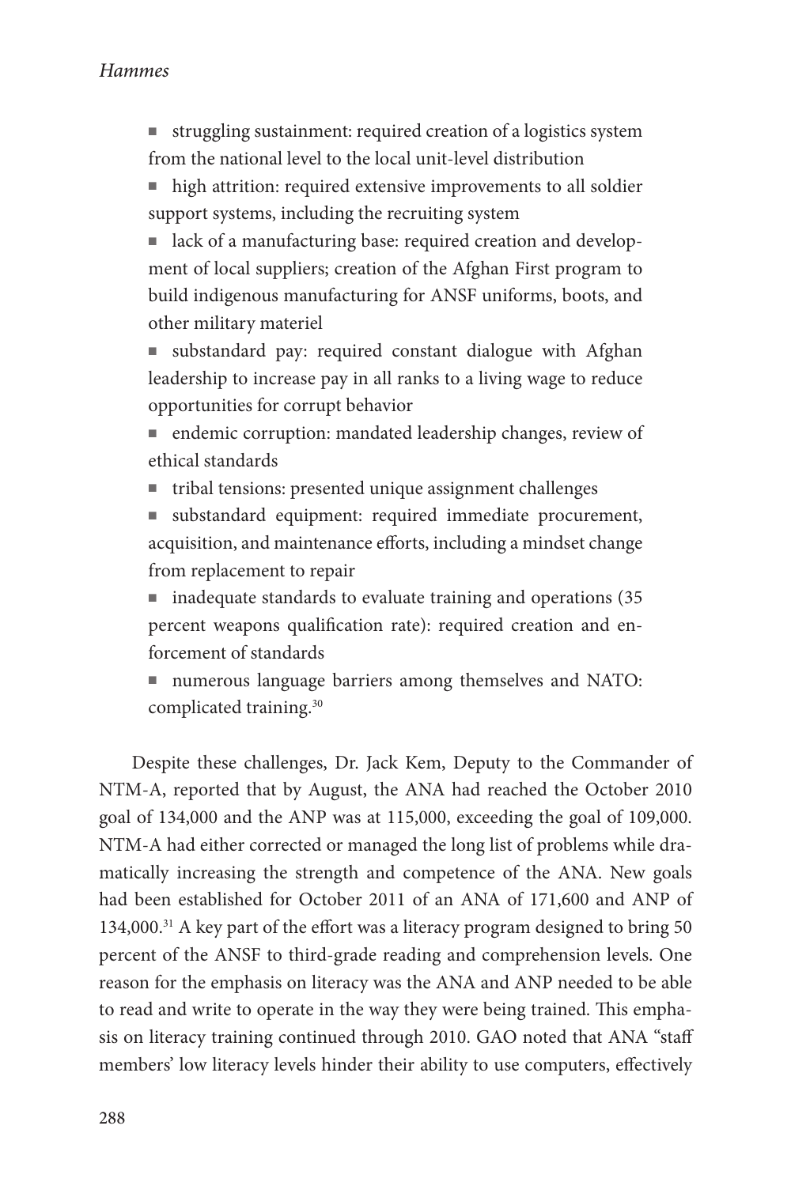- struggling sustainment: required creation of a logistics system from the national level to the local unit-level distribution
- high attrition: required extensive improvements to all soldier support systems, including the recruiting system
- lack of a manufacturing base: required creation and development of local suppliers; creation of the Afghan First program to build indigenous manufacturing for ANSF uniforms, boots, and other military materiel
- substandard pay: required constant dialogue with Afghan leadership to increase pay in all ranks to a living wage to reduce opportunities for corrupt behavior
- endemic corruption: mandated leadership changes, review of ethical standards
- tribal tensions: presented unique assignment challenges
- substandard equipment: required immediate procurement, acquisition, and maintenance efforts, including a mindset change from replacement to repair
- inadequate standards to evaluate training and operations (35 percent weapons qualification rate): required creation and enforcement of standards
- numerous language barriers among themselves and NATO: complicated training.[30]

Despite these challenges, Dr. Jack Kem, Deputy to the Commander of NTM-A, reported that by August, the ANA had reached the October 2010 goal of 134,000 and the ANP was at 115,000, exceeding the goal of 109,000. NTM-A had either corrected or managed the long list of problems while dramatically increasing the strength and competence of the ANA. New goals had been established for October 2011 of an ANA of 171,600 and ANP of 134,000.[31] A key part of the effort was a literacy program designed to bring 50 percent of the ANSF to third-grade reading and comprehension levels. One reason for the emphasis on literacy was the ANA and ANP needed to be able to read and write to operate in the way they were being trained. This emphasis on literacy training continued through 2010. GAO noted that ANA "staff members' low literacy levels hinder their ability to use computers, effectively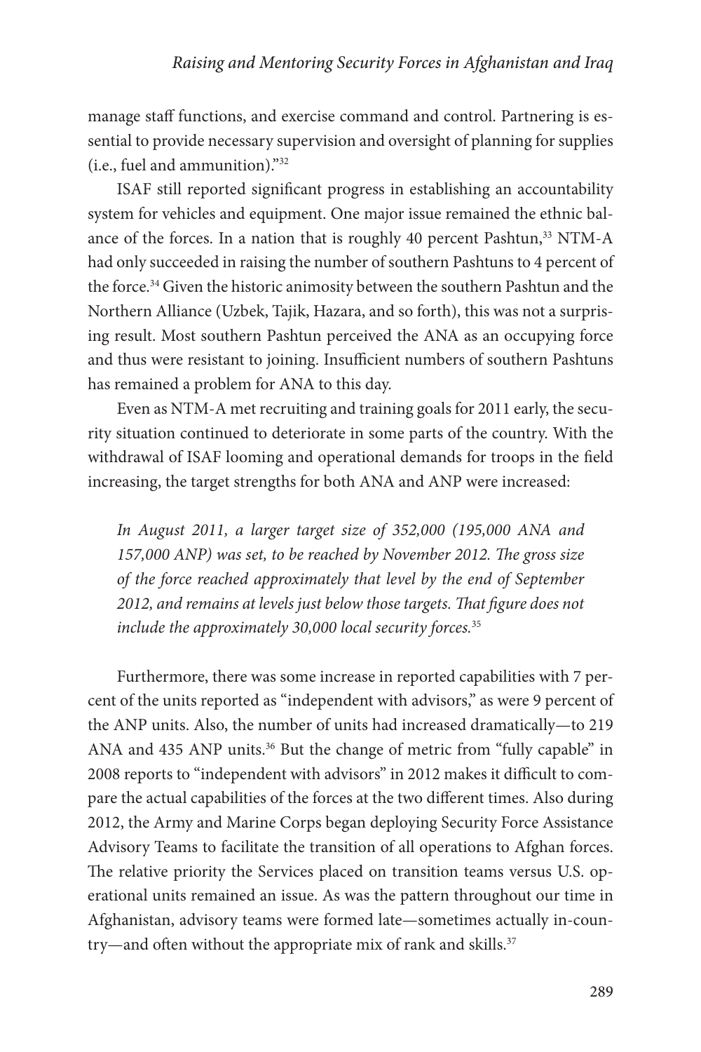manage staff functions, and exercise command and control. Partnering is essential to provide necessary supervision and oversight of planning for supplies (i.e., fuel and ammunition)."[32]

ISAF still reported significant progress in establishing an accountability system for vehicles and equipment. One major issue remained the ethnic balance of the forces. In a nation that is roughly 40 percent Pashtun,[33] NTM-A had only succeeded in raising the number of southern Pashtuns to 4 percent of the force.[34] Given the historic animosity between the southern Pashtun and the Northern Alliance (Uzbek, Tajik, Hazara, and so forth), this was not a surprising result. Most southern Pashtun perceived the ANA as an occupying force and thus were resistant to joining. Insufficient numbers of southern Pashtuns has remained a problem for ANA to this day.

Even as NTM-A met recruiting and training goals for 2011 early, the security situation continued to deteriorate in some parts of the country. With the withdrawal of ISAF looming and operational demands for troops in the field increasing, the target strengths for both ANA and ANP were increased:

> *In August 2011, a larger target size of 352,000 (195,000 ANA and 157,000 ANP) was set, to be reached by November 2012. The gross size of the force reached approximately that level by the end of September 2012, and remains at levels just below those targets. That figure does not include the approximately 30,000 local security forces.*[35]

Furthermore, there was some increase in reported capabilities with 7 percent of the units reported as "independent with advisors," as were 9 percent of the ANP units. Also, the number of units had increased dramatically—to 219 ANA and 435 ANP units.[36] But the change of metric from "fully capable" in 2008 reports to "independent with advisors" in 2012 makes it difficult to compare the actual capabilities of the forces at the two different times. Also during 2012, the Army and Marine Corps began deploying Security Force Assistance Advisory Teams to facilitate the transition of all operations to Afghan forces. The relative priority the Services placed on transition teams versus U.S. operational units remained an issue. As was the pattern throughout our time in Afghanistan, advisory teams were formed late—sometimes actually in-country—and often without the appropriate mix of rank and skills.[37]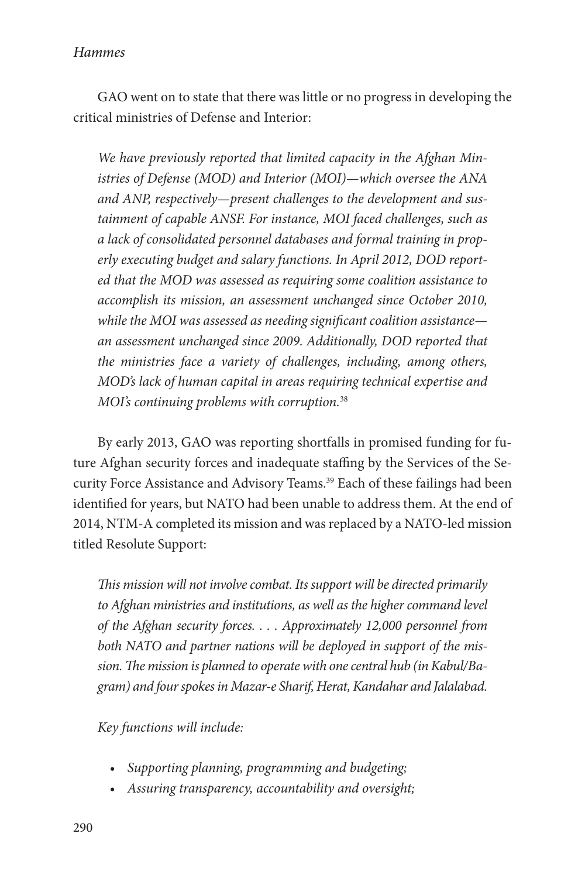GAO went on to state that there was little or no progress in developing the critical ministries of Defense and Interior:

> *We have previously reported that limited capacity in the Afghan Ministries of Defense (MOD) and Interior (MOI)—which oversee the ANA and ANP, respectively—present challenges to the development and sustainment of capable ANSF. For instance, MOI faced challenges, such as a lack of consolidated personnel databases and formal training in properly executing budget and salary functions. In April 2012, DOD reported that the MOD was assessed as requiring some coalition assistance to accomplish its mission, an assessment unchanged since October 2010, while the MOI was assessed as needing significant coalition assistance—an assessment unchanged since 2009. Additionally, DOD reported that the ministries face a variety of challenges, including, among others, MOD's lack of human capital in areas requiring technical expertise and MOI's continuing problems with corruption.*[38]

By early 2013, GAO was reporting shortfalls in promised funding for future Afghan security forces and inadequate staffing by the Services of the Security Force Assistance and Advisory Teams.[39] Each of these failings had been identified for years, but NATO had been unable to address them. At the end of 2014, NTM-A completed its mission and was replaced by a NATO-led mission titled Resolute Support:

> *This mission will not involve combat. Its support will be directed primarily to Afghan ministries and institutions, as well as the higher command level of the Afghan security forces. . . . Approximately 12,000 personnel from both NATO and partner nations will be deployed in support of the mission. The mission is planned to operate with one central hub (in Kabul/Bagram) and four spokes in Mazar-e Sharif, Herat, Kandahar and Jalalabad.*
>
> *Key functions will include:*
>
> - *Supporting planning, programming and budgeting;*
> - *Assuring transparency, accountability and oversight;*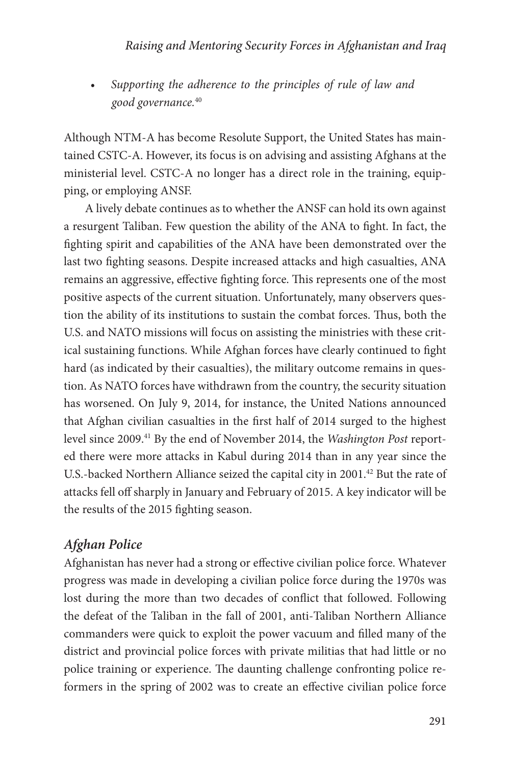- *Supporting the adherence to the principles of rule of law and good governance.*[40]

Although NTM-A has become Resolute Support, the United States has maintained CSTC-A. However, its focus is on advising and assisting Afghans at the ministerial level. CSTC-A no longer has a direct role in the training, equipping, or employing ANSF.

A lively debate continues as to whether the ANSF can hold its own against a resurgent Taliban. Few question the ability of the ANA to fight. In fact, the fighting spirit and capabilities of the ANA have been demonstrated over the last two fighting seasons. Despite increased attacks and high casualties, ANA remains an aggressive, effective fighting force. This represents one of the most positive aspects of the current situation. Unfortunately, many observers question the ability of its institutions to sustain the combat forces. Thus, both the U.S. and NATO missions will focus on assisting the ministries with these critical sustaining functions. While Afghan forces have clearly continued to fight hard (as indicated by their casualties), the military outcome remains in question. As NATO forces have withdrawn from the country, the security situation has worsened. On July 9, 2014, for instance, the United Nations announced that Afghan civilian casualties in the first half of 2014 surged to the highest level since 2009.[41] By the end of November 2014, the *Washington Post* reported there were more attacks in Kabul during 2014 than in any year since the U.S.-backed Northern Alliance seized the capital city in 2001.[42] But the rate of attacks fell off sharply in January and February of 2015. A key indicator will be the results of the 2015 fighting season.

### *Afghan Police*

Afghanistan has never had a strong or effective civilian police force. Whatever progress was made in developing a civilian police force during the 1970s was lost during the more than two decades of conflict that followed. Following the defeat of the Taliban in the fall of 2001, anti-Taliban Northern Alliance commanders were quick to exploit the power vacuum and filled many of the district and provincial police forces with private militias that had little or no police training or experience. The daunting challenge confronting police reformers in the spring of 2002 was to create an effective civilian police force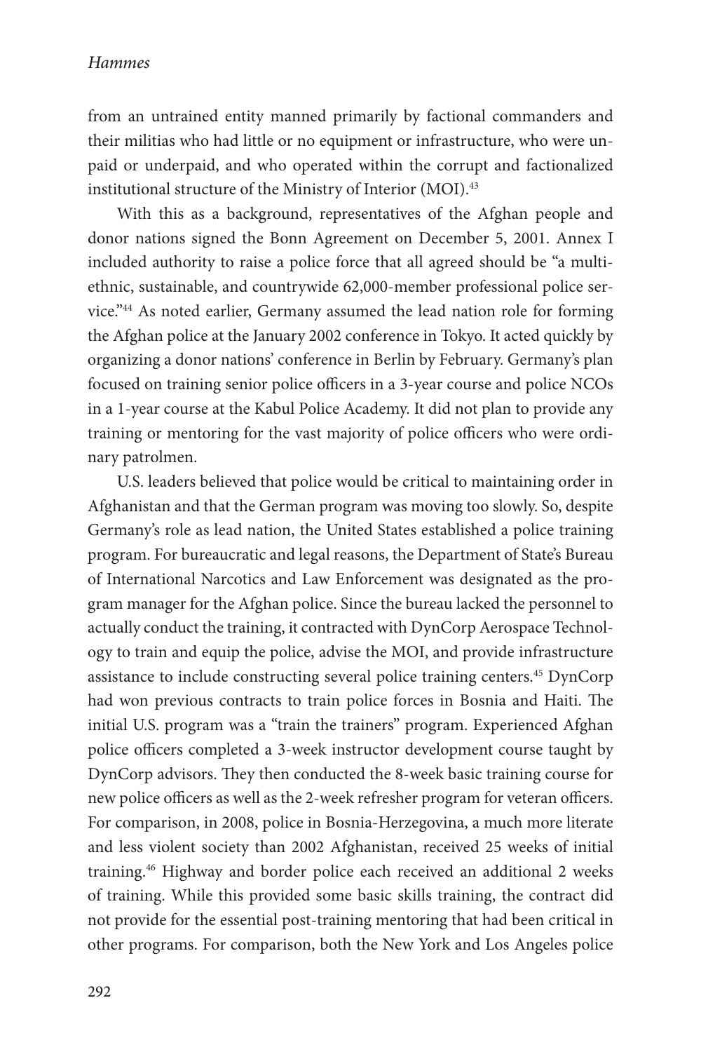from an untrained entity manned primarily by factional commanders and their militias who had little or no equipment or infrastructure, who were unpaid or underpaid, and who operated within the corrupt and factionalized institutional structure of the Ministry of Interior (MOI).[43]

With this as a background, representatives of the Afghan people and donor nations signed the Bonn Agreement on December 5, 2001. Annex I included authority to raise a police force that all agreed should be "a multiethnic, sustainable, and countrywide 62,000-member professional police service."[44] As noted earlier, Germany assumed the lead nation role for forming the Afghan police at the January 2002 conference in Tokyo. It acted quickly by organizing a donor nations' conference in Berlin by February. Germany's plan focused on training senior police officers in a 3-year course and police NCOs in a 1-year course at the Kabul Police Academy. It did not plan to provide any training or mentoring for the vast majority of police officers who were ordinary patrolmen.

U.S. leaders believed that police would be critical to maintaining order in Afghanistan and that the German program was moving too slowly. So, despite Germany's role as lead nation, the United States established a police training program. For bureaucratic and legal reasons, the Department of State's Bureau of International Narcotics and Law Enforcement was designated as the program manager for the Afghan police. Since the bureau lacked the personnel to actually conduct the training, it contracted with DynCorp Aerospace Technology to train and equip the police, advise the MOI, and provide infrastructure assistance to include constructing several police training centers.[45] DynCorp had won previous contracts to train police forces in Bosnia and Haiti. The initial U.S. program was a "train the trainers" program. Experienced Afghan police officers completed a 3-week instructor development course taught by DynCorp advisors. They then conducted the 8-week basic training course for new police officers as well as the 2-week refresher program for veteran officers. For comparison, in 2008, police in Bosnia-Herzegovina, a much more literate and less violent society than 2002 Afghanistan, received 25 weeks of initial training.[46] Highway and border police each received an additional 2 weeks of training. While this provided some basic skills training, the contract did not provide for the essential post-training mentoring that had been critical in other programs. For comparison, both the New York and Los Angeles police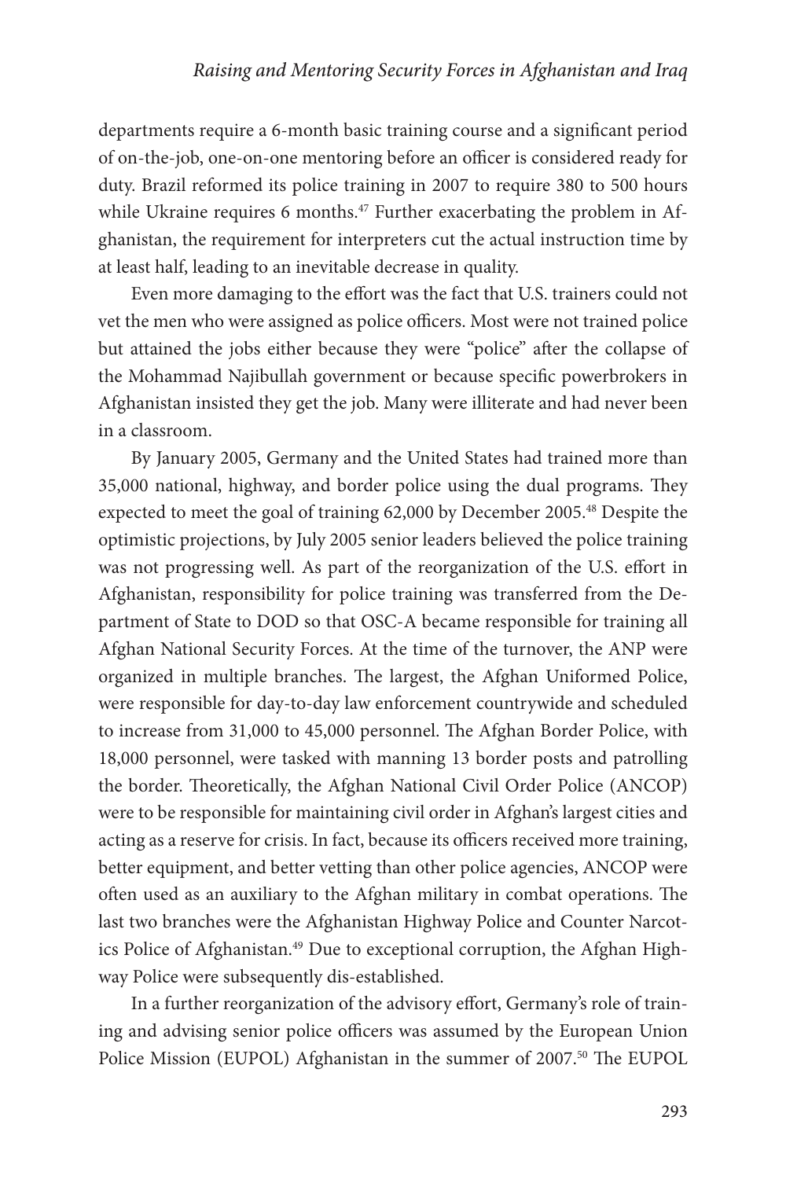departments require a 6-month basic training course and a significant period of on-the-job, one-on-one mentoring before an officer is considered ready for duty. Brazil reformed its police training in 2007 to require 380 to 500 hours while Ukraine requires 6 months.[47] Further exacerbating the problem in Afghanistan, the requirement for interpreters cut the actual instruction time by at least half, leading to an inevitable decrease in quality.

Even more damaging to the effort was the fact that U.S. trainers could not vet the men who were assigned as police officers. Most were not trained police but attained the jobs either because they were "police" after the collapse of the Mohammad Najibullah government or because specific powerbrokers in Afghanistan insisted they get the job. Many were illiterate and had never been in a classroom.

By January 2005, Germany and the United States had trained more than 35,000 national, highway, and border police using the dual programs. They expected to meet the goal of training 62,000 by December 2005.[48] Despite the optimistic projections, by July 2005 senior leaders believed the police training was not progressing well. As part of the reorganization of the U.S. effort in Afghanistan, responsibility for police training was transferred from the Department of State to DOD so that OSC-A became responsible for training all Afghan National Security Forces. At the time of the turnover, the ANP were organized in multiple branches. The largest, the Afghan Uniformed Police, were responsible for day-to-day law enforcement countrywide and scheduled to increase from 31,000 to 45,000 personnel. The Afghan Border Police, with 18,000 personnel, were tasked with manning 13 border posts and patrolling the border. Theoretically, the Afghan National Civil Order Police (ANCOP) were to be responsible for maintaining civil order in Afghan's largest cities and acting as a reserve for crisis. In fact, because its officers received more training, better equipment, and better vetting than other police agencies, ANCOP were often used as an auxiliary to the Afghan military in combat operations. The last two branches were the Afghanistan Highway Police and Counter Narcotics Police of Afghanistan.[49] Due to exceptional corruption, the Afghan Highway Police were subsequently dis-established.

In a further reorganization of the advisory effort, Germany's role of training and advising senior police officers was assumed by the European Union Police Mission (EUPOL) Afghanistan in the summer of 2007.[50] The EUPOL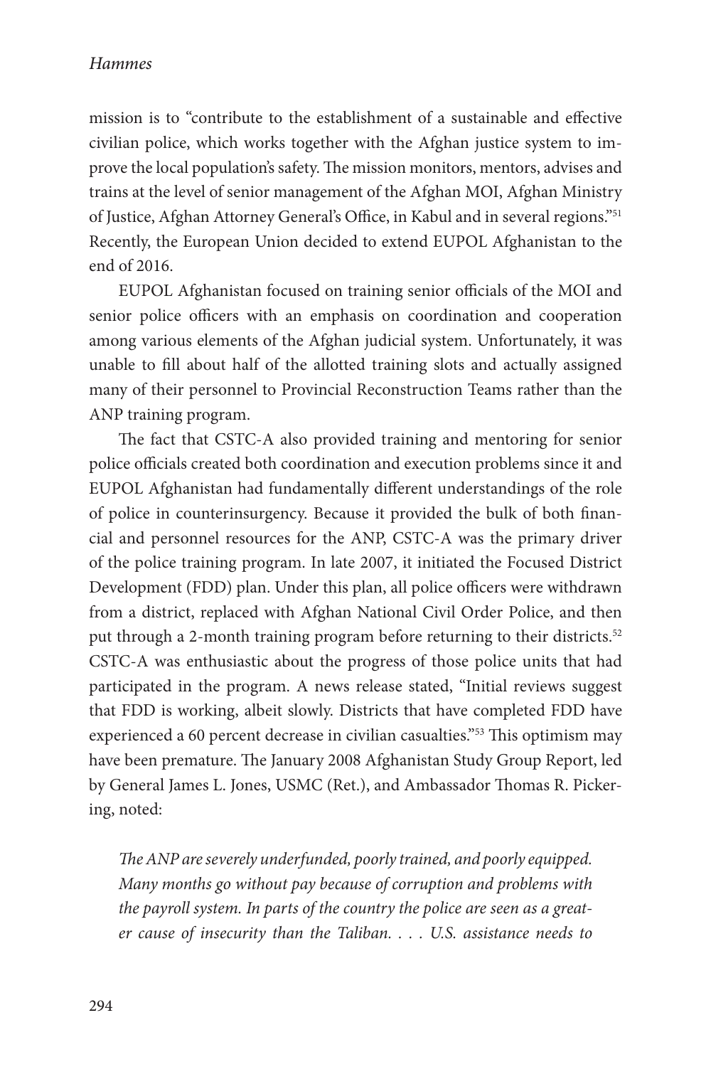mission is to "contribute to the establishment of a sustainable and effective civilian police, which works together with the Afghan justice system to improve the local population's safety. The mission monitors, mentors, advises and trains at the level of senior management of the Afghan MOI, Afghan Ministry of Justice, Afghan Attorney General's Office, in Kabul and in several regions."[51] Recently, the European Union decided to extend EUPOL Afghanistan to the end of 2016.

EUPOL Afghanistan focused on training senior officials of the MOI and senior police officers with an emphasis on coordination and cooperation among various elements of the Afghan judicial system. Unfortunately, it was unable to fill about half of the allotted training slots and actually assigned many of their personnel to Provincial Reconstruction Teams rather than the ANP training program.

The fact that CSTC-A also provided training and mentoring for senior police officials created both coordination and execution problems since it and EUPOL Afghanistan had fundamentally different understandings of the role of police in counterinsurgency. Because it provided the bulk of both financial and personnel resources for the ANP, CSTC-A was the primary driver of the police training program. In late 2007, it initiated the Focused District Development (FDD) plan. Under this plan, all police officers were withdrawn from a district, replaced with Afghan National Civil Order Police, and then put through a 2-month training program before returning to their districts.[52] CSTC-A was enthusiastic about the progress of those police units that had participated in the program. A news release stated, "Initial reviews suggest that FDD is working, albeit slowly. Districts that have completed FDD have experienced a 60 percent decrease in civilian casualties."[53] This optimism may have been premature. The January 2008 Afghanistan Study Group Report, led by General James L. Jones, USMC (Ret.), and Ambassador Thomas R. Pickering, noted:

*The ANP are severely underfunded, poorly trained, and poorly equipped. Many months go without pay because of corruption and problems with the payroll system. In parts of the country the police are seen as a greater cause of insecurity than the Taliban. . . . U.S. assistance needs to*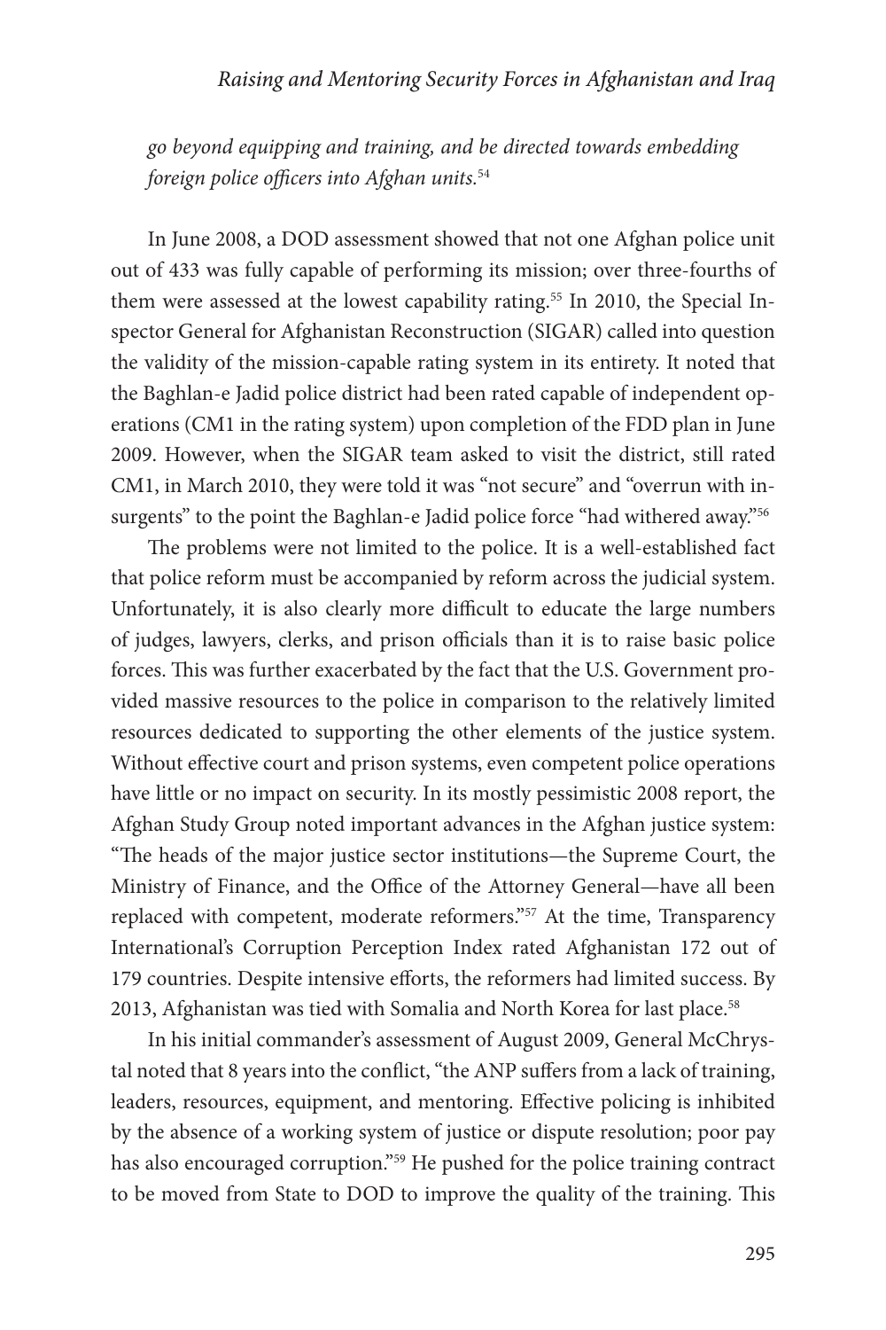*go beyond equipping and training, and be directed towards embedding foreign police officers into Afghan units.*[54]

In June 2008, a DOD assessment showed that not one Afghan police unit out of 433 was fully capable of performing its mission; over three-fourths of them were assessed at the lowest capability rating.[55] In 2010, the Special Inspector General for Afghanistan Reconstruction (SIGAR) called into question the validity of the mission-capable rating system in its entirety. It noted that the Baghlan-e Jadid police district had been rated capable of independent operations (CM1 in the rating system) upon completion of the FDD plan in June 2009. However, when the SIGAR team asked to visit the district, still rated CM1, in March 2010, they were told it was "not secure" and "overrun with insurgents" to the point the Baghlan-e Jadid police force "had withered away."[56]

The problems were not limited to the police. It is a well-established fact that police reform must be accompanied by reform across the judicial system. Unfortunately, it is also clearly more difficult to educate the large numbers of judges, lawyers, clerks, and prison officials than it is to raise basic police forces. This was further exacerbated by the fact that the U.S. Government provided massive resources to the police in comparison to the relatively limited resources dedicated to supporting the other elements of the justice system. Without effective court and prison systems, even competent police operations have little or no impact on security. In its mostly pessimistic 2008 report, the Afghan Study Group noted important advances in the Afghan justice system: "The heads of the major justice sector institutions—the Supreme Court, the Ministry of Finance, and the Office of the Attorney General—have all been replaced with competent, moderate reformers."[57] At the time, Transparency International's Corruption Perception Index rated Afghanistan 172 out of 179 countries. Despite intensive efforts, the reformers had limited success. By 2013, Afghanistan was tied with Somalia and North Korea for last place.[58]

In his initial commander's assessment of August 2009, General McChrystal noted that 8 years into the conflict, "the ANP suffers from a lack of training, leaders, resources, equipment, and mentoring. Effective policing is inhibited by the absence of a working system of justice or dispute resolution; poor pay has also encouraged corruption."[59] He pushed for the police training contract to be moved from State to DOD to improve the quality of the training. This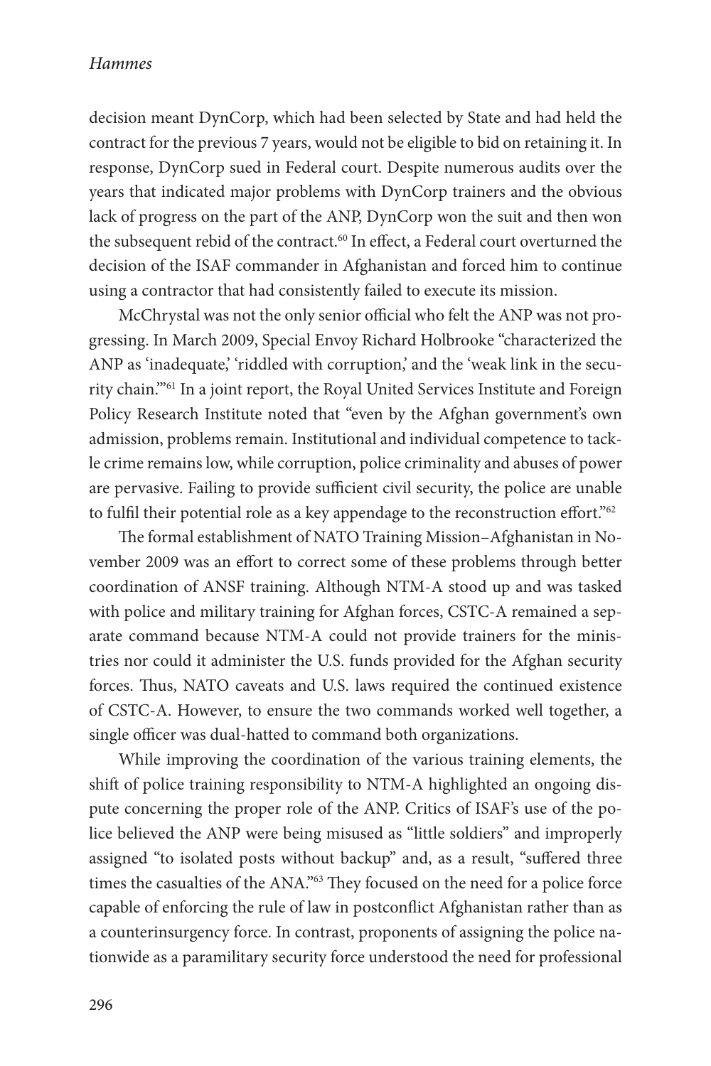decision meant DynCorp, which had been selected by State and had held the contract for the previous 7 years, would not be eligible to bid on retaining it. In response, DynCorp sued in Federal court. Despite numerous audits over the years that indicated major problems with DynCorp trainers and the obvious lack of progress on the part of the ANP, DynCorp won the suit and then won the subsequent rebid of the contract.[60] In effect, a Federal court overturned the decision of the ISAF commander in Afghanistan and forced him to continue using a contractor that had consistently failed to execute its mission.

McChrystal was not the only senior official who felt the ANP was not progressing. In March 2009, Special Envoy Richard Holbrooke "characterized the ANP as 'inadequate,' 'riddled with corruption,' and the 'weak link in the security chain.'"[61] In a joint report, the Royal United Services Institute and Foreign Policy Research Institute noted that "even by the Afghan government's own admission, problems remain. Institutional and individual competence to tackle crime remains low, while corruption, police criminality and abuses of power are pervasive. Failing to provide sufficient civil security, the police are unable to fulfil their potential role as a key appendage to the reconstruction effort."[62]

The formal establishment of NATO Training Mission–Afghanistan in November 2009 was an effort to correct some of these problems through better coordination of ANSF training. Although NTM-A stood up and was tasked with police and military training for Afghan forces, CSTC-A remained a separate command because NTM-A could not provide trainers for the ministries nor could it administer the U.S. funds provided for the Afghan security forces. Thus, NATO caveats and U.S. laws required the continued existence of CSTC-A. However, to ensure the two commands worked well together, a single officer was dual-hatted to command both organizations.

While improving the coordination of the various training elements, the shift of police training responsibility to NTM-A highlighted an ongoing dispute concerning the proper role of the ANP. Critics of ISAF's use of the police believed the ANP were being misused as "little soldiers" and improperly assigned "to isolated posts without backup" and, as a result, "suffered three times the casualties of the ANA."[63] They focused on the need for a police force capable of enforcing the rule of law in postconflict Afghanistan rather than as a counterinsurgency force. In contrast, proponents of assigning the police nationwide as a paramilitary security force understood the need for professional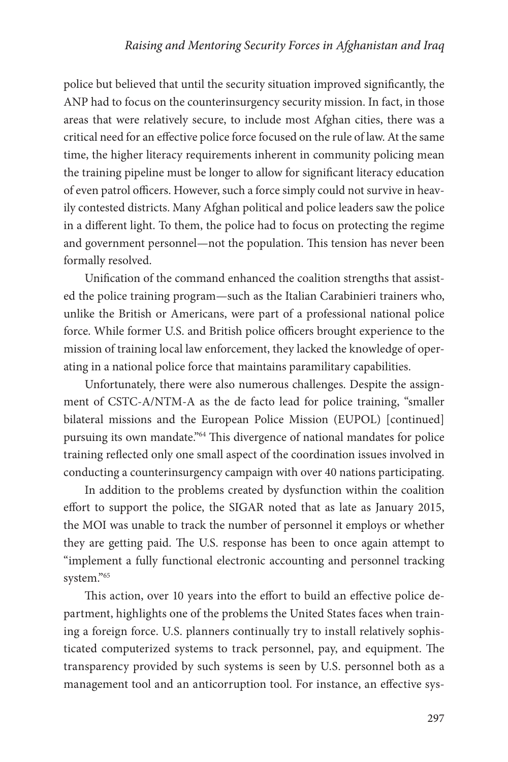police but believed that until the security situation improved significantly, the ANP had to focus on the counterinsurgency security mission. In fact, in those areas that were relatively secure, to include most Afghan cities, there was a critical need for an effective police force focused on the rule of law. At the same time, the higher literacy requirements inherent in community policing mean the training pipeline must be longer to allow for significant literacy education of even patrol officers. However, such a force simply could not survive in heavily contested districts. Many Afghan political and police leaders saw the police in a different light. To them, the police had to focus on protecting the regime and government personnel—not the population. This tension has never been formally resolved.

Unification of the command enhanced the coalition strengths that assisted the police training program—such as the Italian Carabinieri trainers who, unlike the British or Americans, were part of a professional national police force. While former U.S. and British police officers brought experience to the mission of training local law enforcement, they lacked the knowledge of operating in a national police force that maintains paramilitary capabilities.

Unfortunately, there were also numerous challenges. Despite the assignment of CSTC-A/NTM-A as the de facto lead for police training, "smaller bilateral missions and the European Police Mission (EUPOL) [continued] pursuing its own mandate."[64] This divergence of national mandates for police training reflected only one small aspect of the coordination issues involved in conducting a counterinsurgency campaign with over 40 nations participating.

In addition to the problems created by dysfunction within the coalition effort to support the police, the SIGAR noted that as late as January 2015, the MOI was unable to track the number of personnel it employs or whether they are getting paid. The U.S. response has been to once again attempt to "implement a fully functional electronic accounting and personnel tracking system."[65]

This action, over 10 years into the effort to build an effective police department, highlights one of the problems the United States faces when training a foreign force. U.S. planners continually try to install relatively sophisticated computerized systems to track personnel, pay, and equipment. The transparency provided by such systems is seen by U.S. personnel both as a management tool and an anticorruption tool. For instance, an effective sys-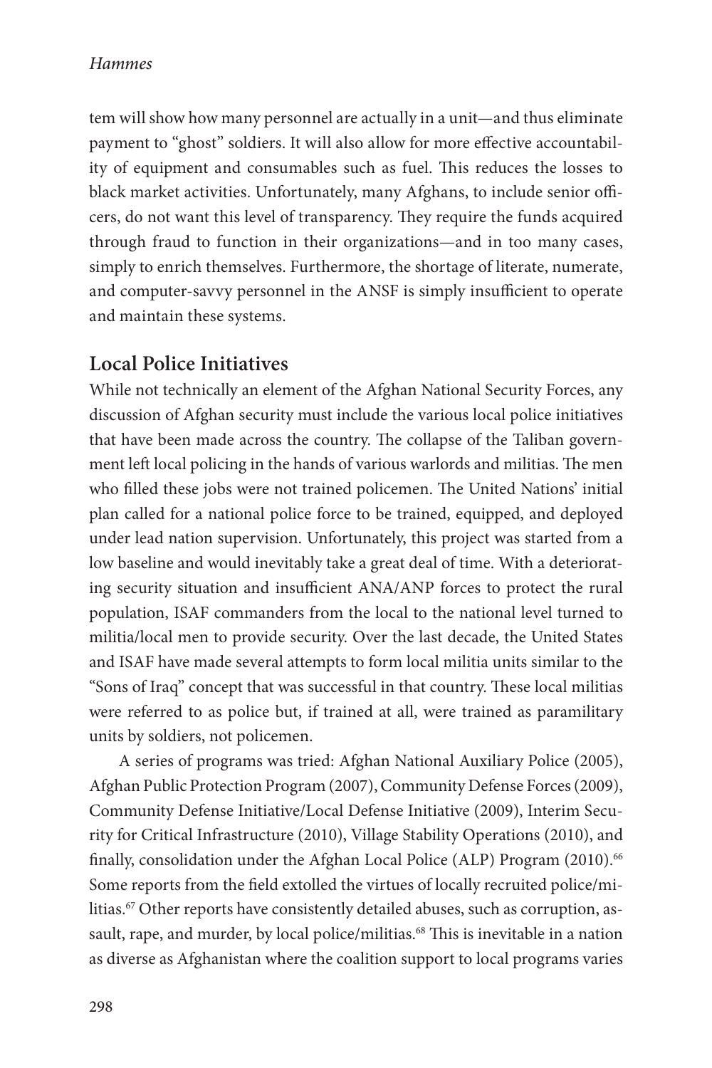tem will show how many personnel are actually in a unit—and thus eliminate payment to "ghost" soldiers. It will also allow for more effective accountability of equipment and consumables such as fuel. This reduces the losses to black market activities. Unfortunately, many Afghans, to include senior officers, do not want this level of transparency. They require the funds acquired through fraud to function in their organizations—and in too many cases, simply to enrich themselves. Furthermore, the shortage of literate, numerate, and computer-savvy personnel in the ANSF is simply insufficient to operate and maintain these systems.

## Local Police Initiatives

While not technically an element of the Afghan National Security Forces, any discussion of Afghan security must include the various local police initiatives that have been made across the country. The collapse of the Taliban government left local policing in the hands of various warlords and militias. The men who filled these jobs were not trained policemen. The United Nations' initial plan called for a national police force to be trained, equipped, and deployed under lead nation supervision. Unfortunately, this project was started from a low baseline and would inevitably take a great deal of time. With a deteriorating security situation and insufficient ANA/ANP forces to protect the rural population, ISAF commanders from the local to the national level turned to militia/local men to provide security. Over the last decade, the United States and ISAF have made several attempts to form local militia units similar to the "Sons of Iraq" concept that was successful in that country. These local militias were referred to as police but, if trained at all, were trained as paramilitary units by soldiers, not policemen.

A series of programs was tried: Afghan National Auxiliary Police (2005), Afghan Public Protection Program (2007), Community Defense Forces (2009), Community Defense Initiative/Local Defense Initiative (2009), Interim Security for Critical Infrastructure (2010), Village Stability Operations (2010), and finally, consolidation under the Afghan Local Police (ALP) Program (2010).[66] Some reports from the field extolled the virtues of locally recruited police/militias.[67] Other reports have consistently detailed abuses, such as corruption, assault, rape, and murder, by local police/militias.[68] This is inevitable in a nation as diverse as Afghanistan where the coalition support to local programs varies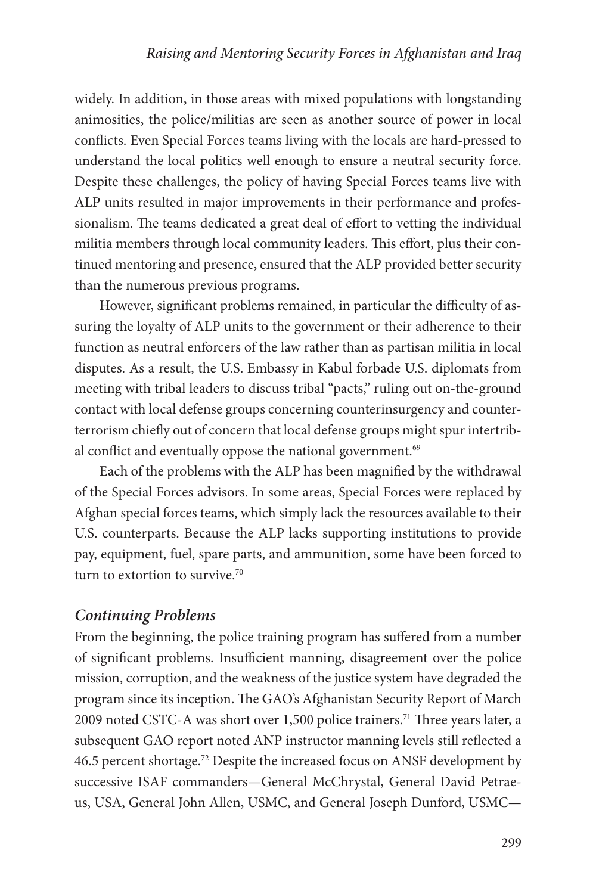widely. In addition, in those areas with mixed populations with longstanding animosities, the police/militias are seen as another source of power in local conflicts. Even Special Forces teams living with the locals are hard-pressed to understand the local politics well enough to ensure a neutral security force. Despite these challenges, the policy of having Special Forces teams live with ALP units resulted in major improvements in their performance and professionalism. The teams dedicated a great deal of effort to vetting the individual militia members through local community leaders. This effort, plus their continued mentoring and presence, ensured that the ALP provided better security than the numerous previous programs.

However, significant problems remained, in particular the difficulty of assuring the loyalty of ALP units to the government or their adherence to their function as neutral enforcers of the law rather than as partisan militia in local disputes. As a result, the U.S. Embassy in Kabul forbade U.S. diplomats from meeting with tribal leaders to discuss tribal "pacts," ruling out on-the-ground contact with local defense groups concerning counterinsurgency and counterterrorism chiefly out of concern that local defense groups might spur intertribal conflict and eventually oppose the national government.[69]

Each of the problems with the ALP has been magnified by the withdrawal of the Special Forces advisors. In some areas, Special Forces were replaced by Afghan special forces teams, which simply lack the resources available to their U.S. counterparts. Because the ALP lacks supporting institutions to provide pay, equipment, fuel, spare parts, and ammunition, some have been forced to turn to extortion to survive.[70]

### *Continuing Problems*

From the beginning, the police training program has suffered from a number of significant problems. Insufficient manning, disagreement over the police mission, corruption, and the weakness of the justice system have degraded the program since its inception. The GAO's Afghanistan Security Report of March 2009 noted CSTC-A was short over 1,500 police trainers.[71] Three years later, a subsequent GAO report noted ANP instructor manning levels still reflected a 46.5 percent shortage.[72] Despite the increased focus on ANSF development by successive ISAF commanders—General McChrystal, General David Petraeus, USA, General John Allen, USMC, and General Joseph Dunford, USMC—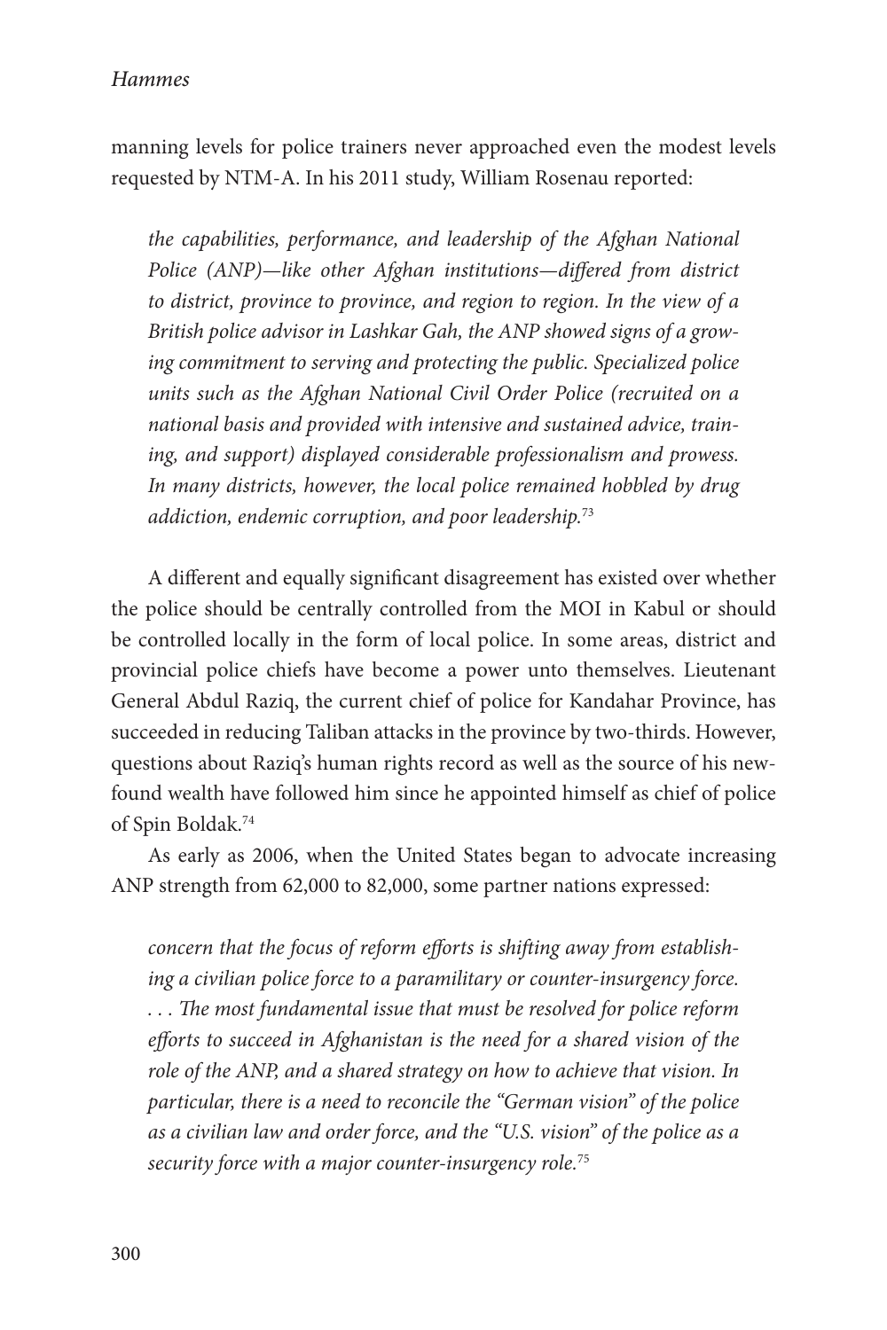manning levels for police trainers never approached even the modest levels requested by NTM-A. In his 2011 study, William Rosenau reported:

> *the capabilities, performance, and leadership of the Afghan National Police (ANP)—like other Afghan institutions—differed from district to district, province to province, and region to region. In the view of a British police advisor in Lashkar Gah, the ANP showed signs of a growing commitment to serving and protecting the public. Specialized police units such as the Afghan National Civil Order Police (recruited on a national basis and provided with intensive and sustained advice, training, and support) displayed considerable professionalism and prowess. In many districts, however, the local police remained hobbled by drug addiction, endemic corruption, and poor leadership.*[73]

A different and equally significant disagreement has existed over whether the police should be centrally controlled from the MOI in Kabul or should be controlled locally in the form of local police. In some areas, district and provincial police chiefs have become a power unto themselves. Lieutenant General Abdul Raziq, the current chief of police for Kandahar Province, has succeeded in reducing Taliban attacks in the province by two-thirds. However, questions about Raziq's human rights record as well as the source of his newfound wealth have followed him since he appointed himself as chief of police of Spin Boldak.[74]

As early as 2006, when the United States began to advocate increasing ANP strength from 62,000 to 82,000, some partner nations expressed:

> *concern that the focus of reform efforts is shifting away from establishing a civilian police force to a paramilitary or counter-insurgency force. . . . The most fundamental issue that must be resolved for police reform efforts to succeed in Afghanistan is the need for a shared vision of the role of the ANP, and a shared strategy on how to achieve that vision. In particular, there is a need to reconcile the "German vision" of the police as a civilian law and order force, and the "U.S. vision" of the police as a security force with a major counter-insurgency role.*[75]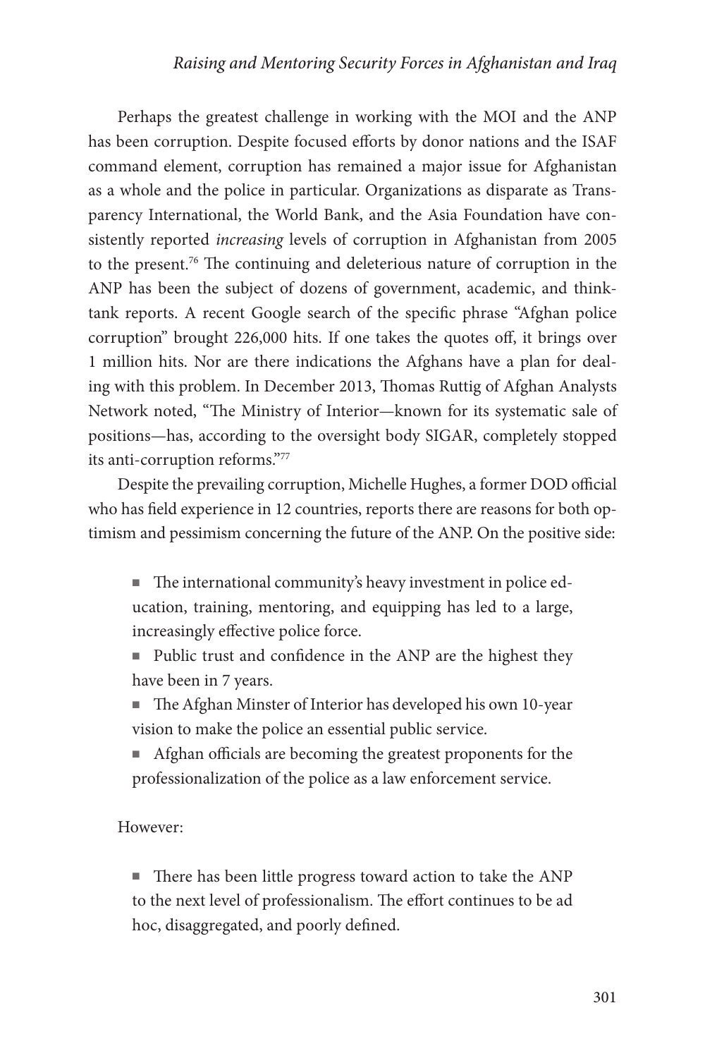Perhaps the greatest challenge in working with the MOI and the ANP has been corruption. Despite focused efforts by donor nations and the ISAF command element, corruption has remained a major issue for Afghanistan as a whole and the police in particular. Organizations as disparate as Transparency International, the World Bank, and the Asia Foundation have consistently reported *increasing* levels of corruption in Afghanistan from 2005 to the present.[76] The continuing and deleterious nature of corruption in the ANP has been the subject of dozens of government, academic, and think-tank reports. A recent Google search of the specific phrase "Afghan police corruption" brought 226,000 hits. If one takes the quotes off, it brings over 1 million hits. Nor are there indications the Afghans have a plan for dealing with this problem. In December 2013, Thomas Ruttig of Afghan Analysts Network noted, "The Ministry of Interior—known for its systematic sale of positions—has, according to the oversight body SIGAR, completely stopped its anti-corruption reforms."[77]

Despite the prevailing corruption, Michelle Hughes, a former DOD official who has field experience in 12 countries, reports there are reasons for both optimism and pessimism concerning the future of the ANP. On the positive side:

- The international community's heavy investment in police education, training, mentoring, and equipping has led to a large, increasingly effective police force.
- Public trust and confidence in the ANP are the highest they have been in 7 years.
- The Afghan Minster of Interior has developed his own 10-year vision to make the police an essential public service.
- Afghan officials are becoming the greatest proponents for the professionalization of the police as a law enforcement service.

However:

- There has been little progress toward action to take the ANP to the next level of professionalism. The effort continues to be ad hoc, disaggregated, and poorly defined.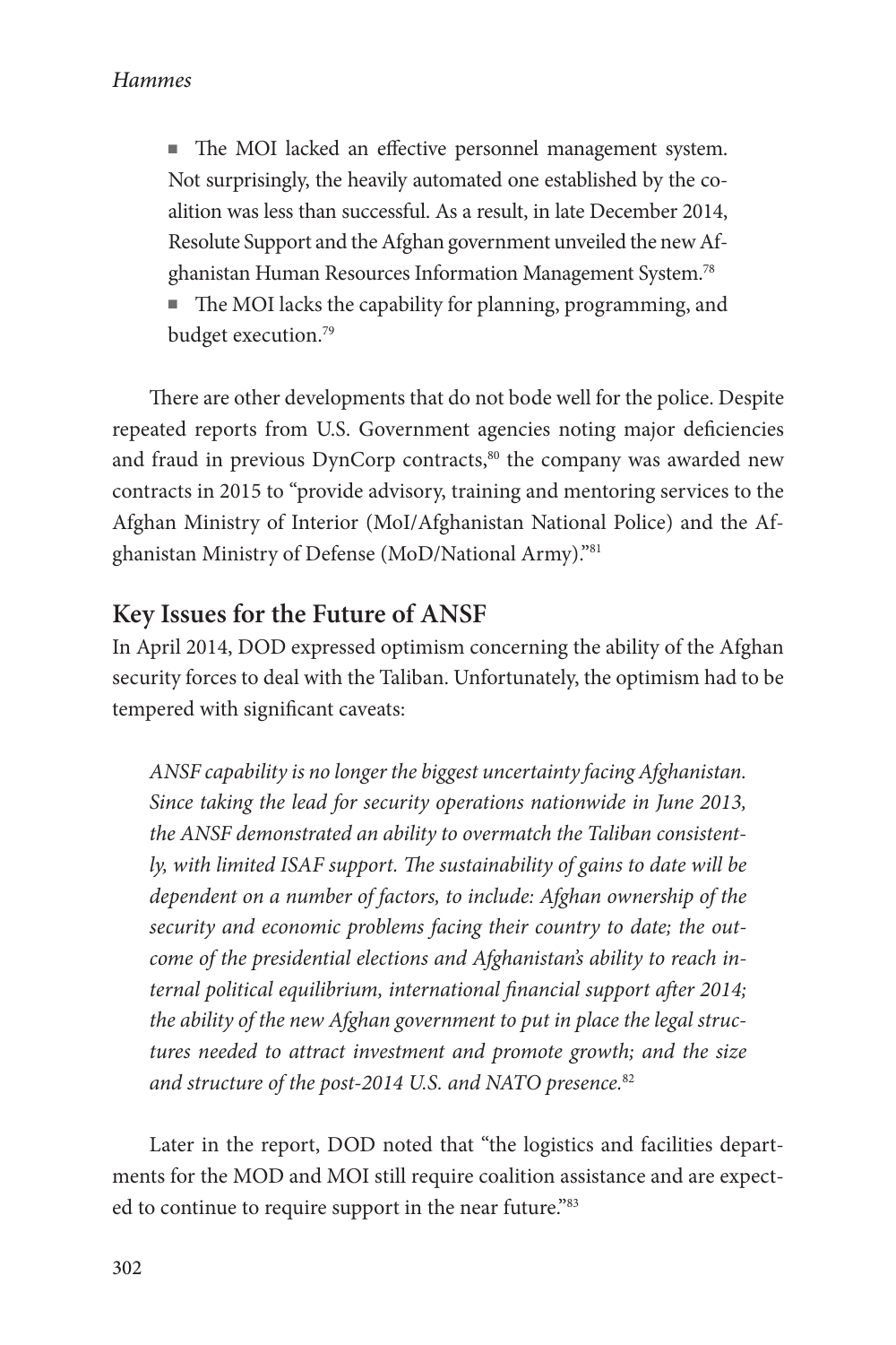- The MOI lacked an effective personnel management system. Not surprisingly, the heavily automated one established by the coalition was less than successful. As a result, in late December 2014, Resolute Support and the Afghan government unveiled the new Afghanistan Human Resources Information Management System.[78]
- The MOI lacks the capability for planning, programming, and budget execution.[79]

There are other developments that do not bode well for the police. Despite repeated reports from U.S. Government agencies noting major deficiencies and fraud in previous DynCorp contracts,[80] the company was awarded new contracts in 2015 to "provide advisory, training and mentoring services to the Afghan Ministry of Interior (MoI/Afghanistan National Police) and the Afghanistan Ministry of Defense (MoD/National Army)."[81]

## Key Issues for the Future of ANSF

In April 2014, DOD expressed optimism concerning the ability of the Afghan security forces to deal with the Taliban. Unfortunately, the optimism had to be tempered with significant caveats:

> *ANSF capability is no longer the biggest uncertainty facing Afghanistan. Since taking the lead for security operations nationwide in June 2013, the ANSF demonstrated an ability to overmatch the Taliban consistently, with limited ISAF support. The sustainability of gains to date will be dependent on a number of factors, to include: Afghan ownership of the security and economic problems facing their country to date; the outcome of the presidential elections and Afghanistan's ability to reach internal political equilibrium, international financial support after 2014; the ability of the new Afghan government to put in place the legal structures needed to attract investment and promote growth; and the size and structure of the post-2014 U.S. and NATO presence.*[82]

Later in the report, DOD noted that "the logistics and facilities departments for the MOD and MOI still require coalition assistance and are expected to continue to require support in the near future."[83]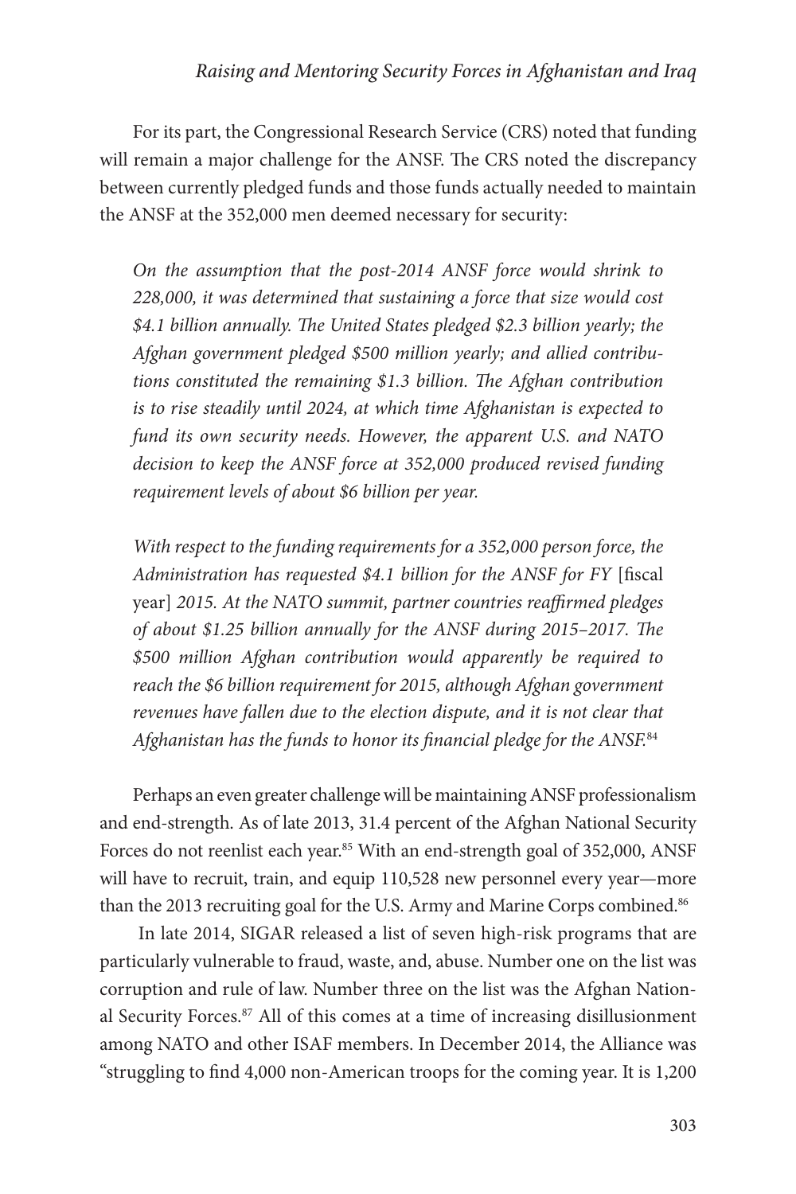For its part, the Congressional Research Service (CRS) noted that funding will remain a major challenge for the ANSF. The CRS noted the discrepancy between currently pledged funds and those funds actually needed to maintain the ANSF at the 352,000 men deemed necessary for security:

> *On the assumption that the post-2014 ANSF force would shrink to 228,000, it was determined that sustaining a force that size would cost $4.1 billion annually. The United States pledged $2.3 billion yearly; the Afghan government pledged $500 million yearly; and allied contributions constituted the remaining $1.3 billion. The Afghan contribution is to rise steadily until 2024, at which time Afghanistan is expected to fund its own security needs. However, the apparent U.S. and NATO decision to keep the ANSF force at 352,000 produced revised funding requirement levels of about $6 billion per year.*
>
> *With respect to the funding requirements for a 352,000 person force, the Administration has requested $4.1 billion for the ANSF for FY* [fiscal year] *2015. At the NATO summit, partner countries reaffirmed pledges of about $1.25 billion annually for the ANSF during 2015–2017. The $500 million Afghan contribution would apparently be required to reach the $6 billion requirement for 2015, although Afghan government revenues have fallen due to the election dispute, and it is not clear that Afghanistan has the funds to honor its financial pledge for the ANSF.*[84]

Perhaps an even greater challenge will be maintaining ANSF professionalism and end-strength. As of late 2013, 31.4 percent of the Afghan National Security Forces do not reenlist each year.[85] With an end-strength goal of 352,000, ANSF will have to recruit, train, and equip 110,528 new personnel every year—more than the 2013 recruiting goal for the U.S. Army and Marine Corps combined.[86]

In late 2014, SIGAR released a list of seven high-risk programs that are particularly vulnerable to fraud, waste, and, abuse. Number one on the list was corruption and rule of law. Number three on the list was the Afghan National Security Forces.[87] All of this comes at a time of increasing disillusionment among NATO and other ISAF members. In December 2014, the Alliance was "struggling to find 4,000 non-American troops for the coming year. It is 1,200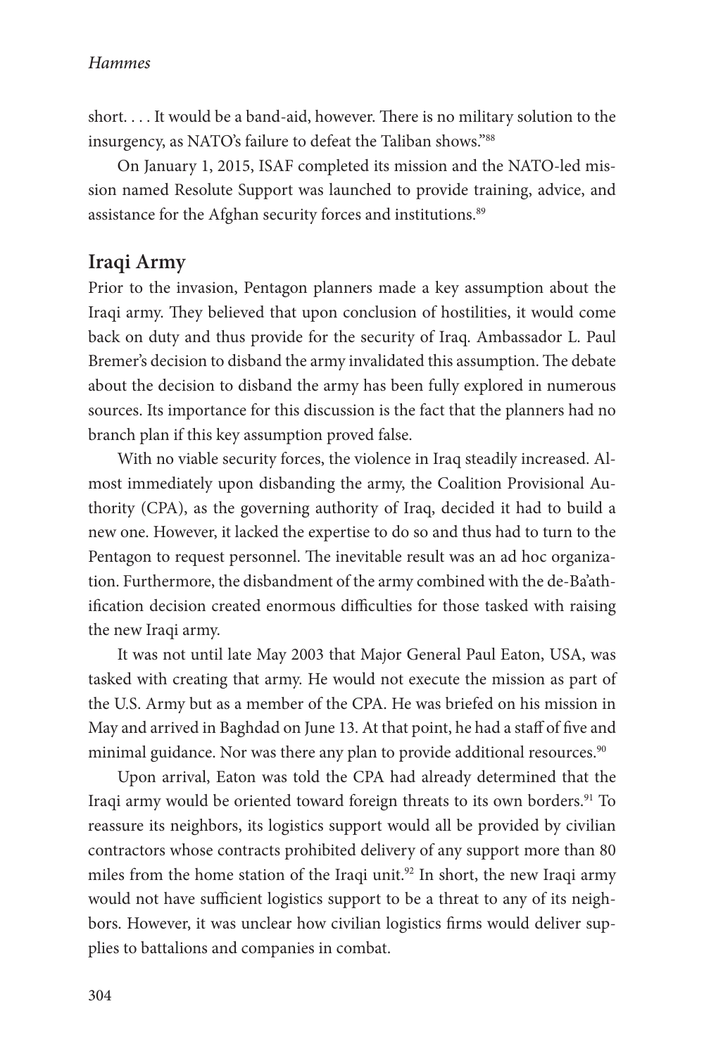short. . . . It would be a band-aid, however. There is no military solution to the insurgency, as NATO's failure to defeat the Taliban shows."[88]

On January 1, 2015, ISAF completed its mission and the NATO-led mission named Resolute Support was launched to provide training, advice, and assistance for the Afghan security forces and institutions.[89]

## Iraqi Army

Prior to the invasion, Pentagon planners made a key assumption about the Iraqi army. They believed that upon conclusion of hostilities, it would come back on duty and thus provide for the security of Iraq. Ambassador L. Paul Bremer's decision to disband the army invalidated this assumption. The debate about the decision to disband the army has been fully explored in numerous sources. Its importance for this discussion is the fact that the planners had no branch plan if this key assumption proved false.

With no viable security forces, the violence in Iraq steadily increased. Almost immediately upon disbanding the army, the Coalition Provisional Authority (CPA), as the governing authority of Iraq, decided it had to build a new one. However, it lacked the expertise to do so and thus had to turn to the Pentagon to request personnel. The inevitable result was an ad hoc organization. Furthermore, the disbandment of the army combined with the de-Ba'athification decision created enormous difficulties for those tasked with raising the new Iraqi army.

It was not until late May 2003 that Major General Paul Eaton, USA, was tasked with creating that army. He would not execute the mission as part of the U.S. Army but as a member of the CPA. He was briefed on his mission in May and arrived in Baghdad on June 13. At that point, he had a staff of five and minimal guidance. Nor was there any plan to provide additional resources.[90]

Upon arrival, Eaton was told the CPA had already determined that the Iraqi army would be oriented toward foreign threats to its own borders.[91] To reassure its neighbors, its logistics support would all be provided by civilian contractors whose contracts prohibited delivery of any support more than 80 miles from the home station of the Iraqi unit.[92] In short, the new Iraqi army would not have sufficient logistics support to be a threat to any of its neighbors. However, it was unclear how civilian logistics firms would deliver supplies to battalions and companies in combat.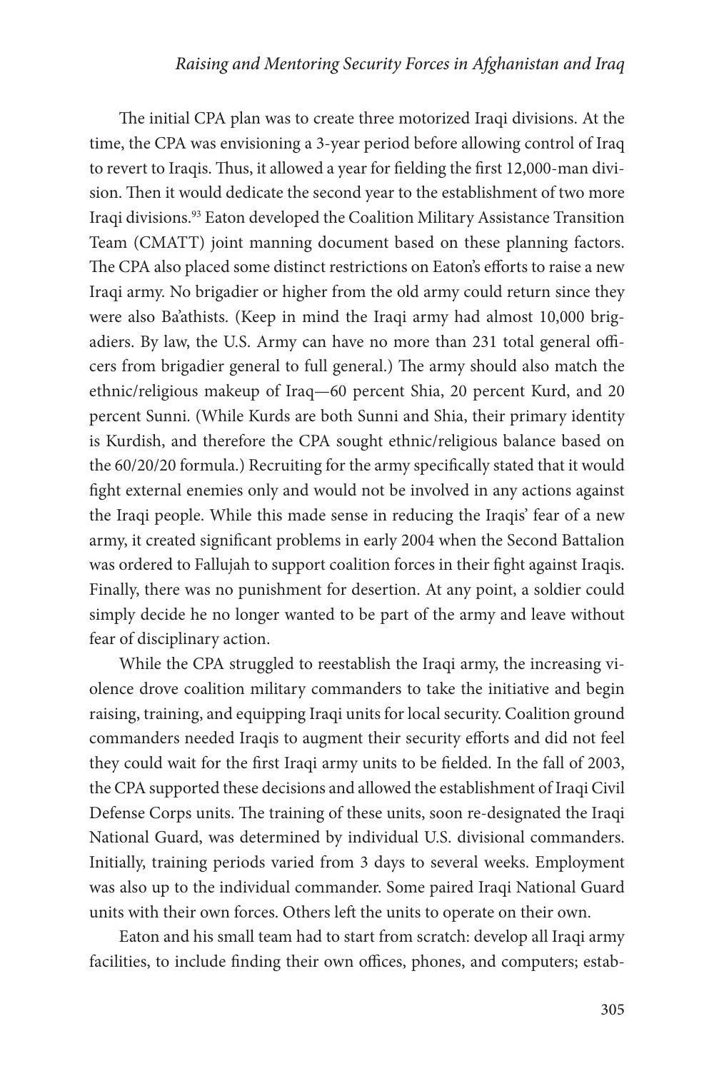The initial CPA plan was to create three motorized Iraqi divisions. At the time, the CPA was envisioning a 3-year period before allowing control of Iraq to revert to Iraqis. Thus, it allowed a year for fielding the first 12,000-man division. Then it would dedicate the second year to the establishment of two more Iraqi divisions.[93] Eaton developed the Coalition Military Assistance Transition Team (CMATT) joint manning document based on these planning factors. The CPA also placed some distinct restrictions on Eaton's efforts to raise a new Iraqi army. No brigadier or higher from the old army could return since they were also Ba'athists. (Keep in mind the Iraqi army had almost 10,000 brigadiers. By law, the U.S. Army can have no more than 231 total general officers from brigadier general to full general.) The army should also match the ethnic/religious makeup of Iraq—60 percent Shia, 20 percent Kurd, and 20 percent Sunni. (While Kurds are both Sunni and Shia, their primary identity is Kurdish, and therefore the CPA sought ethnic/religious balance based on the 60/20/20 formula.) Recruiting for the army specifically stated that it would fight external enemies only and would not be involved in any actions against the Iraqi people. While this made sense in reducing the Iraqis' fear of a new army, it created significant problems in early 2004 when the Second Battalion was ordered to Fallujah to support coalition forces in their fight against Iraqis. Finally, there was no punishment for desertion. At any point, a soldier could simply decide he no longer wanted to be part of the army and leave without fear of disciplinary action.

While the CPA struggled to reestablish the Iraqi army, the increasing violence drove coalition military commanders to take the initiative and begin raising, training, and equipping Iraqi units for local security. Coalition ground commanders needed Iraqis to augment their security efforts and did not feel they could wait for the first Iraqi army units to be fielded. In the fall of 2003, the CPA supported these decisions and allowed the establishment of Iraqi Civil Defense Corps units. The training of these units, soon re-designated the Iraqi National Guard, was determined by individual U.S. divisional commanders. Initially, training periods varied from 3 days to several weeks. Employment was also up to the individual commander. Some paired Iraqi National Guard units with their own forces. Others left the units to operate on their own.

Eaton and his small team had to start from scratch: develop all Iraqi army facilities, to include finding their own offices, phones, and computers; estab-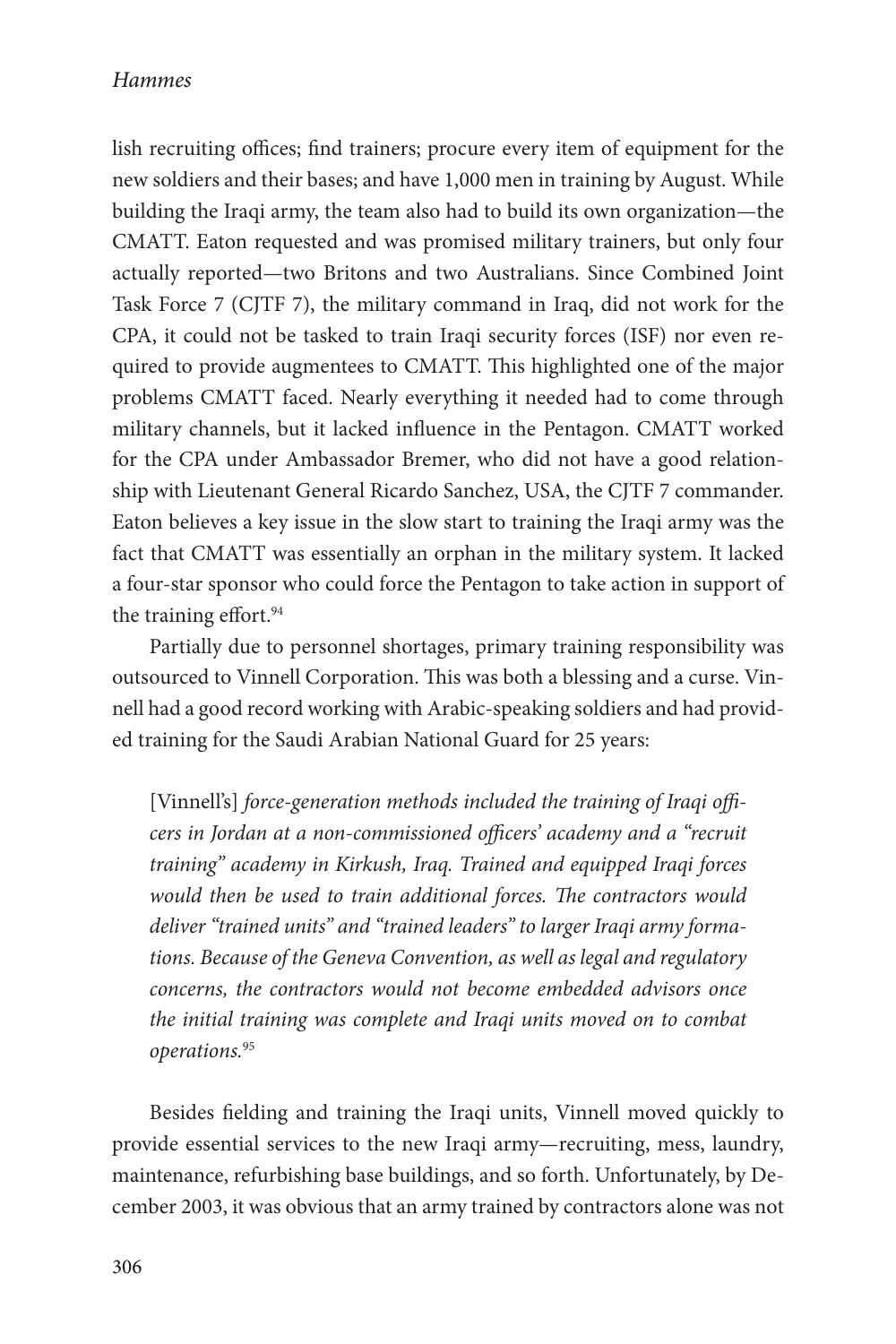lish recruiting offices; find trainers; procure every item of equipment for the new soldiers and their bases; and have 1,000 men in training by August. While building the Iraqi army, the team also had to build its own organization—the CMATT. Eaton requested and was promised military trainers, but only four actually reported—two Britons and two Australians. Since Combined Joint Task Force 7 (CJTF 7), the military command in Iraq, did not work for the CPA, it could not be tasked to train Iraqi security forces (ISF) nor even required to provide augmentees to CMATT. This highlighted one of the major problems CMATT faced. Nearly everything it needed had to come through military channels, but it lacked influence in the Pentagon. CMATT worked for the CPA under Ambassador Bremer, who did not have a good relationship with Lieutenant General Ricardo Sanchez, USA, the CJTF 7 commander. Eaton believes a key issue in the slow start to training the Iraqi army was the fact that CMATT was essentially an orphan in the military system. It lacked a four-star sponsor who could force the Pentagon to take action in support of the training effort.[94]

Partially due to personnel shortages, primary training responsibility was outsourced to Vinnell Corporation. This was both a blessing and a curse. Vinnell had a good record working with Arabic-speaking soldiers and had provided training for the Saudi Arabian National Guard for 25 years:

> [Vinnell's] *force-generation methods included the training of Iraqi officers in Jordan at a non-commissioned officers' academy and a "recruit training" academy in Kirkush, Iraq. Trained and equipped Iraqi forces would then be used to train additional forces. The contractors would deliver "trained units" and "trained leaders" to larger Iraqi army formations. Because of the Geneva Convention, as well as legal and regulatory concerns, the contractors would not become embedded advisors once the initial training was complete and Iraqi units moved on to combat operations.*[95]

Besides fielding and training the Iraqi units, Vinnell moved quickly to provide essential services to the new Iraqi army—recruiting, mess, laundry, maintenance, refurbishing base buildings, and so forth. Unfortunately, by December 2003, it was obvious that an army trained by contractors alone was not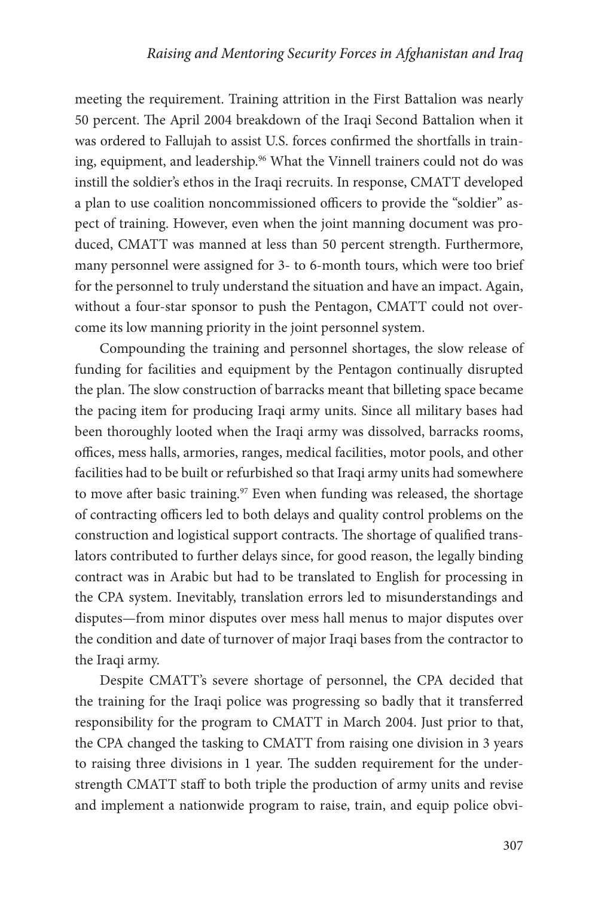meeting the requirement. Training attrition in the First Battalion was nearly 50 percent. The April 2004 breakdown of the Iraqi Second Battalion when it was ordered to Fallujah to assist U.S. forces confirmed the shortfalls in training, equipment, and leadership.[96] What the Vinnell trainers could not do was instill the soldier's ethos in the Iraqi recruits. In response, CMATT developed a plan to use coalition noncommissioned officers to provide the "soldier" aspect of training. However, even when the joint manning document was produced, CMATT was manned at less than 50 percent strength. Furthermore, many personnel were assigned for 3- to 6-month tours, which were too brief for the personnel to truly understand the situation and have an impact. Again, without a four-star sponsor to push the Pentagon, CMATT could not overcome its low manning priority in the joint personnel system.

Compounding the training and personnel shortages, the slow release of funding for facilities and equipment by the Pentagon continually disrupted the plan. The slow construction of barracks meant that billeting space became the pacing item for producing Iraqi army units. Since all military bases had been thoroughly looted when the Iraqi army was dissolved, barracks rooms, offices, mess halls, armories, ranges, medical facilities, motor pools, and other facilities had to be built or refurbished so that Iraqi army units had somewhere to move after basic training.[97] Even when funding was released, the shortage of contracting officers led to both delays and quality control problems on the construction and logistical support contracts. The shortage of qualified translators contributed to further delays since, for good reason, the legally binding contract was in Arabic but had to be translated to English for processing in the CPA system. Inevitably, translation errors led to misunderstandings and disputes—from minor disputes over mess hall menus to major disputes over the condition and date of turnover of major Iraqi bases from the contractor to the Iraqi army.

Despite CMATT's severe shortage of personnel, the CPA decided that the training for the Iraqi police was progressing so badly that it transferred responsibility for the program to CMATT in March 2004. Just prior to that, the CPA changed the tasking to CMATT from raising one division in 3 years to raising three divisions in 1 year. The sudden requirement for the understrength CMATT staff to both triple the production of army units and revise and implement a nationwide program to raise, train, and equip police obvi-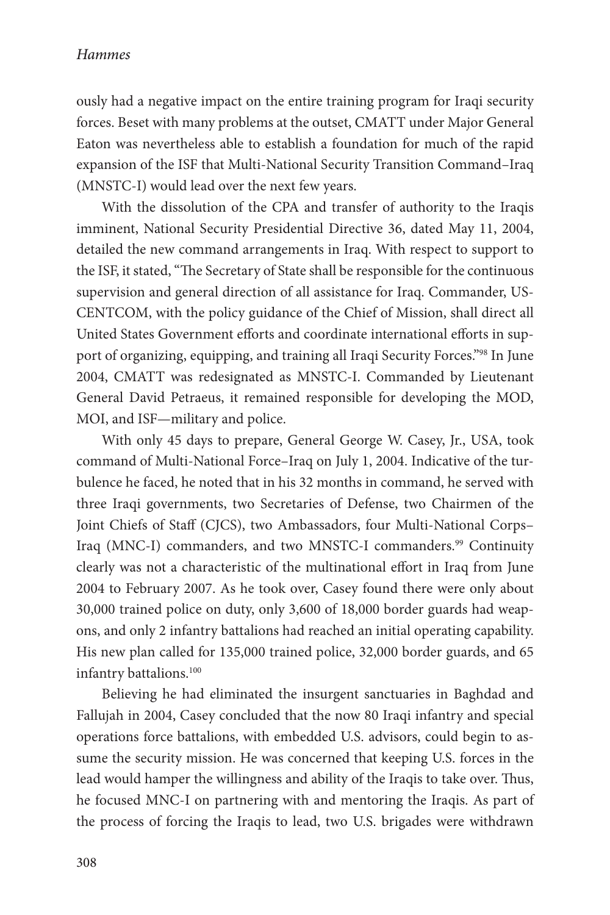ously had a negative impact on the entire training program for Iraqi security forces. Beset with many problems at the outset, CMATT under Major General Eaton was nevertheless able to establish a foundation for much of the rapid expansion of the ISF that Multi-National Security Transition Command–Iraq (MNSTC-I) would lead over the next few years.

With the dissolution of the CPA and transfer of authority to the Iraqis imminent, National Security Presidential Directive 36, dated May 11, 2004, detailed the new command arrangements in Iraq. With respect to support to the ISF, it stated, "The Secretary of State shall be responsible for the continuous supervision and general direction of all assistance for Iraq. Commander, USCENTCOM, with the policy guidance of the Chief of Mission, shall direct all United States Government efforts and coordinate international efforts in support of organizing, equipping, and training all Iraqi Security Forces."[98] In June 2004, CMATT was redesignated as MNSTC-I. Commanded by Lieutenant General David Petraeus, it remained responsible for developing the MOD, MOI, and ISF—military and police.

With only 45 days to prepare, General George W. Casey, Jr., USA, took command of Multi-National Force–Iraq on July 1, 2004. Indicative of the turbulence he faced, he noted that in his 32 months in command, he served with three Iraqi governments, two Secretaries of Defense, two Chairmen of the Joint Chiefs of Staff (CJCS), two Ambassadors, four Multi-National Corps–Iraq (MNC-I) commanders, and two MNSTC-I commanders.[99] Continuity clearly was not a characteristic of the multinational effort in Iraq from June 2004 to February 2007. As he took over, Casey found there were only about 30,000 trained police on duty, only 3,600 of 18,000 border guards had weapons, and only 2 infantry battalions had reached an initial operating capability. His new plan called for 135,000 trained police, 32,000 border guards, and 65 infantry battalions.[100]

Believing he had eliminated the insurgent sanctuaries in Baghdad and Fallujah in 2004, Casey concluded that the now 80 Iraqi infantry and special operations force battalions, with embedded U.S. advisors, could begin to assume the security mission. He was concerned that keeping U.S. forces in the lead would hamper the willingness and ability of the Iraqis to take over. Thus, he focused MNC-I on partnering with and mentoring the Iraqis. As part of the process of forcing the Iraqis to lead, two U.S. brigades were withdrawn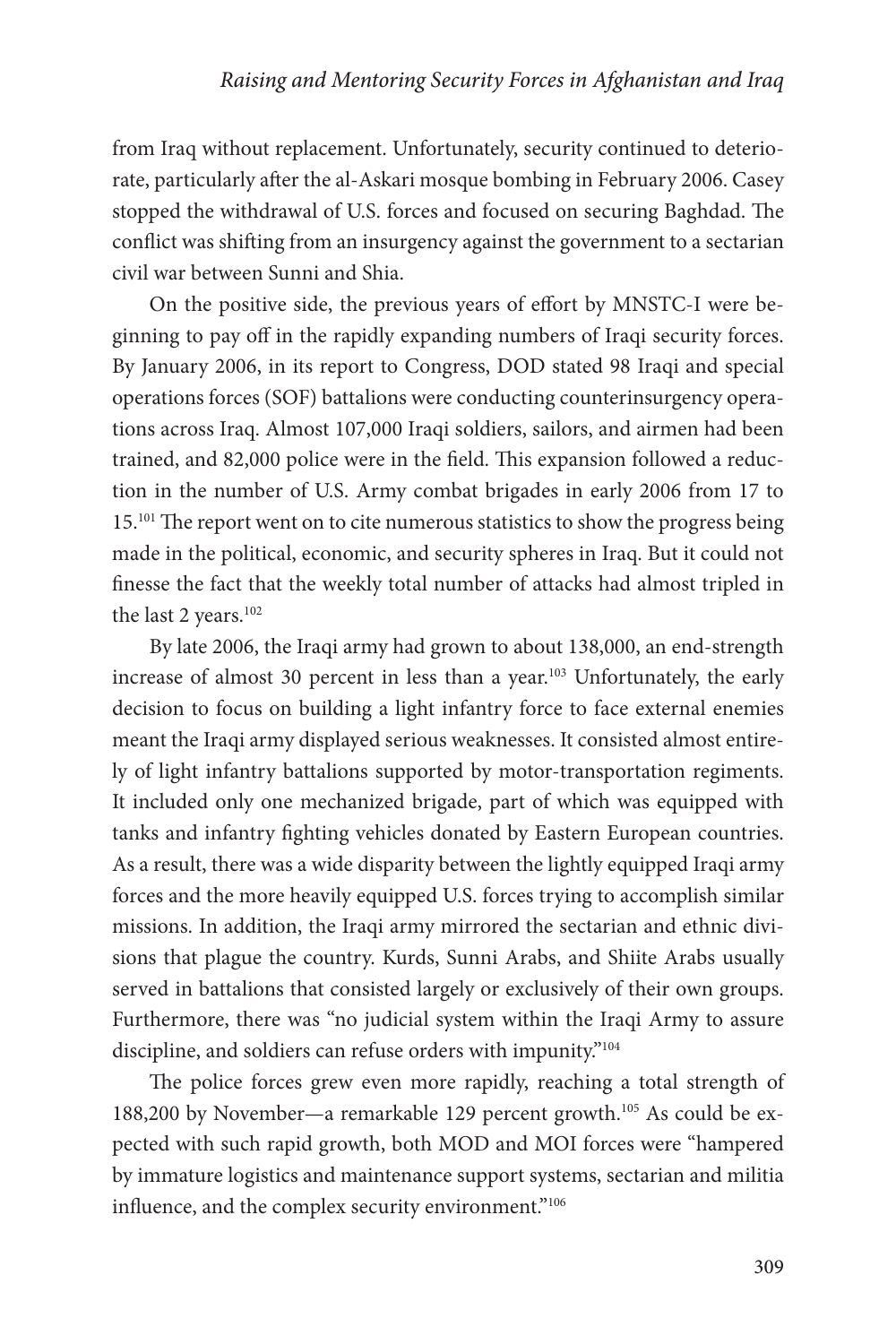from Iraq without replacement. Unfortunately, security continued to deteriorate, particularly after the al-Askari mosque bombing in February 2006. Casey stopped the withdrawal of U.S. forces and focused on securing Baghdad. The conflict was shifting from an insurgency against the government to a sectarian civil war between Sunni and Shia.

On the positive side, the previous years of effort by MNSTC-I were beginning to pay off in the rapidly expanding numbers of Iraqi security forces. By January 2006, in its report to Congress, DOD stated 98 Iraqi and special operations forces (SOF) battalions were conducting counterinsurgency operations across Iraq. Almost 107,000 Iraqi soldiers, sailors, and airmen had been trained, and 82,000 police were in the field. This expansion followed a reduction in the number of U.S. Army combat brigades in early 2006 from 17 to 15.[101] The report went on to cite numerous statistics to show the progress being made in the political, economic, and security spheres in Iraq. But it could not finesse the fact that the weekly total number of attacks had almost tripled in the last 2 years.[102]

By late 2006, the Iraqi army had grown to about 138,000, an end-strength increase of almost 30 percent in less than a year.[103] Unfortunately, the early decision to focus on building a light infantry force to face external enemies meant the Iraqi army displayed serious weaknesses. It consisted almost entirely of light infantry battalions supported by motor-transportation regiments. It included only one mechanized brigade, part of which was equipped with tanks and infantry fighting vehicles donated by Eastern European countries. As a result, there was a wide disparity between the lightly equipped Iraqi army forces and the more heavily equipped U.S. forces trying to accomplish similar missions. In addition, the Iraqi army mirrored the sectarian and ethnic divisions that plague the country. Kurds, Sunni Arabs, and Shiite Arabs usually served in battalions that consisted largely or exclusively of their own groups. Furthermore, there was "no judicial system within the Iraqi Army to assure discipline, and soldiers can refuse orders with impunity."[104]

The police forces grew even more rapidly, reaching a total strength of 188,200 by November—a remarkable 129 percent growth.[105] As could be expected with such rapid growth, both MOD and MOI forces were "hampered by immature logistics and maintenance support systems, sectarian and militia influence, and the complex security environment."[106]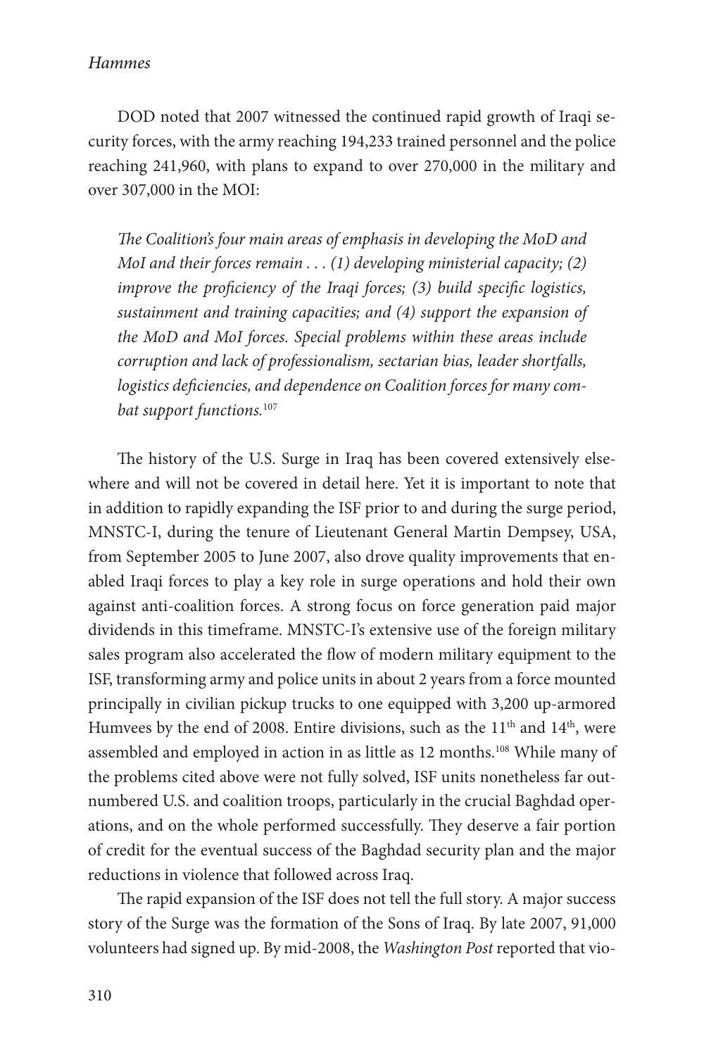DOD noted that 2007 witnessed the continued rapid growth of Iraqi security forces, with the army reaching 194,233 trained personnel and the police reaching 241,960, with plans to expand to over 270,000 in the military and over 307,000 in the MOI:

> *The Coalition's four main areas of emphasis in developing the MoD and MoI and their forces remain . . . (1) developing ministerial capacity; (2) improve the proficiency of the Iraqi forces; (3) build specific logistics, sustainment and training capacities; and (4) support the expansion of the MoD and MoI forces. Special problems within these areas include corruption and lack of professionalism, sectarian bias, leader shortfalls, logistics deficiencies, and dependence on Coalition forces for many combat support functions.*[107]

The history of the U.S. Surge in Iraq has been covered extensively elsewhere and will not be covered in detail here. Yet it is important to note that in addition to rapidly expanding the ISF prior to and during the surge period, MNSTC-I, during the tenure of Lieutenant General Martin Dempsey, USA, from September 2005 to June 2007, also drove quality improvements that enabled Iraqi forces to play a key role in surge operations and hold their own against anti-coalition forces. A strong focus on force generation paid major dividends in this timeframe. MNSTC-I's extensive use of the foreign military sales program also accelerated the flow of modern military equipment to the ISF, transforming army and police units in about 2 years from a force mounted principally in civilian pickup trucks to one equipped with 3,200 up-armored Humvees by the end of 2008. Entire divisions, such as the 11th and 14th, were assembled and employed in action in as little as 12 months.[108] While many of the problems cited above were not fully solved, ISF units nonetheless far outnumbered U.S. and coalition troops, particularly in the crucial Baghdad operations, and on the whole performed successfully. They deserve a fair portion of credit for the eventual success of the Baghdad security plan and the major reductions in violence that followed across Iraq.

The rapid expansion of the ISF does not tell the full story. A major success story of the Surge was the formation of the Sons of Iraq. By late 2007, 91,000 volunteers had signed up. By mid-2008, the *Washington Post* reported that vio-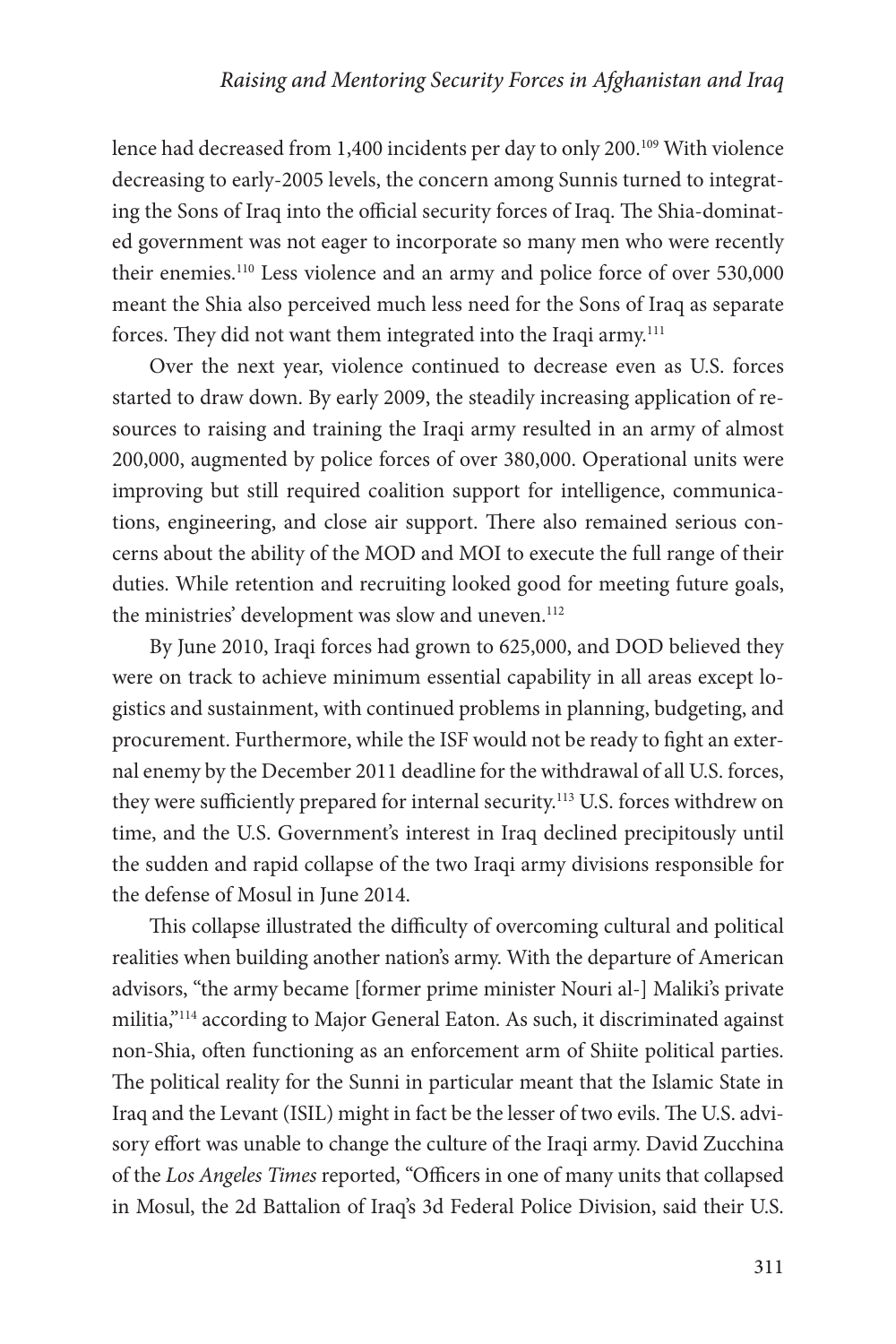lence had decreased from 1,400 incidents per day to only 200.[109] With violence decreasing to early-2005 levels, the concern among Sunnis turned to integrating the Sons of Iraq into the official security forces of Iraq. The Shia-dominated government was not eager to incorporate so many men who were recently their enemies.[110] Less violence and an army and police force of over 530,000 meant the Shia also perceived much less need for the Sons of Iraq as separate forces. They did not want them integrated into the Iraqi army.[111]

Over the next year, violence continued to decrease even as U.S. forces started to draw down. By early 2009, the steadily increasing application of resources to raising and training the Iraqi army resulted in an army of almost 200,000, augmented by police forces of over 380,000. Operational units were improving but still required coalition support for intelligence, communications, engineering, and close air support. There also remained serious concerns about the ability of the MOD and MOI to execute the full range of their duties. While retention and recruiting looked good for meeting future goals, the ministries' development was slow and uneven.[112]

By June 2010, Iraqi forces had grown to 625,000, and DOD believed they were on track to achieve minimum essential capability in all areas except logistics and sustainment, with continued problems in planning, budgeting, and procurement. Furthermore, while the ISF would not be ready to fight an external enemy by the December 2011 deadline for the withdrawal of all U.S. forces, they were sufficiently prepared for internal security.[113] U.S. forces withdrew on time, and the U.S. Government's interest in Iraq declined precipitously until the sudden and rapid collapse of the two Iraqi army divisions responsible for the defense of Mosul in June 2014.

This collapse illustrated the difficulty of overcoming cultural and political realities when building another nation's army. With the departure of American advisors, "the army became [former prime minister Nouri al-] Maliki's private militia,"[114] according to Major General Eaton. As such, it discriminated against non-Shia, often functioning as an enforcement arm of Shiite political parties. The political reality for the Sunni in particular meant that the Islamic State in Iraq and the Levant (ISIL) might in fact be the lesser of two evils. The U.S. advisory effort was unable to change the culture of the Iraqi army. David Zucchina of the *Los Angeles Times* reported, "Officers in one of many units that collapsed in Mosul, the 2d Battalion of Iraq's 3d Federal Police Division, said their U.S.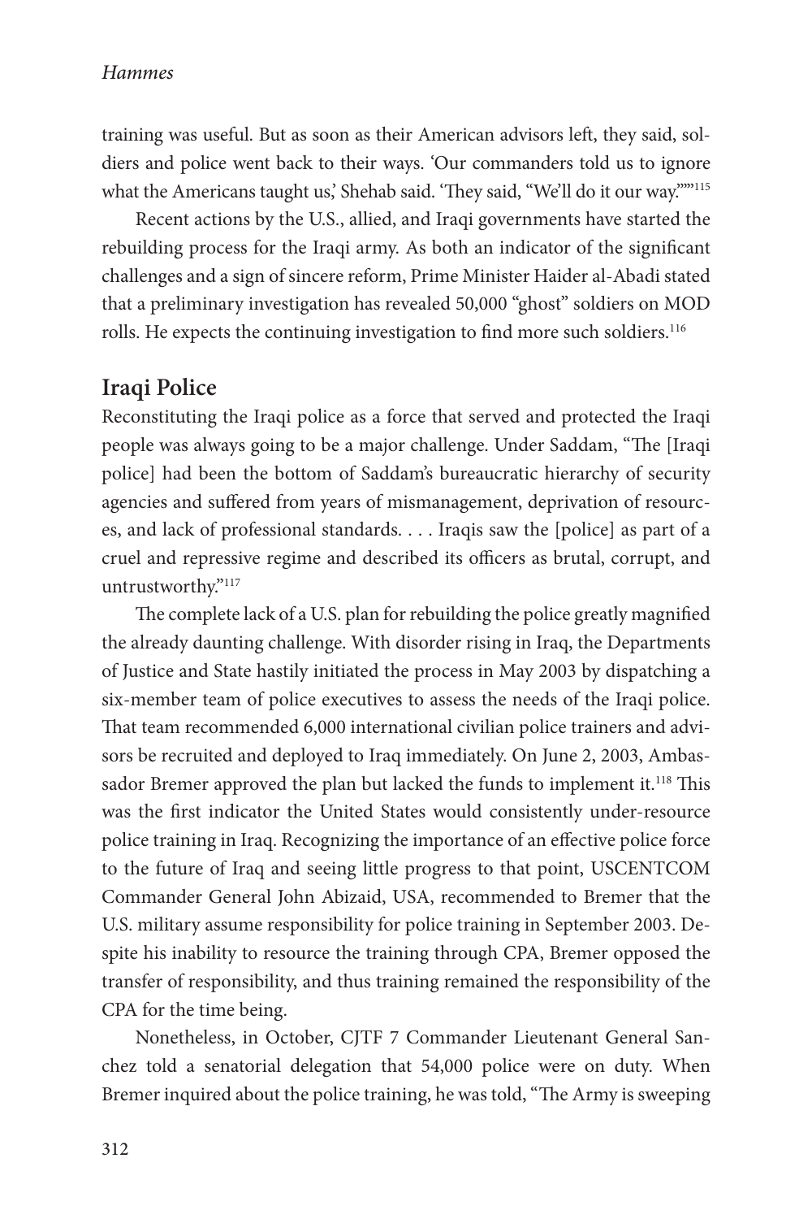training was useful. But as soon as their American advisors left, they said, soldiers and police went back to their ways. 'Our commanders told us to ignore what the Americans taught us,' Shehab said. 'They said, "We'll do it our way."'"[115]

Recent actions by the U.S., allied, and Iraqi governments have started the rebuilding process for the Iraqi army. As both an indicator of the significant challenges and a sign of sincere reform, Prime Minister Haider al-Abadi stated that a preliminary investigation has revealed 50,000 "ghost" soldiers on MOD rolls. He expects the continuing investigation to find more such soldiers.[116]

## Iraqi Police

Reconstituting the Iraqi police as a force that served and protected the Iraqi people was always going to be a major challenge. Under Saddam, "The [Iraqi police] had been the bottom of Saddam's bureaucratic hierarchy of security agencies and suffered from years of mismanagement, deprivation of resources, and lack of professional standards. . . . Iraqis saw the [police] as part of a cruel and repressive regime and described its officers as brutal, corrupt, and untrustworthy."[117]

The complete lack of a U.S. plan for rebuilding the police greatly magnified the already daunting challenge. With disorder rising in Iraq, the Departments of Justice and State hastily initiated the process in May 2003 by dispatching a six-member team of police executives to assess the needs of the Iraqi police. That team recommended 6,000 international civilian police trainers and advisors be recruited and deployed to Iraq immediately. On June 2, 2003, Ambassador Bremer approved the plan but lacked the funds to implement it.[118] This was the first indicator the United States would consistently under-resource police training in Iraq. Recognizing the importance of an effective police force to the future of Iraq and seeing little progress to that point, USCENTCOM Commander General John Abizaid, USA, recommended to Bremer that the U.S. military assume responsibility for police training in September 2003. Despite his inability to resource the training through CPA, Bremer opposed the transfer of responsibility, and thus training remained the responsibility of the CPA for the time being.

Nonetheless, in October, CJTF 7 Commander Lieutenant General Sanchez told a senatorial delegation that 54,000 police were on duty. When Bremer inquired about the police training, he was told, "The Army is sweeping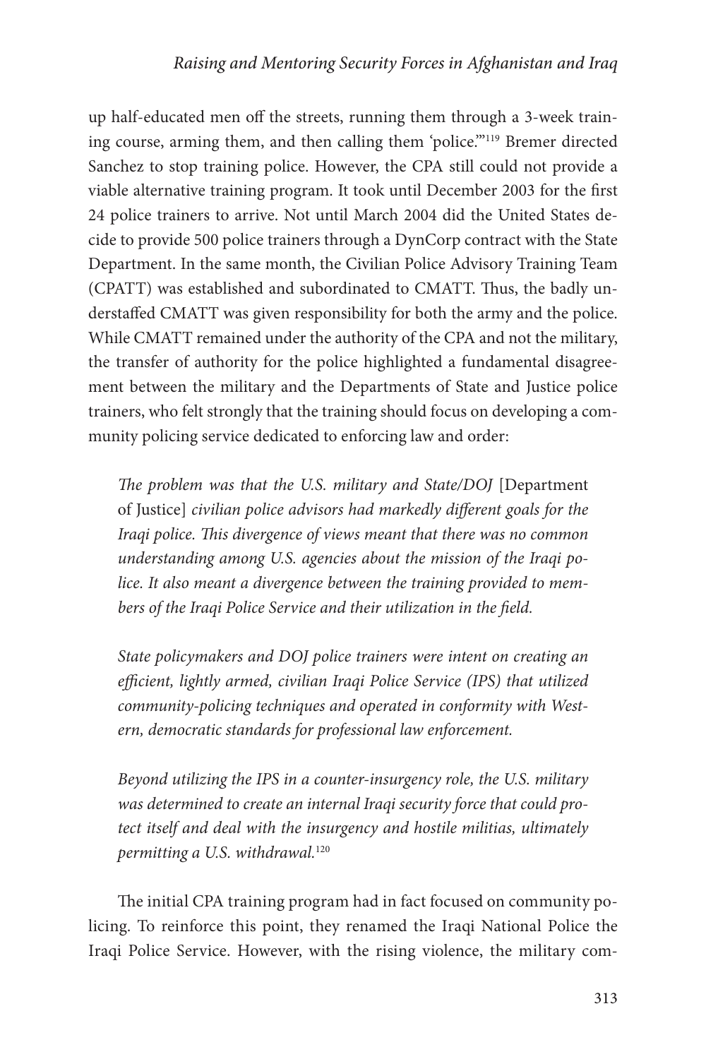up half-educated men off the streets, running them through a 3-week training course, arming them, and then calling them 'police.'"[119] Bremer directed Sanchez to stop training police. However, the CPA still could not provide a viable alternative training program. It took until December 2003 for the first 24 police trainers to arrive. Not until March 2004 did the United States decide to provide 500 police trainers through a DynCorp contract with the State Department. In the same month, the Civilian Police Advisory Training Team (CPATT) was established and subordinated to CMATT. Thus, the badly understaffed CMATT was given responsibility for both the army and the police. While CMATT remained under the authority of the CPA and not the military, the transfer of authority for the police highlighted a fundamental disagreement between the military and the Departments of State and Justice police trainers, who felt strongly that the training should focus on developing a community policing service dedicated to enforcing law and order:

> *The problem was that the U.S. military and State/DOJ* [Department of Justice] *civilian police advisors had markedly different goals for the Iraqi police. This divergence of views meant that there was no common understanding among U.S. agencies about the mission of the Iraqi police. It also meant a divergence between the training provided to members of the Iraqi Police Service and their utilization in the field.*
>
> *State policymakers and DOJ police trainers were intent on creating an efficient, lightly armed, civilian Iraqi Police Service (IPS) that utilized community-policing techniques and operated in conformity with Western, democratic standards for professional law enforcement.*
>
> *Beyond utilizing the IPS in a counter-insurgency role, the U.S. military was determined to create an internal Iraqi security force that could protect itself and deal with the insurgency and hostile militias, ultimately permitting a U.S. withdrawal.*[120]

The initial CPA training program had in fact focused on community policing. To reinforce this point, they renamed the Iraqi National Police the Iraqi Police Service. However, with the rising violence, the military com-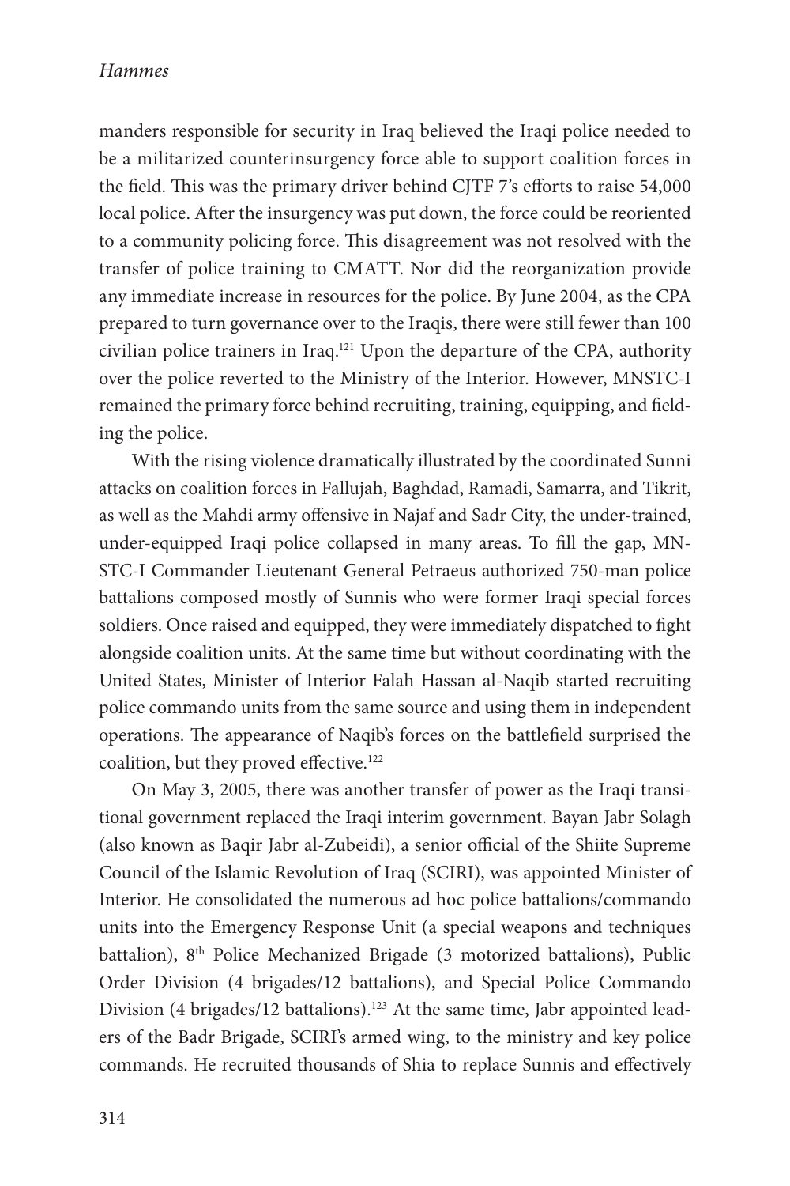manders responsible for security in Iraq believed the Iraqi police needed to be a militarized counterinsurgency force able to support coalition forces in the field. This was the primary driver behind CJTF 7's efforts to raise 54,000 local police. After the insurgency was put down, the force could be reoriented to a community policing force. This disagreement was not resolved with the transfer of police training to CMATT. Nor did the reorganization provide any immediate increase in resources for the police. By June 2004, as the CPA prepared to turn governance over to the Iraqis, there were still fewer than 100 civilian police trainers in Iraq.[121] Upon the departure of the CPA, authority over the police reverted to the Ministry of the Interior. However, MNSTC-I remained the primary force behind recruiting, training, equipping, and fielding the police.

With the rising violence dramatically illustrated by the coordinated Sunni attacks on coalition forces in Fallujah, Baghdad, Ramadi, Samarra, and Tikrit, as well as the Mahdi army offensive in Najaf and Sadr City, the under-trained, under-equipped Iraqi police collapsed in many areas. To fill the gap, MNSTC-I Commander Lieutenant General Petraeus authorized 750-man police battalions composed mostly of Sunnis who were former Iraqi special forces soldiers. Once raised and equipped, they were immediately dispatched to fight alongside coalition units. At the same time but without coordinating with the United States, Minister of Interior Falah Hassan al-Naqib started recruiting police commando units from the same source and using them in independent operations. The appearance of Naqib's forces on the battlefield surprised the coalition, but they proved effective.[122]

On May 3, 2005, there was another transfer of power as the Iraqi transitional government replaced the Iraqi interim government. Bayan Jabr Solagh (also known as Baqir Jabr al-Zubeidi), a senior official of the Shiite Supreme Council of the Islamic Revolution of Iraq (SCIRI), was appointed Minister of Interior. He consolidated the numerous ad hoc police battalions/commando units into the Emergency Response Unit (a special weapons and techniques battalion), 8th Police Mechanized Brigade (3 motorized battalions), Public Order Division (4 brigades/12 battalions), and Special Police Commando Division (4 brigades/12 battalions).[123] At the same time, Jabr appointed leaders of the Badr Brigade, SCIRI's armed wing, to the ministry and key police commands. He recruited thousands of Shia to replace Sunnis and effectively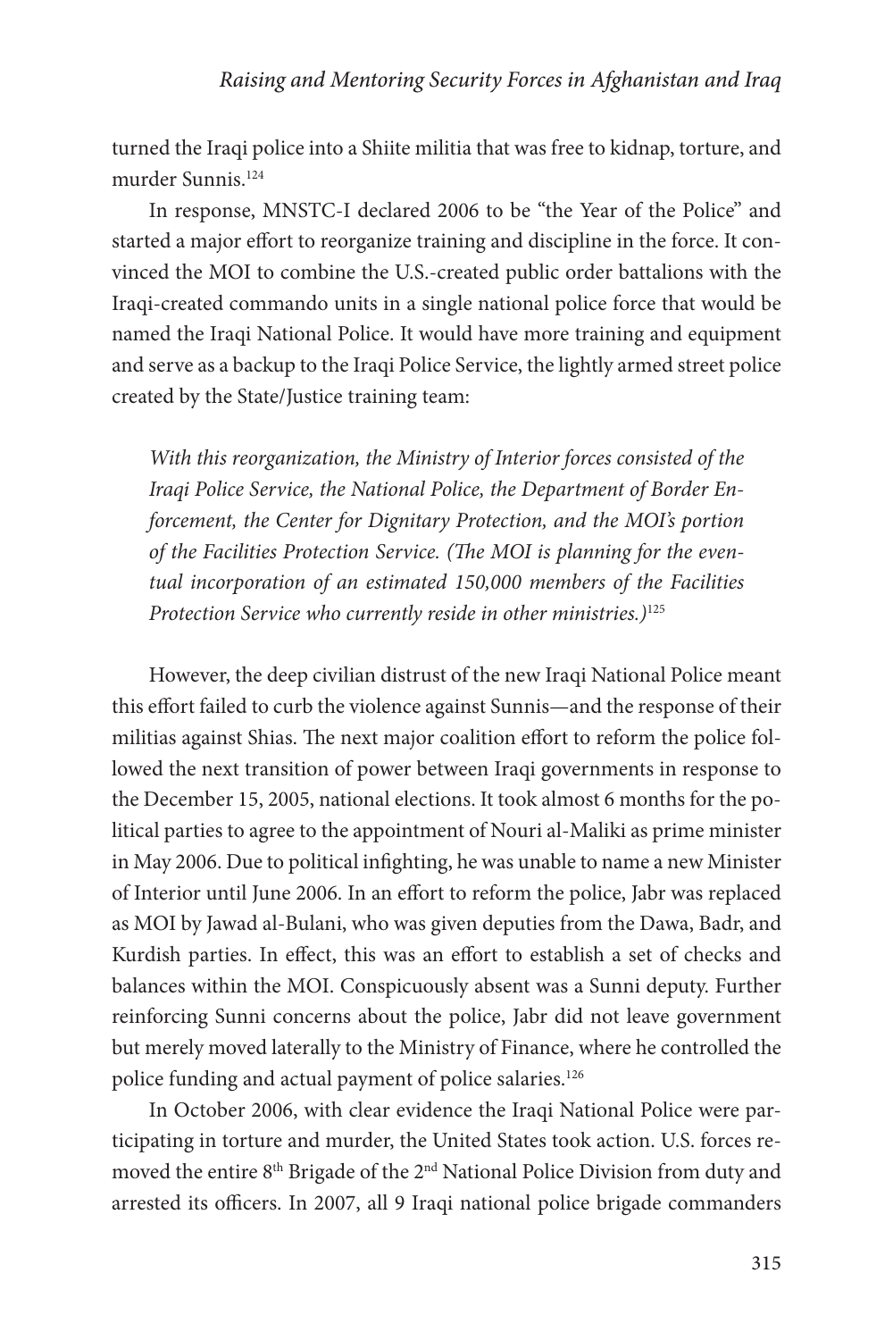turned the Iraqi police into a Shiite militia that was free to kidnap, torture, and murder Sunnis.[124]

In response, MNSTC-I declared 2006 to be "the Year of the Police" and started a major effort to reorganize training and discipline in the force. It convinced the MOI to combine the U.S.-created public order battalions with the Iraqi-created commando units in a single national police force that would be named the Iraqi National Police. It would have more training and equipment and serve as a backup to the Iraqi Police Service, the lightly armed street police created by the State/Justice training team:

> *With this reorganization, the Ministry of Interior forces consisted of the Iraqi Police Service, the National Police, the Department of Border Enforcement, the Center for Dignitary Protection, and the MOI's portion of the Facilities Protection Service. (The MOI is planning for the eventual incorporation of an estimated 150,000 members of the Facilities Protection Service who currently reside in other ministries.)*[125]

However, the deep civilian distrust of the new Iraqi National Police meant this effort failed to curb the violence against Sunnis—and the response of their militias against Shias. The next major coalition effort to reform the police followed the next transition of power between Iraqi governments in response to the December 15, 2005, national elections. It took almost 6 months for the political parties to agree to the appointment of Nouri al-Maliki as prime minister in May 2006. Due to political infighting, he was unable to name a new Minister of Interior until June 2006. In an effort to reform the police, Jabr was replaced as MOI by Jawad al-Bulani, who was given deputies from the Dawa, Badr, and Kurdish parties. In effect, this was an effort to establish a set of checks and balances within the MOI. Conspicuously absent was a Sunni deputy. Further reinforcing Sunni concerns about the police, Jabr did not leave government but merely moved laterally to the Ministry of Finance, where he controlled the police funding and actual payment of police salaries.[126]

In October 2006, with clear evidence the Iraqi National Police were participating in torture and murder, the United States took action. U.S. forces removed the entire 8th Brigade of the 2nd National Police Division from duty and arrested its officers. In 2007, all 9 Iraqi national police brigade commanders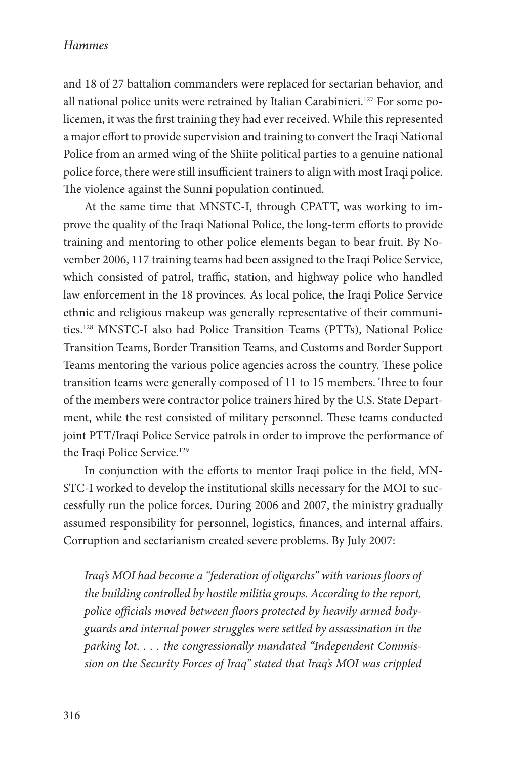and 18 of 27 battalion commanders were replaced for sectarian behavior, and all national police units were retrained by Italian Carabinieri.[127] For some policemen, it was the first training they had ever received. While this represented a major effort to provide supervision and training to convert the Iraqi National Police from an armed wing of the Shiite political parties to a genuine national police force, there were still insufficient trainers to align with most Iraqi police. The violence against the Sunni population continued.

At the same time that MNSTC-I, through CPATT, was working to improve the quality of the Iraqi National Police, the long-term efforts to provide training and mentoring to other police elements began to bear fruit. By November 2006, 117 training teams had been assigned to the Iraqi Police Service, which consisted of patrol, traffic, station, and highway police who handled law enforcement in the 18 provinces. As local police, the Iraqi Police Service ethnic and religious makeup was generally representative of their communities.[128] MNSTC-I also had Police Transition Teams (PTTs), National Police Transition Teams, Border Transition Teams, and Customs and Border Support Teams mentoring the various police agencies across the country. These police transition teams were generally composed of 11 to 15 members. Three to four of the members were contractor police trainers hired by the U.S. State Department, while the rest consisted of military personnel. These teams conducted joint PTT/Iraqi Police Service patrols in order to improve the performance of the Iraqi Police Service.[129]

In conjunction with the efforts to mentor Iraqi police in the field, MNSTC-I worked to develop the institutional skills necessary for the MOI to successfully run the police forces. During 2006 and 2007, the ministry gradually assumed responsibility for personnel, logistics, finances, and internal affairs. Corruption and sectarianism created severe problems. By July 2007:

> *Iraq's MOI had become a "federation of oligarchs" with various floors of the building controlled by hostile militia groups. According to the report, police officials moved between floors protected by heavily armed bodyguards and internal power struggles were settled by assassination in the parking lot. . . . the congressionally mandated "Independent Commission on the Security Forces of Iraq" stated that Iraq's MOI was crippled*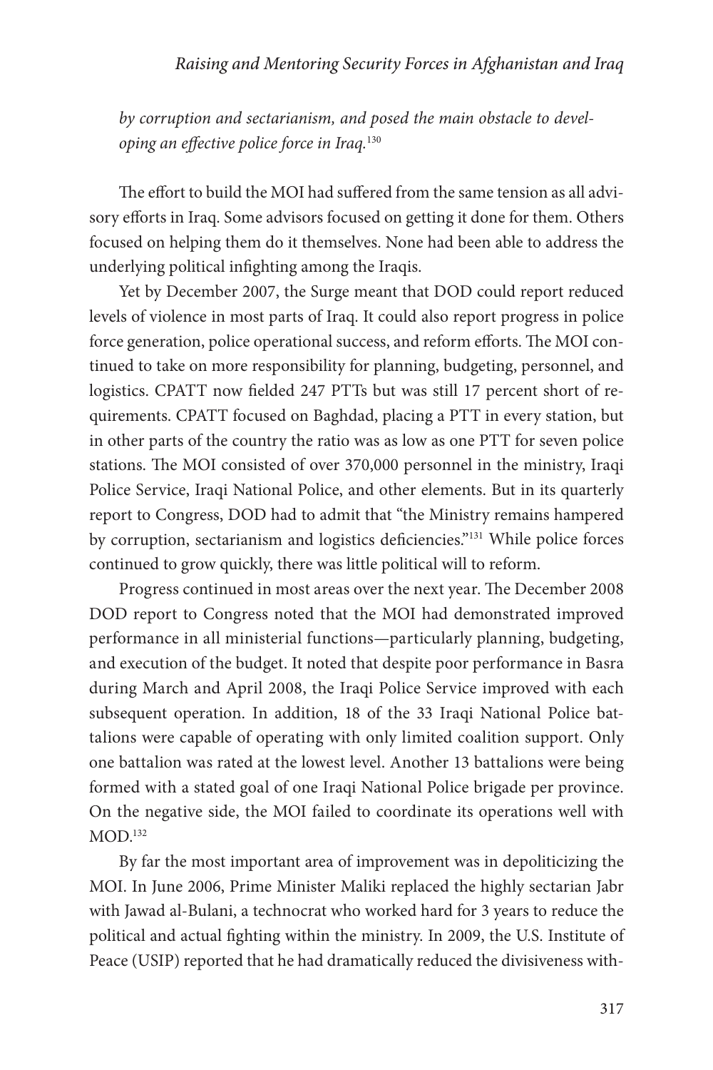*by corruption and sectarianism, and posed the main obstacle to developing an effective police force in Iraq.*[130]

The effort to build the MOI had suffered from the same tension as all advisory efforts in Iraq. Some advisors focused on getting it done for them. Others focused on helping them do it themselves. None had been able to address the underlying political infighting among the Iraqis.

Yet by December 2007, the Surge meant that DOD could report reduced levels of violence in most parts of Iraq. It could also report progress in police force generation, police operational success, and reform efforts. The MOI continued to take on more responsibility for planning, budgeting, personnel, and logistics. CPATT now fielded 247 PTTs but was still 17 percent short of requirements. CPATT focused on Baghdad, placing a PTT in every station, but in other parts of the country the ratio was as low as one PTT for seven police stations. The MOI consisted of over 370,000 personnel in the ministry, Iraqi Police Service, Iraqi National Police, and other elements. But in its quarterly report to Congress, DOD had to admit that "the Ministry remains hampered by corruption, sectarianism and logistics deficiencies."[131] While police forces continued to grow quickly, there was little political will to reform.

Progress continued in most areas over the next year. The December 2008 DOD report to Congress noted that the MOI had demonstrated improved performance in all ministerial functions—particularly planning, budgeting, and execution of the budget. It noted that despite poor performance in Basra during March and April 2008, the Iraqi Police Service improved with each subsequent operation. In addition, 18 of the 33 Iraqi National Police battalions were capable of operating with only limited coalition support. Only one battalion was rated at the lowest level. Another 13 battalions were being formed with a stated goal of one Iraqi National Police brigade per province. On the negative side, the MOI failed to coordinate its operations well with MOD.[132]

By far the most important area of improvement was in depoliticizing the MOI. In June 2006, Prime Minister Maliki replaced the highly sectarian Jabr with Jawad al-Bulani, a technocrat who worked hard for 3 years to reduce the political and actual fighting within the ministry. In 2009, the U.S. Institute of Peace (USIP) reported that he had dramatically reduced the divisiveness with-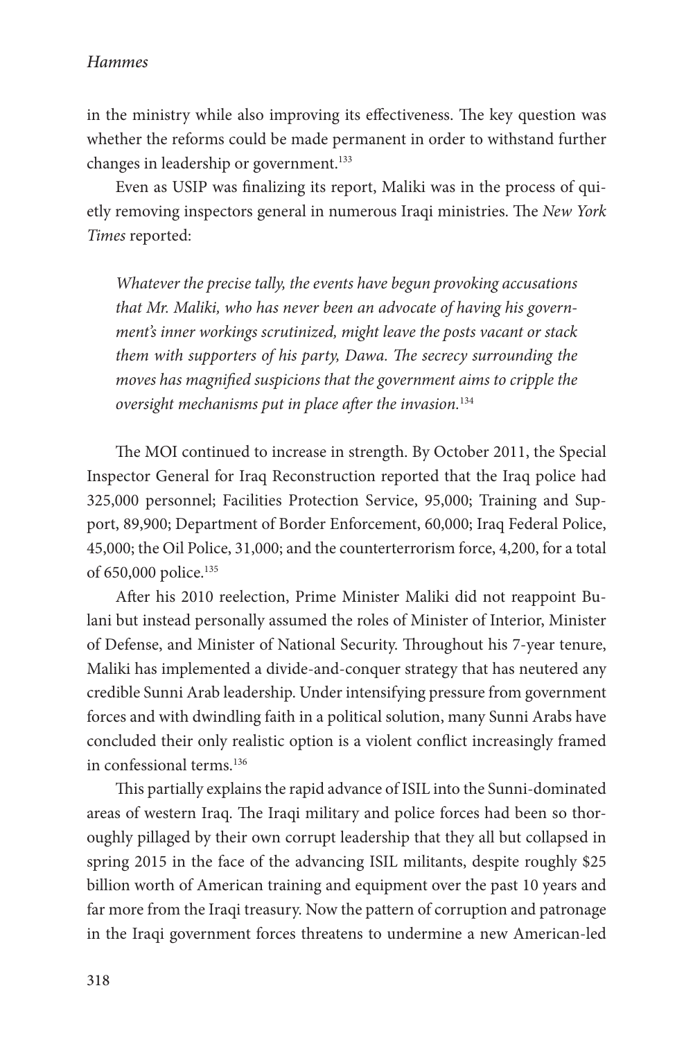in the ministry while also improving its effectiveness. The key question was whether the reforms could be made permanent in order to withstand further changes in leadership or government.[133]

Even as USIP was finalizing its report, Maliki was in the process of quietly removing inspectors general in numerous Iraqi ministries. The *New York Times* reported:

> *Whatever the precise tally, the events have begun provoking accusations that Mr. Maliki, who has never been an advocate of having his government's inner workings scrutinized, might leave the posts vacant or stack them with supporters of his party, Dawa. The secrecy surrounding the moves has magnified suspicions that the government aims to cripple the oversight mechanisms put in place after the invasion.*[134]

The MOI continued to increase in strength. By October 2011, the Special Inspector General for Iraq Reconstruction reported that the Iraq police had 325,000 personnel; Facilities Protection Service, 95,000; Training and Support, 89,900; Department of Border Enforcement, 60,000; Iraq Federal Police, 45,000; the Oil Police, 31,000; and the counterterrorism force, 4,200, for a total of 650,000 police.[135]

After his 2010 reelection, Prime Minister Maliki did not reappoint Bulani but instead personally assumed the roles of Minister of Interior, Minister of Defense, and Minister of National Security. Throughout his 7-year tenure, Maliki has implemented a divide-and-conquer strategy that has neutered any credible Sunni Arab leadership. Under intensifying pressure from government forces and with dwindling faith in a political solution, many Sunni Arabs have concluded their only realistic option is a violent conflict increasingly framed in confessional terms.[136]

This partially explains the rapid advance of ISIL into the Sunni-dominated areas of western Iraq. The Iraqi military and police forces had been so thoroughly pillaged by their own corrupt leadership that they all but collapsed in spring 2015 in the face of the advancing ISIL militants, despite roughly $25 billion worth of American training and equipment over the past 10 years and far more from the Iraqi treasury. Now the pattern of corruption and patronage in the Iraqi government forces threatens to undermine a new American-led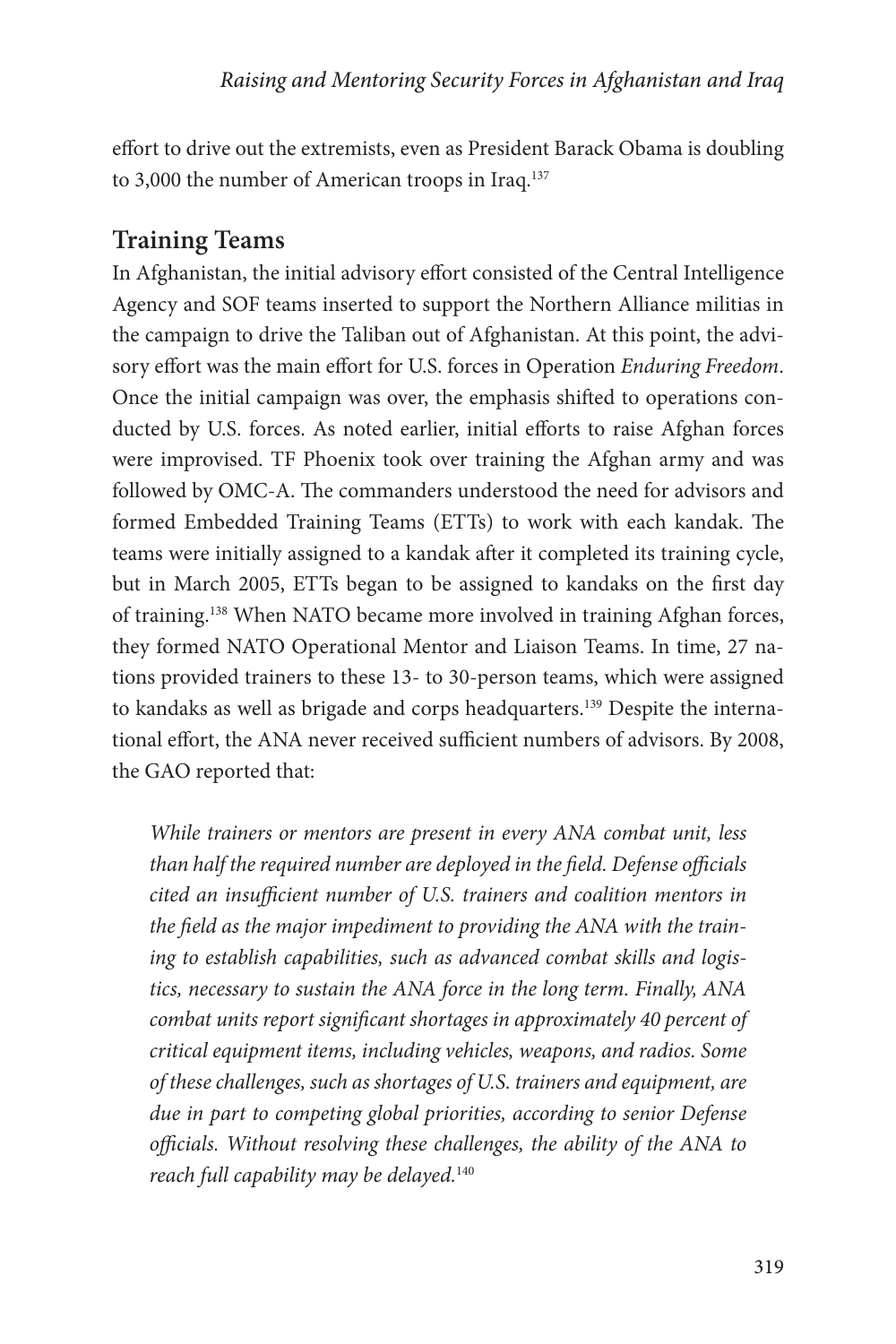effort to drive out the extremists, even as President Barack Obama is doubling to 3,000 the number of American troops in Iraq.[137]

## Training Teams

In Afghanistan, the initial advisory effort consisted of the Central Intelligence Agency and SOF teams inserted to support the Northern Alliance militias in the campaign to drive the Taliban out of Afghanistan. At this point, the advisory effort was the main effort for U.S. forces in Operation *Enduring Freedom*. Once the initial campaign was over, the emphasis shifted to operations conducted by U.S. forces. As noted earlier, initial efforts to raise Afghan forces were improvised. TF Phoenix took over training the Afghan army and was followed by OMC-A. The commanders understood the need for advisors and formed Embedded Training Teams (ETTs) to work with each kandak. The teams were initially assigned to a kandak after it completed its training cycle, but in March 2005, ETTs began to be assigned to kandaks on the first day of training.[138] When NATO became more involved in training Afghan forces, they formed NATO Operational Mentor and Liaison Teams. In time, 27 nations provided trainers to these 13- to 30-person teams, which were assigned to kandaks as well as brigade and corps headquarters.[139] Despite the international effort, the ANA never received sufficient numbers of advisors. By 2008, the GAO reported that:

> *While trainers or mentors are present in every ANA combat unit, less than half the required number are deployed in the field. Defense officials cited an insufficient number of U.S. trainers and coalition mentors in the field as the major impediment to providing the ANA with the training to establish capabilities, such as advanced combat skills and logistics, necessary to sustain the ANA force in the long term. Finally, ANA combat units report significant shortages in approximately 40 percent of critical equipment items, including vehicles, weapons, and radios. Some of these challenges, such as shortages of U.S. trainers and equipment, are due in part to competing global priorities, according to senior Defense officials. Without resolving these challenges, the ability of the ANA to reach full capability may be delayed.*[140]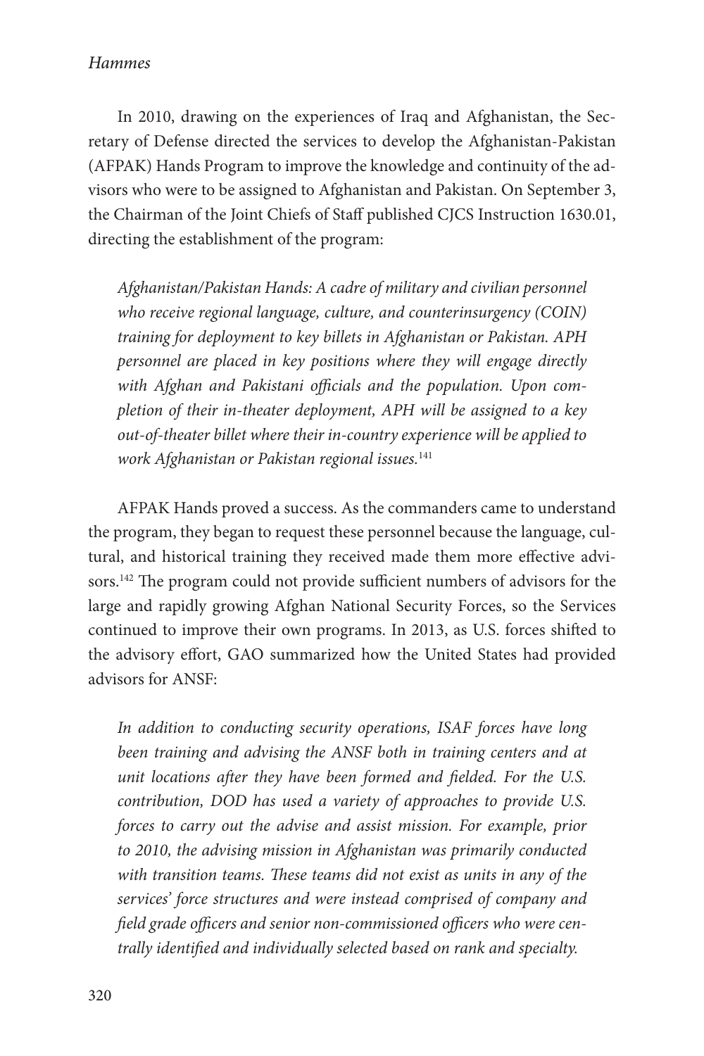In 2010, drawing on the experiences of Iraq and Afghanistan, the Secretary of Defense directed the services to develop the Afghanistan-Pakistan (AFPAK) Hands Program to improve the knowledge and continuity of the advisors who were to be assigned to Afghanistan and Pakistan. On September 3, the Chairman of the Joint Chiefs of Staff published CJCS Instruction 1630.01, directing the establishment of the program:

> *Afghanistan/Pakistan Hands: A cadre of military and civilian personnel who receive regional language, culture, and counterinsurgency (COIN) training for deployment to key billets in Afghanistan or Pakistan. APH personnel are placed in key positions where they will engage directly with Afghan and Pakistani officials and the population. Upon completion of their in-theater deployment, APH will be assigned to a key out-of-theater billet where their in-country experience will be applied to work Afghanistan or Pakistan regional issues.*[141]

AFPAK Hands proved a success. As the commanders came to understand the program, they began to request these personnel because the language, cultural, and historical training they received made them more effective advisors.[142] The program could not provide sufficient numbers of advisors for the large and rapidly growing Afghan National Security Forces, so the Services continued to improve their own programs. In 2013, as U.S. forces shifted to the advisory effort, GAO summarized how the United States had provided advisors for ANSF:

> *In addition to conducting security operations, ISAF forces have long been training and advising the ANSF both in training centers and at unit locations after they have been formed and fielded. For the U.S. contribution, DOD has used a variety of approaches to provide U.S. forces to carry out the advise and assist mission. For example, prior to 2010, the advising mission in Afghanistan was primarily conducted with transition teams. These teams did not exist as units in any of the services' force structures and were instead comprised of company and field grade officers and senior non-commissioned officers who were centrally identified and individually selected based on rank and specialty.*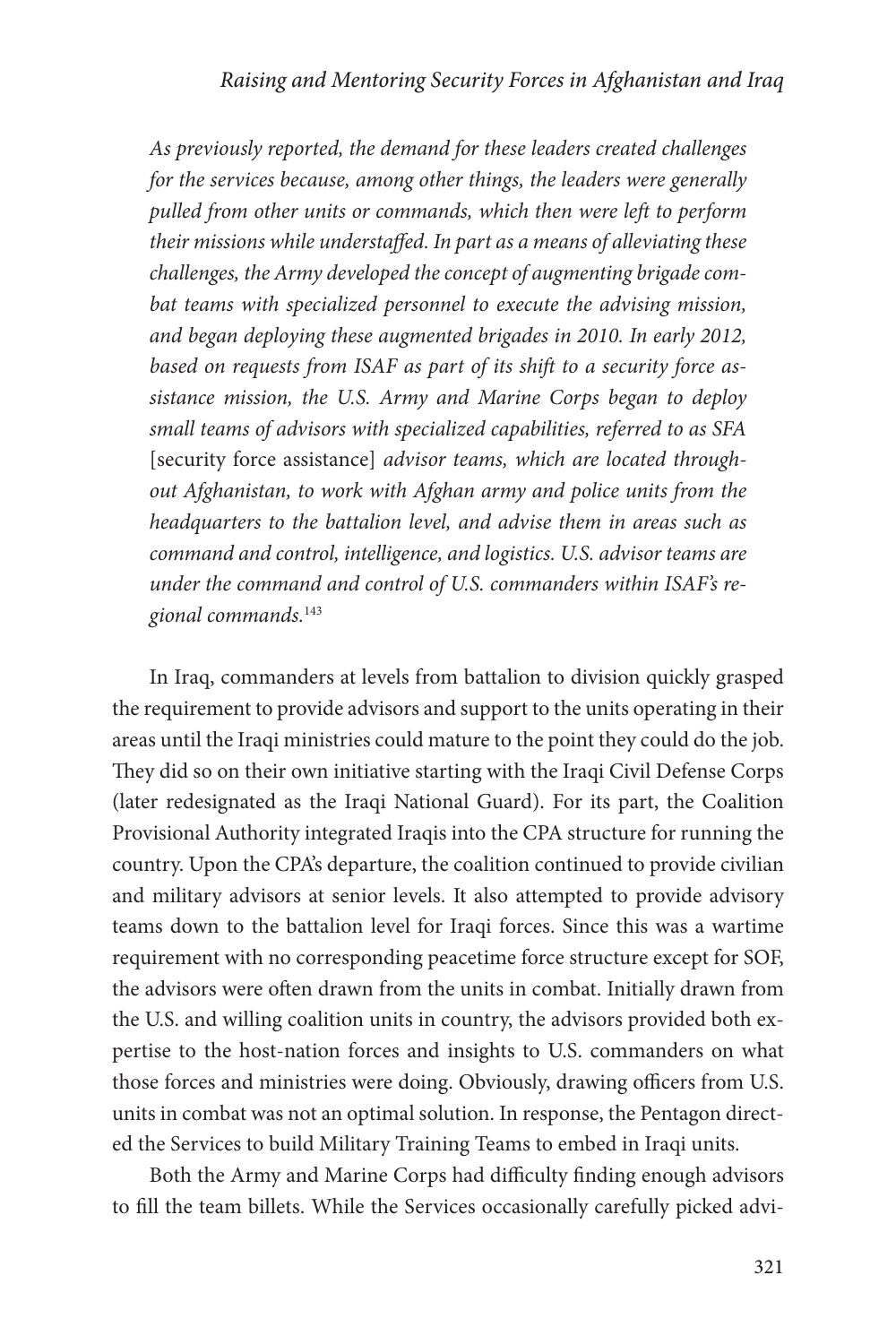*As previously reported, the demand for these leaders created challenges for the services because, among other things, the leaders were generally pulled from other units or commands, which then were left to perform their missions while understaffed. In part as a means of alleviating these challenges, the Army developed the concept of augmenting brigade combat teams with specialized personnel to execute the advising mission, and began deploying these augmented brigades in 2010. In early 2012, based on requests from ISAF as part of its shift to a security force assistance mission, the U.S. Army and Marine Corps began to deploy small teams of advisors with specialized capabilities, referred to as SFA* [security force assistance] *advisor teams, which are located throughout Afghanistan, to work with Afghan army and police units from the headquarters to the battalion level, and advise them in areas such as command and control, intelligence, and logistics. U.S. advisor teams are under the command and control of U.S. commanders within ISAF's regional commands.*[143]

In Iraq, commanders at levels from battalion to division quickly grasped the requirement to provide advisors and support to the units operating in their areas until the Iraqi ministries could mature to the point they could do the job. They did so on their own initiative starting with the Iraqi Civil Defense Corps (later redesignated as the Iraqi National Guard). For its part, the Coalition Provisional Authority integrated Iraqis into the CPA structure for running the country. Upon the CPA's departure, the coalition continued to provide civilian and military advisors at senior levels. It also attempted to provide advisory teams down to the battalion level for Iraqi forces. Since this was a wartime requirement with no corresponding peacetime force structure except for SOF, the advisors were often drawn from the units in combat. Initially drawn from the U.S. and willing coalition units in country, the advisors provided both expertise to the host-nation forces and insights to U.S. commanders on what those forces and ministries were doing. Obviously, drawing officers from U.S. units in combat was not an optimal solution. In response, the Pentagon directed the Services to build Military Training Teams to embed in Iraqi units.

Both the Army and Marine Corps had difficulty finding enough advisors to fill the team billets. While the Services occasionally carefully picked advi-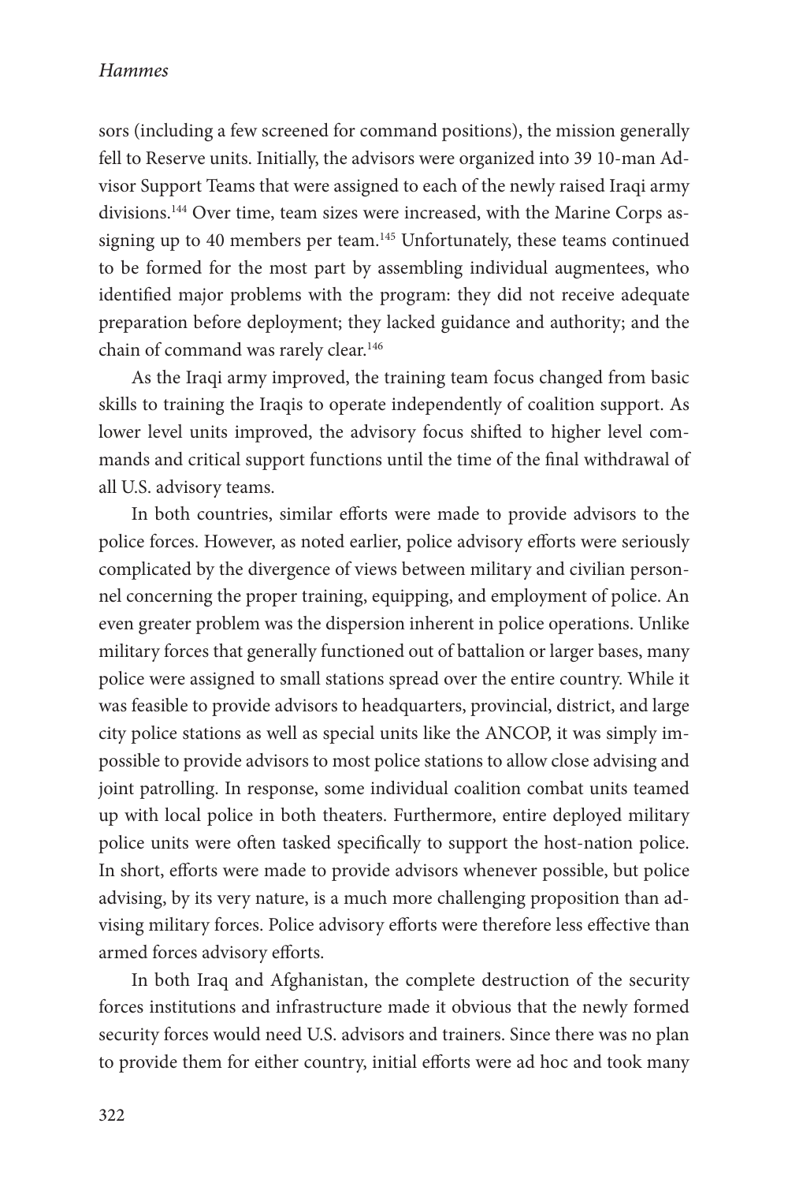sors (including a few screened for command positions), the mission generally fell to Reserve units. Initially, the advisors were organized into 39 10-man Advisor Support Teams that were assigned to each of the newly raised Iraqi army divisions.[144] Over time, team sizes were increased, with the Marine Corps assigning up to 40 members per team.[145] Unfortunately, these teams continued to be formed for the most part by assembling individual augmentees, who identified major problems with the program: they did not receive adequate preparation before deployment; they lacked guidance and authority; and the chain of command was rarely clear.[146]

As the Iraqi army improved, the training team focus changed from basic skills to training the Iraqis to operate independently of coalition support. As lower level units improved, the advisory focus shifted to higher level commands and critical support functions until the time of the final withdrawal of all U.S. advisory teams.

In both countries, similar efforts were made to provide advisors to the police forces. However, as noted earlier, police advisory efforts were seriously complicated by the divergence of views between military and civilian personnel concerning the proper training, equipping, and employment of police. An even greater problem was the dispersion inherent in police operations. Unlike military forces that generally functioned out of battalion or larger bases, many police were assigned to small stations spread over the entire country. While it was feasible to provide advisors to headquarters, provincial, district, and large city police stations as well as special units like the ANCOP, it was simply impossible to provide advisors to most police stations to allow close advising and joint patrolling. In response, some individual coalition combat units teamed up with local police in both theaters. Furthermore, entire deployed military police units were often tasked specifically to support the host-nation police. In short, efforts were made to provide advisors whenever possible, but police advising, by its very nature, is a much more challenging proposition than advising military forces. Police advisory efforts were therefore less effective than armed forces advisory efforts.

In both Iraq and Afghanistan, the complete destruction of the security forces institutions and infrastructure made it obvious that the newly formed security forces would need U.S. advisors and trainers. Since there was no plan to provide them for either country, initial efforts were ad hoc and took many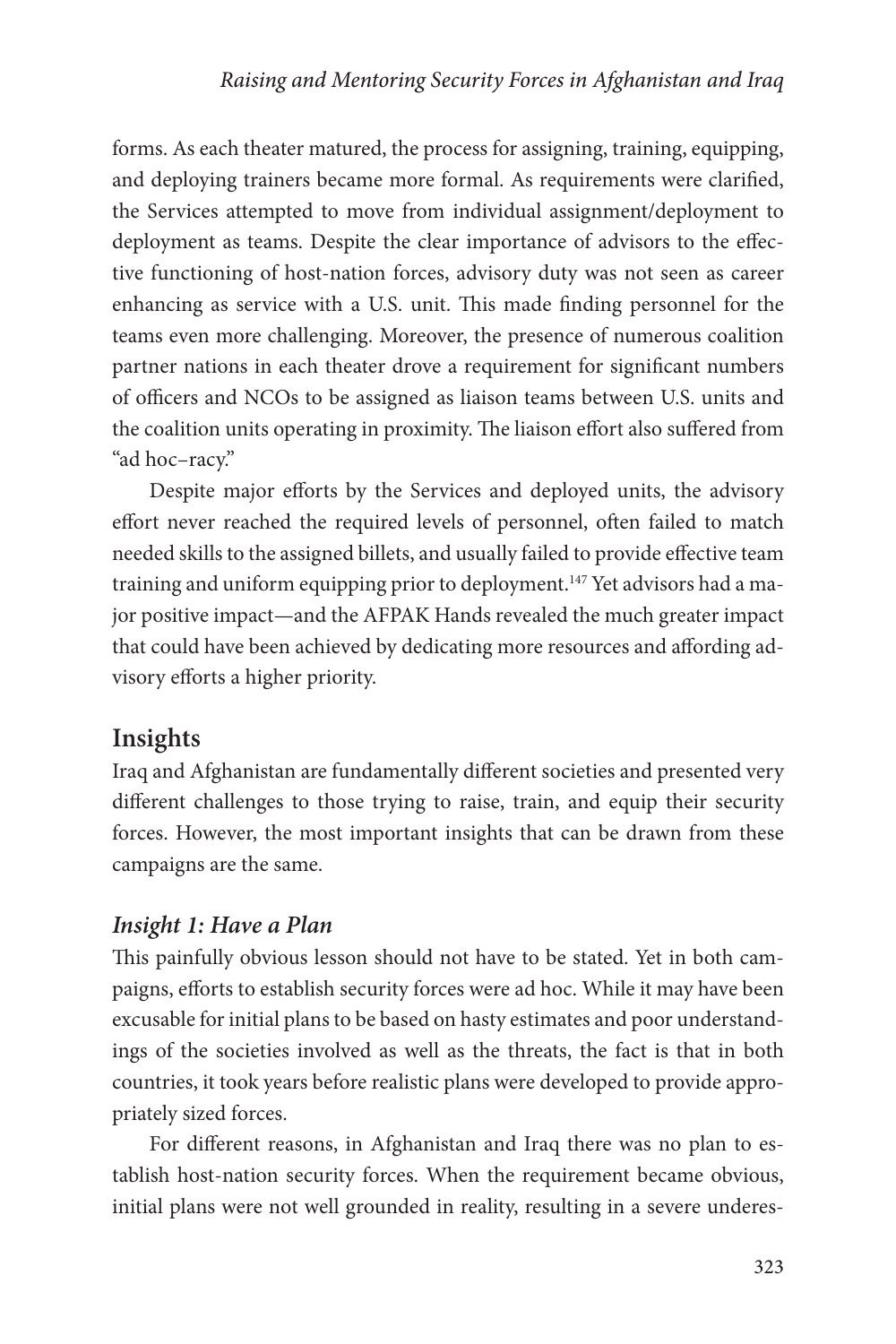forms. As each theater matured, the process for assigning, training, equipping, and deploying trainers became more formal. As requirements were clarified, the Services attempted to move from individual assignment/deployment to deployment as teams. Despite the clear importance of advisors to the effective functioning of host-nation forces, advisory duty was not seen as career enhancing as service with a U.S. unit. This made finding personnel for the teams even more challenging. Moreover, the presence of numerous coalition partner nations in each theater drove a requirement for significant numbers of officers and NCOs to be assigned as liaison teams between U.S. units and the coalition units operating in proximity. The liaison effort also suffered from "ad hoc–racy."

Despite major efforts by the Services and deployed units, the advisory effort never reached the required levels of personnel, often failed to match needed skills to the assigned billets, and usually failed to provide effective team training and uniform equipping prior to deployment.[147] Yet advisors had a major positive impact—and the AFPAK Hands revealed the much greater impact that could have been achieved by dedicating more resources and affording advisory efforts a higher priority.

## Insights

Iraq and Afghanistan are fundamentally different societies and presented very different challenges to those trying to raise, train, and equip their security forces. However, the most important insights that can be drawn from these campaigns are the same.

### *Insight 1: Have a Plan*

This painfully obvious lesson should not have to be stated. Yet in both campaigns, efforts to establish security forces were ad hoc. While it may have been excusable for initial plans to be based on hasty estimates and poor understandings of the societies involved as well as the threats, the fact is that in both countries, it took years before realistic plans were developed to provide appropriately sized forces.

For different reasons, in Afghanistan and Iraq there was no plan to establish host-nation security forces. When the requirement became obvious, initial plans were not well grounded in reality, resulting in a severe underes-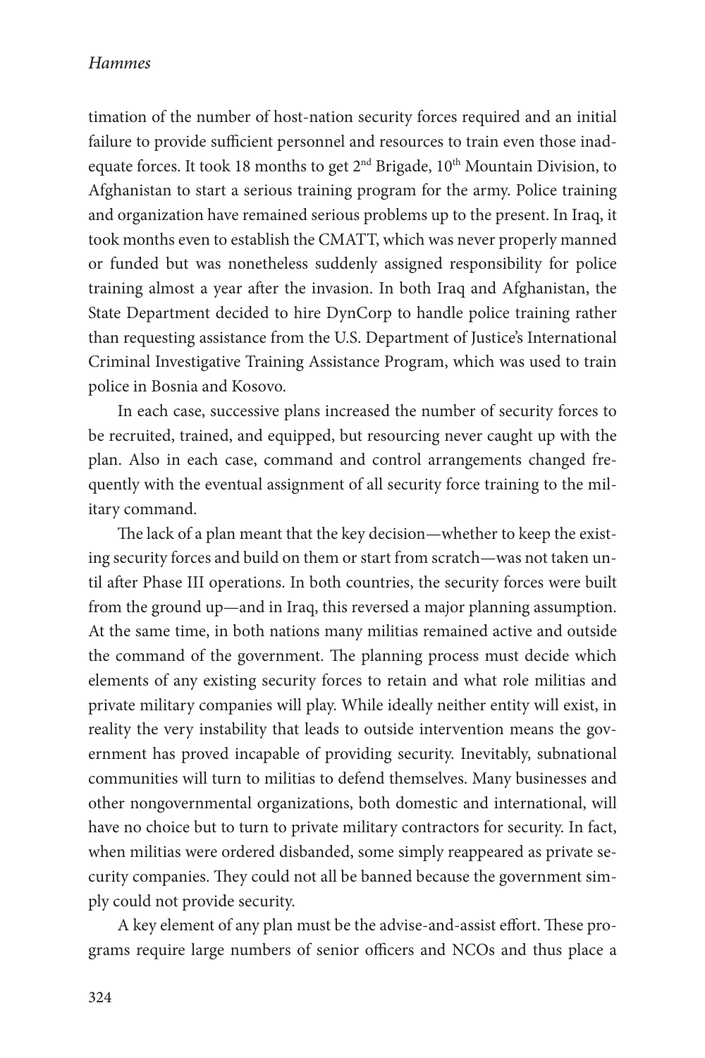timation of the number of host-nation security forces required and an initial failure to provide sufficient personnel and resources to train even those inadequate forces. It took 18 months to get 2nd Brigade, 10th Mountain Division, to Afghanistan to start a serious training program for the army. Police training and organization have remained serious problems up to the present. In Iraq, it took months even to establish the CMATT, which was never properly manned or funded but was nonetheless suddenly assigned responsibility for police training almost a year after the invasion. In both Iraq and Afghanistan, the State Department decided to hire DynCorp to handle police training rather than requesting assistance from the U.S. Department of Justice's International Criminal Investigative Training Assistance Program, which was used to train police in Bosnia and Kosovo.

In each case, successive plans increased the number of security forces to be recruited, trained, and equipped, but resourcing never caught up with the plan. Also in each case, command and control arrangements changed frequently with the eventual assignment of all security force training to the military command.

The lack of a plan meant that the key decision—whether to keep the existing security forces and build on them or start from scratch—was not taken until after Phase III operations. In both countries, the security forces were built from the ground up—and in Iraq, this reversed a major planning assumption. At the same time, in both nations many militias remained active and outside the command of the government. The planning process must decide which elements of any existing security forces to retain and what role militias and private military companies will play. While ideally neither entity will exist, in reality the very instability that leads to outside intervention means the government has proved incapable of providing security. Inevitably, subnational communities will turn to militias to defend themselves. Many businesses and other nongovernmental organizations, both domestic and international, will have no choice but to turn to private military contractors for security. In fact, when militias were ordered disbanded, some simply reappeared as private security companies. They could not all be banned because the government simply could not provide security.

A key element of any plan must be the advise-and-assist effort. These programs require large numbers of senior officers and NCOs and thus place a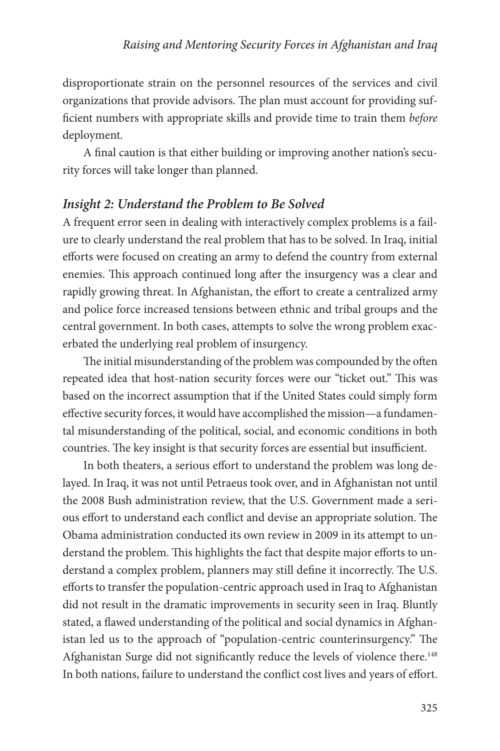disproportionate strain on the personnel resources of the services and civil organizations that provide advisors. The plan must account for providing sufficient numbers with appropriate skills and provide time to train them *before* deployment.

A final caution is that either building or improving another nation's security forces will take longer than planned.

### *Insight 2: Understand the Problem to Be Solved*

A frequent error seen in dealing with interactively complex problems is a failure to clearly understand the real problem that has to be solved. In Iraq, initial efforts were focused on creating an army to defend the country from external enemies. This approach continued long after the insurgency was a clear and rapidly growing threat. In Afghanistan, the effort to create a centralized army and police force increased tensions between ethnic and tribal groups and the central government. In both cases, attempts to solve the wrong problem exacerbated the underlying real problem of insurgency.

The initial misunderstanding of the problem was compounded by the often repeated idea that host-nation security forces were our "ticket out." This was based on the incorrect assumption that if the United States could simply form effective security forces, it would have accomplished the mission—a fundamental misunderstanding of the political, social, and economic conditions in both countries. The key insight is that security forces are essential but insufficient.

In both theaters, a serious effort to understand the problem was long delayed. In Iraq, it was not until Petraeus took over, and in Afghanistan not until the 2008 Bush administration review, that the U.S. Government made a serious effort to understand each conflict and devise an appropriate solution. The Obama administration conducted its own review in 2009 in its attempt to understand the problem. This highlights the fact that despite major efforts to understand a complex problem, planners may still define it incorrectly. The U.S. efforts to transfer the population-centric approach used in Iraq to Afghanistan did not result in the dramatic improvements in security seen in Iraq. Bluntly stated, a flawed understanding of the political and social dynamics in Afghanistan led us to the approach of "population-centric counterinsurgency." The Afghanistan Surge did not significantly reduce the levels of violence there.[148] In both nations, failure to understand the conflict cost lives and years of effort.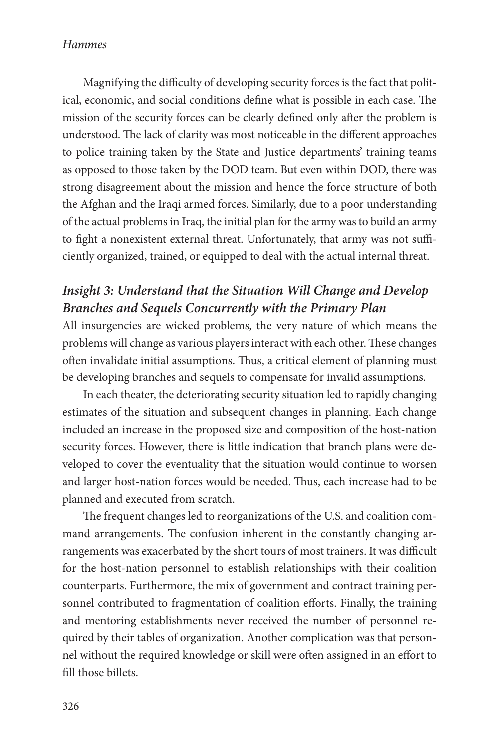Magnifying the difficulty of developing security forces is the fact that political, economic, and social conditions define what is possible in each case. The mission of the security forces can be clearly defined only after the problem is understood. The lack of clarity was most noticeable in the different approaches to police training taken by the State and Justice departments' training teams as opposed to those taken by the DOD team. But even within DOD, there was strong disagreement about the mission and hence the force structure of both the Afghan and the Iraqi armed forces. Similarly, due to a poor understanding of the actual problems in Iraq, the initial plan for the army was to build an army to fight a nonexistent external threat. Unfortunately, that army was not sufficiently organized, trained, or equipped to deal with the actual internal threat.

### *Insight 3: Understand that the Situation Will Change and Develop Branches and Sequels Concurrently with the Primary Plan*

All insurgencies are wicked problems, the very nature of which means the problems will change as various players interact with each other. These changes often invalidate initial assumptions. Thus, a critical element of planning must be developing branches and sequels to compensate for invalid assumptions.

In each theater, the deteriorating security situation led to rapidly changing estimates of the situation and subsequent changes in planning. Each change included an increase in the proposed size and composition of the host-nation security forces. However, there is little indication that branch plans were developed to cover the eventuality that the situation would continue to worsen and larger host-nation forces would be needed. Thus, each increase had to be planned and executed from scratch.

The frequent changes led to reorganizations of the U.S. and coalition command arrangements. The confusion inherent in the constantly changing arrangements was exacerbated by the short tours of most trainers. It was difficult for the host-nation personnel to establish relationships with their coalition counterparts. Furthermore, the mix of government and contract training personnel contributed to fragmentation of coalition efforts. Finally, the training and mentoring establishments never received the number of personnel required by their tables of organization. Another complication was that personnel without the required knowledge or skill were often assigned in an effort to fill those billets.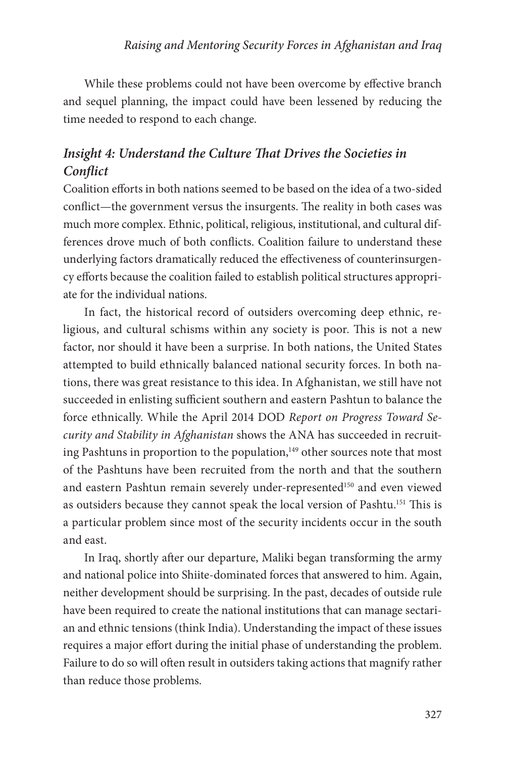While these problems could not have been overcome by effective branch and sequel planning, the impact could have been lessened by reducing the time needed to respond to each change.

### *Insight 4: Understand the Culture That Drives the Societies in Conflict*

Coalition efforts in both nations seemed to be based on the idea of a two-sided conflict—the government versus the insurgents. The reality in both cases was much more complex. Ethnic, political, religious, institutional, and cultural differences drove much of both conflicts. Coalition failure to understand these underlying factors dramatically reduced the effectiveness of counterinsurgency efforts because the coalition failed to establish political structures appropriate for the individual nations.

In fact, the historical record of outsiders overcoming deep ethnic, religious, and cultural schisms within any society is poor. This is not a new factor, nor should it have been a surprise. In both nations, the United States attempted to build ethnically balanced national security forces. In both nations, there was great resistance to this idea. In Afghanistan, we still have not succeeded in enlisting sufficient southern and eastern Pashtun to balance the force ethnically. While the April 2014 DOD *Report on Progress Toward Security and Stability in Afghanistan* shows the ANA has succeeded in recruiting Pashtuns in proportion to the population,[149] other sources note that most of the Pashtuns have been recruited from the north and that the southern and eastern Pashtun remain severely under-represented[150] and even viewed as outsiders because they cannot speak the local version of Pashtu.[151] This is a particular problem since most of the security incidents occur in the south and east.

In Iraq, shortly after our departure, Maliki began transforming the army and national police into Shiite-dominated forces that answered to him. Again, neither development should be surprising. In the past, decades of outside rule have been required to create the national institutions that can manage sectarian and ethnic tensions (think India). Understanding the impact of these issues requires a major effort during the initial phase of understanding the problem. Failure to do so will often result in outsiders taking actions that magnify rather than reduce those problems.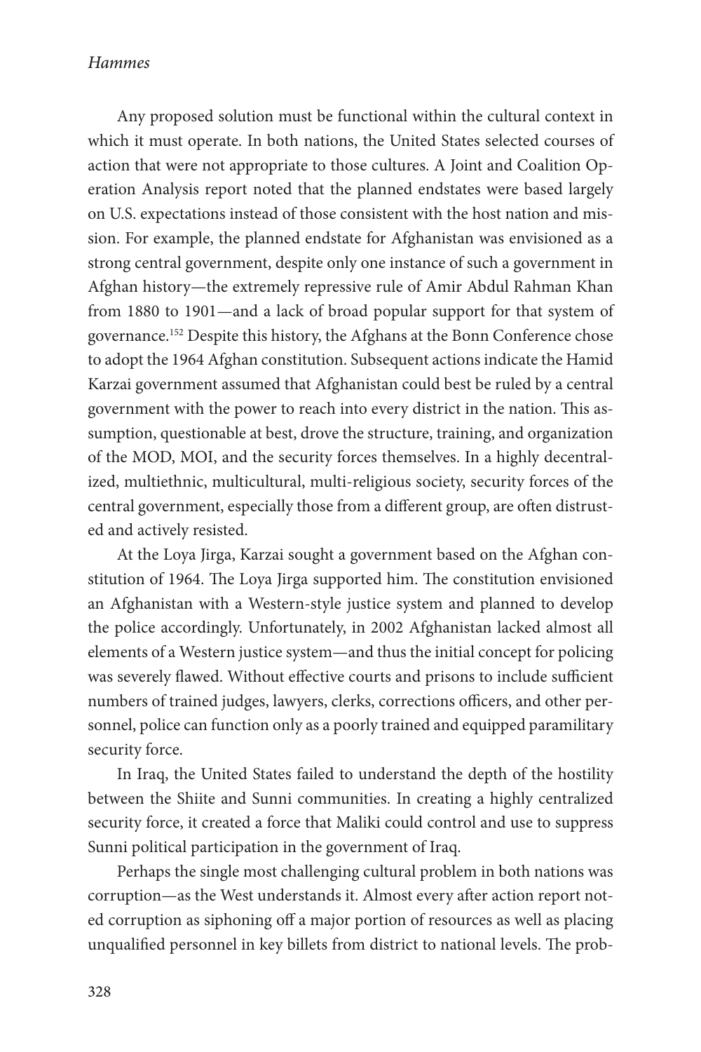Any proposed solution must be functional within the cultural context in which it must operate. In both nations, the United States selected courses of action that were not appropriate to those cultures. A Joint and Coalition Operation Analysis report noted that the planned endstates were based largely on U.S. expectations instead of those consistent with the host nation and mission. For example, the planned endstate for Afghanistan was envisioned as a strong central government, despite only one instance of such a government in Afghan history—the extremely repressive rule of Amir Abdul Rahman Khan from 1880 to 1901—and a lack of broad popular support for that system of governance.[152] Despite this history, the Afghans at the Bonn Conference chose to adopt the 1964 Afghan constitution. Subsequent actions indicate the Hamid Karzai government assumed that Afghanistan could best be ruled by a central government with the power to reach into every district in the nation. This assumption, questionable at best, drove the structure, training, and organization of the MOD, MOI, and the security forces themselves. In a highly decentralized, multiethnic, multicultural, multi-religious society, security forces of the central government, especially those from a different group, are often distrusted and actively resisted.

At the Loya Jirga, Karzai sought a government based on the Afghan constitution of 1964. The Loya Jirga supported him. The constitution envisioned an Afghanistan with a Western-style justice system and planned to develop the police accordingly. Unfortunately, in 2002 Afghanistan lacked almost all elements of a Western justice system—and thus the initial concept for policing was severely flawed. Without effective courts and prisons to include sufficient numbers of trained judges, lawyers, clerks, corrections officers, and other personnel, police can function only as a poorly trained and equipped paramilitary security force.

In Iraq, the United States failed to understand the depth of the hostility between the Shiite and Sunni communities. In creating a highly centralized security force, it created a force that Maliki could control and use to suppress Sunni political participation in the government of Iraq.

Perhaps the single most challenging cultural problem in both nations was corruption—as the West understands it. Almost every after action report noted corruption as siphoning off a major portion of resources as well as placing unqualified personnel in key billets from district to national levels. The prob-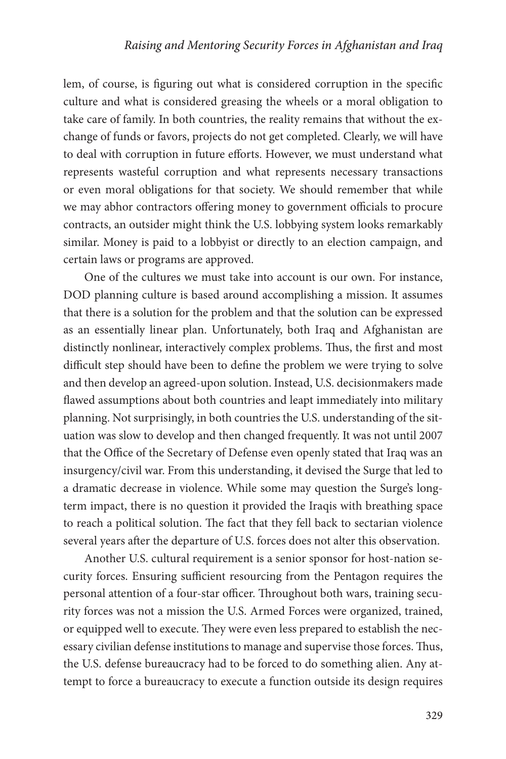lem, of course, is figuring out what is considered corruption in the specific culture and what is considered greasing the wheels or a moral obligation to take care of family. In both countries, the reality remains that without the exchange of funds or favors, projects do not get completed. Clearly, we will have to deal with corruption in future efforts. However, we must understand what represents wasteful corruption and what represents necessary transactions or even moral obligations for that society. We should remember that while we may abhor contractors offering money to government officials to procure contracts, an outsider might think the U.S. lobbying system looks remarkably similar. Money is paid to a lobbyist or directly to an election campaign, and certain laws or programs are approved.

One of the cultures we must take into account is our own. For instance, DOD planning culture is based around accomplishing a mission. It assumes that there is a solution for the problem and that the solution can be expressed as an essentially linear plan. Unfortunately, both Iraq and Afghanistan are distinctly nonlinear, interactively complex problems. Thus, the first and most difficult step should have been to define the problem we were trying to solve and then develop an agreed-upon solution. Instead, U.S. decisionmakers made flawed assumptions about both countries and leapt immediately into military planning. Not surprisingly, in both countries the U.S. understanding of the situation was slow to develop and then changed frequently. It was not until 2007 that the Office of the Secretary of Defense even openly stated that Iraq was an insurgency/civil war. From this understanding, it devised the Surge that led to a dramatic decrease in violence. While some may question the Surge's long-term impact, there is no question it provided the Iraqis with breathing space to reach a political solution. The fact that they fell back to sectarian violence several years after the departure of U.S. forces does not alter this observation.

Another U.S. cultural requirement is a senior sponsor for host-nation security forces. Ensuring sufficient resourcing from the Pentagon requires the personal attention of a four-star officer. Throughout both wars, training security forces was not a mission the U.S. Armed Forces were organized, trained, or equipped well to execute. They were even less prepared to establish the necessary civilian defense institutions to manage and supervise those forces. Thus, the U.S. defense bureaucracy had to be forced to do something alien. Any attempt to force a bureaucracy to execute a function outside its design requires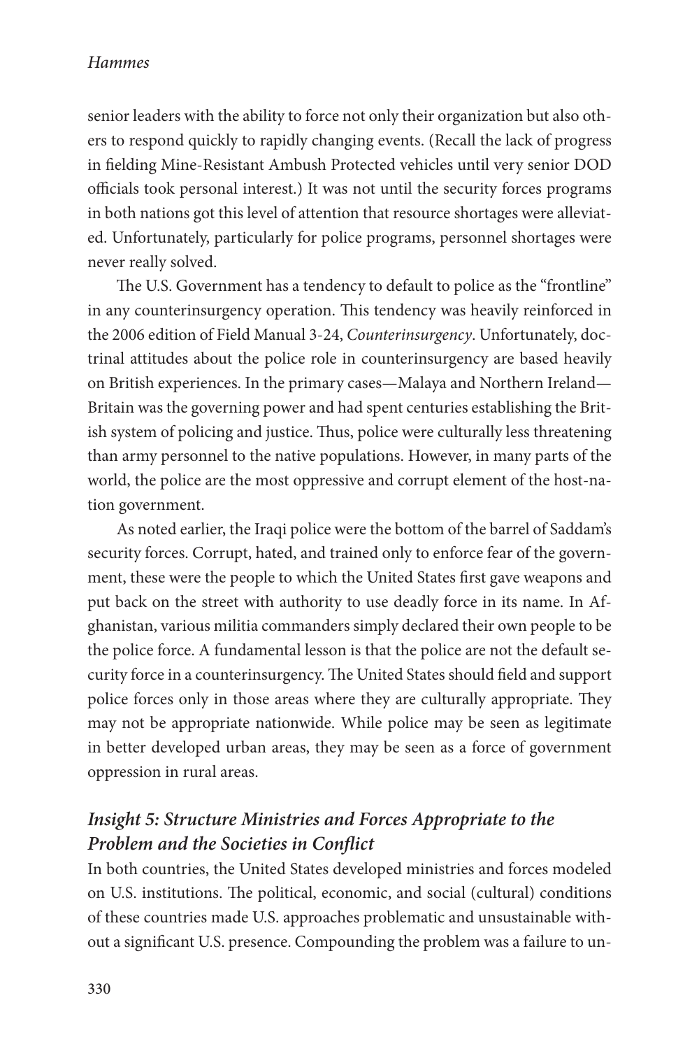senior leaders with the ability to force not only their organization but also others to respond quickly to rapidly changing events. (Recall the lack of progress in fielding Mine-Resistant Ambush Protected vehicles until very senior DOD officials took personal interest.) It was not until the security forces programs in both nations got this level of attention that resource shortages were alleviated. Unfortunately, particularly for police programs, personnel shortages were never really solved.

The U.S. Government has a tendency to default to police as the "frontline" in any counterinsurgency operation. This tendency was heavily reinforced in the 2006 edition of Field Manual 3-24, *Counterinsurgency*. Unfortunately, doctrinal attitudes about the police role in counterinsurgency are based heavily on British experiences. In the primary cases—Malaya and Northern Ireland—Britain was the governing power and had spent centuries establishing the British system of policing and justice. Thus, police were culturally less threatening than army personnel to the native populations. However, in many parts of the world, the police are the most oppressive and corrupt element of the host-nation government.

As noted earlier, the Iraqi police were the bottom of the barrel of Saddam's security forces. Corrupt, hated, and trained only to enforce fear of the government, these were the people to which the United States first gave weapons and put back on the street with authority to use deadly force in its name. In Afghanistan, various militia commanders simply declared their own people to be the police force. A fundamental lesson is that the police are not the default security force in a counterinsurgency. The United States should field and support police forces only in those areas where they are culturally appropriate. They may not be appropriate nationwide. While police may be seen as legitimate in better developed urban areas, they may be seen as a force of government oppression in rural areas.

### *Insight 5: Structure Ministries and Forces Appropriate to the Problem and the Societies in Conflict*

In both countries, the United States developed ministries and forces modeled on U.S. institutions. The political, economic, and social (cultural) conditions of these countries made U.S. approaches problematic and unsustainable without a significant U.S. presence. Compounding the problem was a failure to un-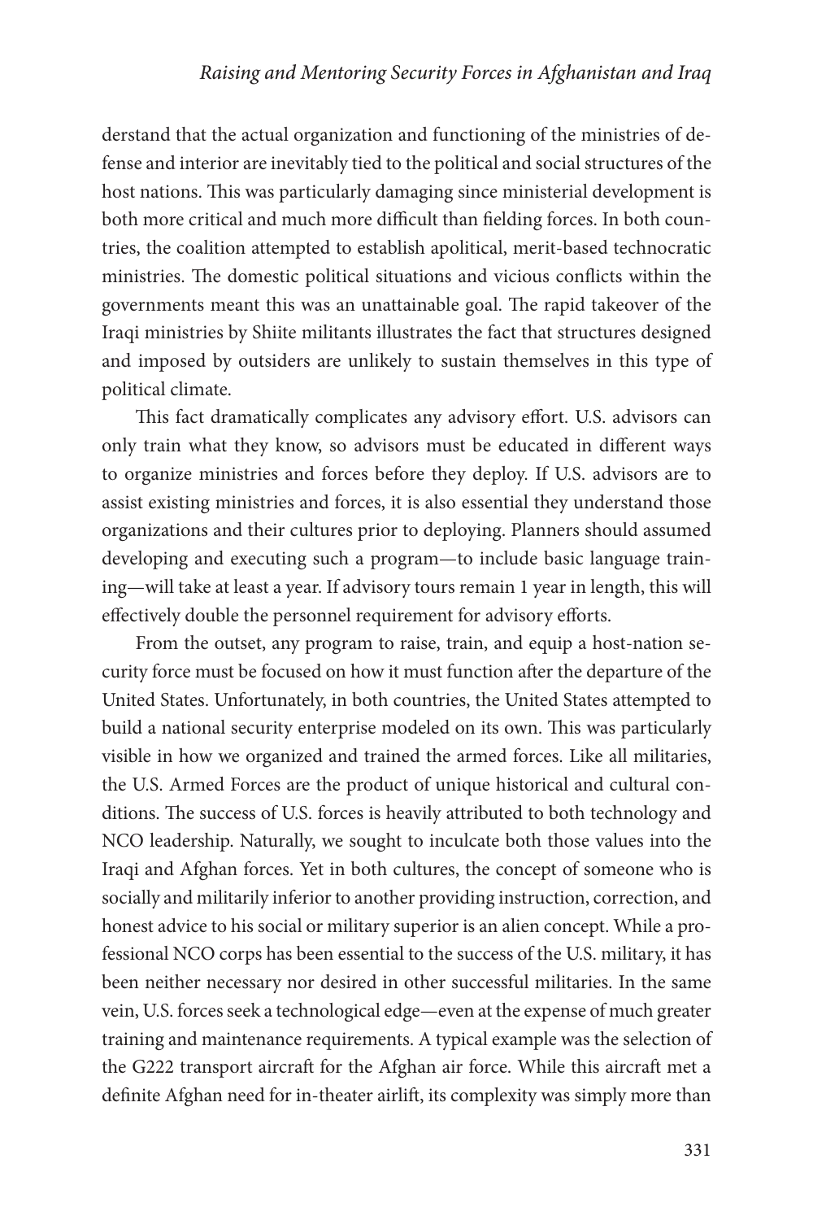derstand that the actual organization and functioning of the ministries of defense and interior are inevitably tied to the political and social structures of the host nations. This was particularly damaging since ministerial development is both more critical and much more difficult than fielding forces. In both countries, the coalition attempted to establish apolitical, merit-based technocratic ministries. The domestic political situations and vicious conflicts within the governments meant this was an unattainable goal. The rapid takeover of the Iraqi ministries by Shiite militants illustrates the fact that structures designed and imposed by outsiders are unlikely to sustain themselves in this type of political climate.

This fact dramatically complicates any advisory effort. U.S. advisors can only train what they know, so advisors must be educated in different ways to organize ministries and forces before they deploy. If U.S. advisors are to assist existing ministries and forces, it is also essential they understand those organizations and their cultures prior to deploying. Planners should assumed developing and executing such a program—to include basic language training—will take at least a year. If advisory tours remain 1 year in length, this will effectively double the personnel requirement for advisory efforts.

From the outset, any program to raise, train, and equip a host-nation security force must be focused on how it must function after the departure of the United States. Unfortunately, in both countries, the United States attempted to build a national security enterprise modeled on its own. This was particularly visible in how we organized and trained the armed forces. Like all militaries, the U.S. Armed Forces are the product of unique historical and cultural conditions. The success of U.S. forces is heavily attributed to both technology and NCO leadership. Naturally, we sought to inculcate both those values into the Iraqi and Afghan forces. Yet in both cultures, the concept of someone who is socially and militarily inferior to another providing instruction, correction, and honest advice to his social or military superior is an alien concept. While a professional NCO corps has been essential to the success of the U.S. military, it has been neither necessary nor desired in other successful militaries. In the same vein, U.S. forces seek a technological edge—even at the expense of much greater training and maintenance requirements. A typical example was the selection of the G222 transport aircraft for the Afghan air force. While this aircraft met a definite Afghan need for in-theater airlift, its complexity was simply more than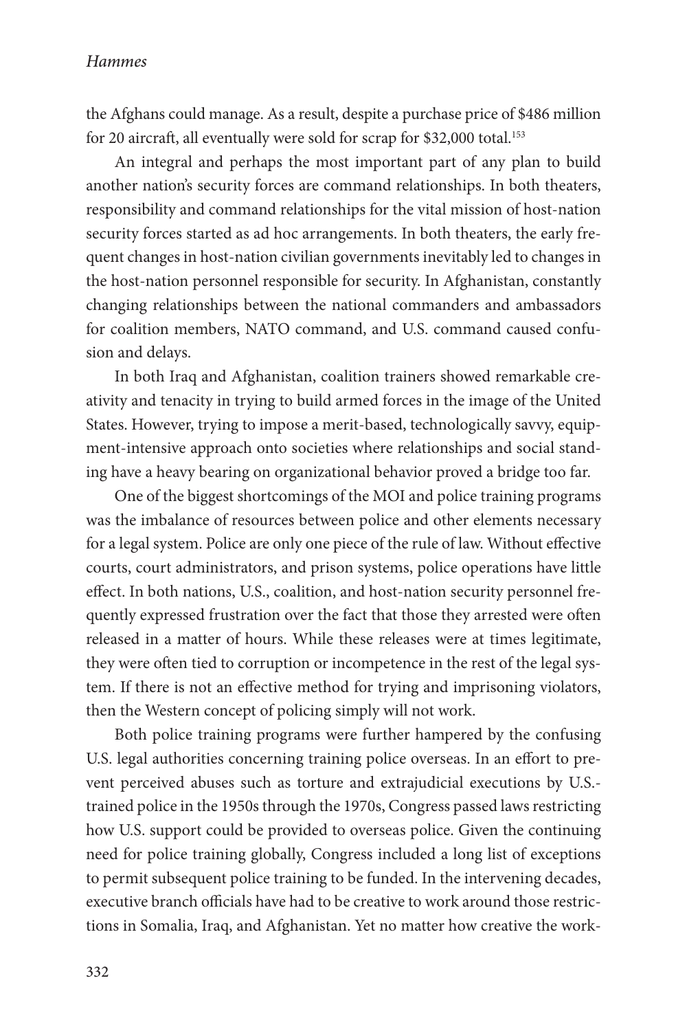the Afghans could manage. As a result, despite a purchase price of $486 million for 20 aircraft, all eventually were sold for scrap for $32,000 total.[153]

An integral and perhaps the most important part of any plan to build another nation's security forces are command relationships. In both theaters, responsibility and command relationships for the vital mission of host-nation security forces started as ad hoc arrangements. In both theaters, the early frequent changes in host-nation civilian governments inevitably led to changes in the host-nation personnel responsible for security. In Afghanistan, constantly changing relationships between the national commanders and ambassadors for coalition members, NATO command, and U.S. command caused confusion and delays.

In both Iraq and Afghanistan, coalition trainers showed remarkable creativity and tenacity in trying to build armed forces in the image of the United States. However, trying to impose a merit-based, technologically savvy, equipment-intensive approach onto societies where relationships and social standing have a heavy bearing on organizational behavior proved a bridge too far.

One of the biggest shortcomings of the MOI and police training programs was the imbalance of resources between police and other elements necessary for a legal system. Police are only one piece of the rule of law. Without effective courts, court administrators, and prison systems, police operations have little effect. In both nations, U.S., coalition, and host-nation security personnel frequently expressed frustration over the fact that those they arrested were often released in a matter of hours. While these releases were at times legitimate, they were often tied to corruption or incompetence in the rest of the legal system. If there is not an effective method for trying and imprisoning violators, then the Western concept of policing simply will not work.

Both police training programs were further hampered by the confusing U.S. legal authorities concerning training police overseas. In an effort to prevent perceived abuses such as torture and extrajudicial executions by U.S.-trained police in the 1950s through the 1970s, Congress passed laws restricting how U.S. support could be provided to overseas police. Given the continuing need for police training globally, Congress included a long list of exceptions to permit subsequent police training to be funded. In the intervening decades, executive branch officials have had to be creative to work around those restrictions in Somalia, Iraq, and Afghanistan. Yet no matter how creative the work-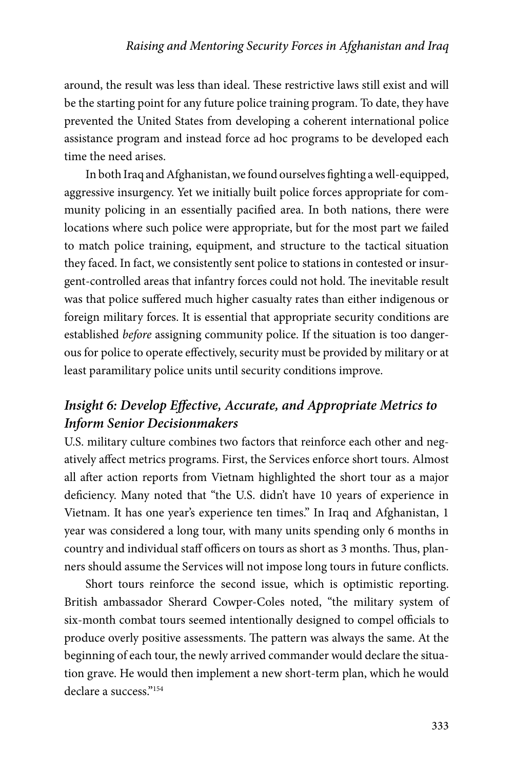around, the result was less than ideal. These restrictive laws still exist and will be the starting point for any future police training program. To date, they have prevented the United States from developing a coherent international police assistance program and instead force ad hoc programs to be developed each time the need arises.

In both Iraq and Afghanistan, we found ourselves fighting a well-equipped, aggressive insurgency. Yet we initially built police forces appropriate for community policing in an essentially pacified area. In both nations, there were locations where such police were appropriate, but for the most part we failed to match police training, equipment, and structure to the tactical situation they faced. In fact, we consistently sent police to stations in contested or insurgent-controlled areas that infantry forces could not hold. The inevitable result was that police suffered much higher casualty rates than either indigenous or foreign military forces. It is essential that appropriate security conditions are established *before* assigning community police. If the situation is too dangerous for police to operate effectively, security must be provided by military or at least paramilitary police units until security conditions improve.

## *Insight 6: Develop Effective, Accurate, and Appropriate Metrics to Inform Senior Decisionmakers*

U.S. military culture combines two factors that reinforce each other and negatively affect metrics programs. First, the Services enforce short tours. Almost all after action reports from Vietnam highlighted the short tour as a major deficiency. Many noted that "the U.S. didn't have 10 years of experience in Vietnam. It has one year's experience ten times." In Iraq and Afghanistan, 1 year was considered a long tour, with many units spending only 6 months in country and individual staff officers on tours as short as 3 months. Thus, planners should assume the Services will not impose long tours in future conflicts.

Short tours reinforce the second issue, which is optimistic reporting. British ambassador Sherard Cowper-Coles noted, "the military system of six-month combat tours seemed intentionally designed to compel officials to produce overly positive assessments. The pattern was always the same. At the beginning of each tour, the newly arrived commander would declare the situation grave. He would then implement a new short-term plan, which he would declare a success."[154]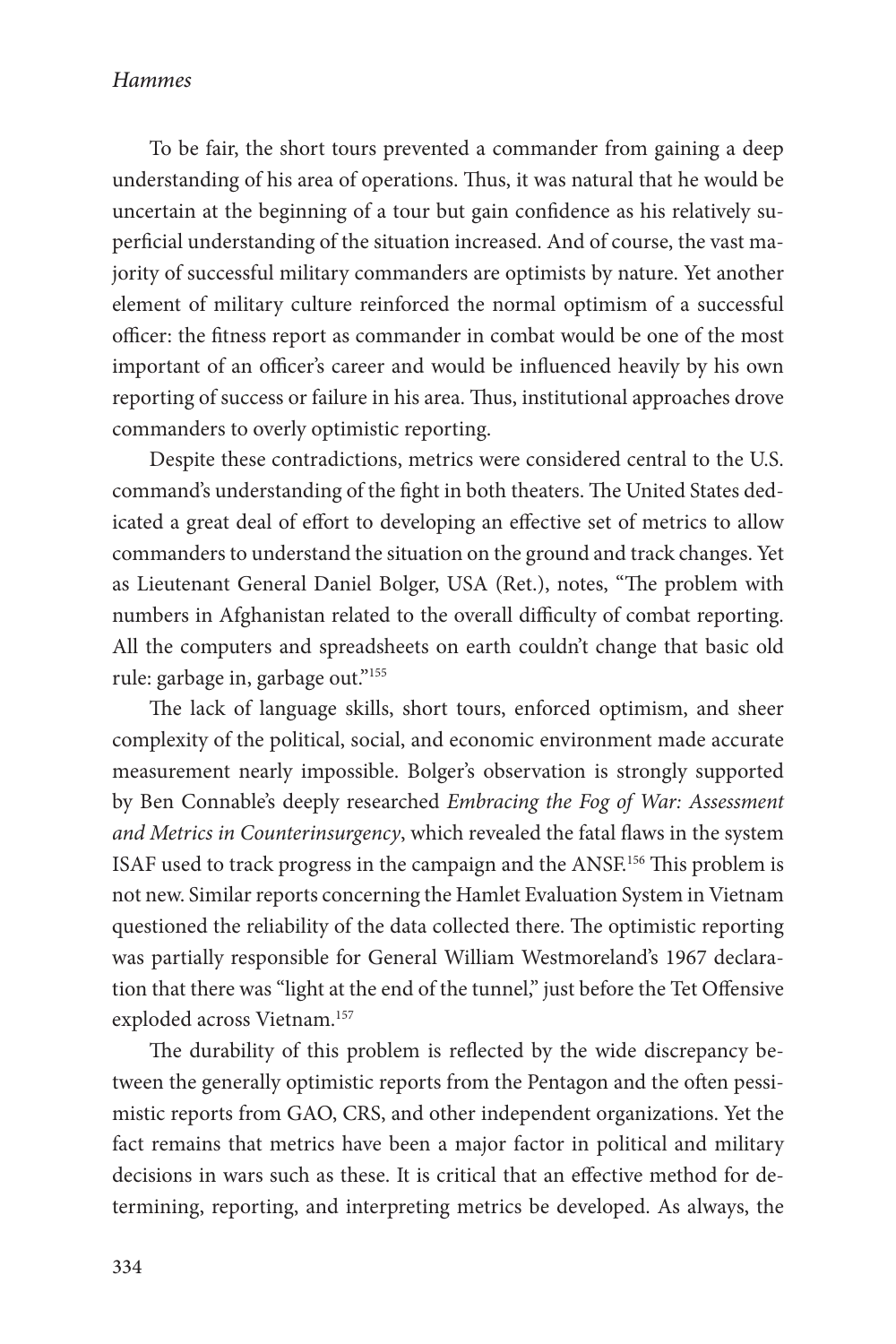To be fair, the short tours prevented a commander from gaining a deep understanding of his area of operations. Thus, it was natural that he would be uncertain at the beginning of a tour but gain confidence as his relatively superficial understanding of the situation increased. And of course, the vast majority of successful military commanders are optimists by nature. Yet another element of military culture reinforced the normal optimism of a successful officer: the fitness report as commander in combat would be one of the most important of an officer's career and would be influenced heavily by his own reporting of success or failure in his area. Thus, institutional approaches drove commanders to overly optimistic reporting.

Despite these contradictions, metrics were considered central to the U.S. command's understanding of the fight in both theaters. The United States dedicated a great deal of effort to developing an effective set of metrics to allow commanders to understand the situation on the ground and track changes. Yet as Lieutenant General Daniel Bolger, USA (Ret.), notes, "The problem with numbers in Afghanistan related to the overall difficulty of combat reporting. All the computers and spreadsheets on earth couldn't change that basic old rule: garbage in, garbage out."[155]

The lack of language skills, short tours, enforced optimism, and sheer complexity of the political, social, and economic environment made accurate measurement nearly impossible. Bolger's observation is strongly supported by Ben Connable's deeply researched *Embracing the Fog of War: Assessment and Metrics in Counterinsurgency*, which revealed the fatal flaws in the system ISAF used to track progress in the campaign and the ANSF.[156] This problem is not new. Similar reports concerning the Hamlet Evaluation System in Vietnam questioned the reliability of the data collected there. The optimistic reporting was partially responsible for General William Westmoreland's 1967 declaration that there was "light at the end of the tunnel," just before the Tet Offensive exploded across Vietnam.[157]

The durability of this problem is reflected by the wide discrepancy between the generally optimistic reports from the Pentagon and the often pessimistic reports from GAO, CRS, and other independent organizations. Yet the fact remains that metrics have been a major factor in political and military decisions in wars such as these. It is critical that an effective method for determining, reporting, and interpreting metrics be developed. As always, the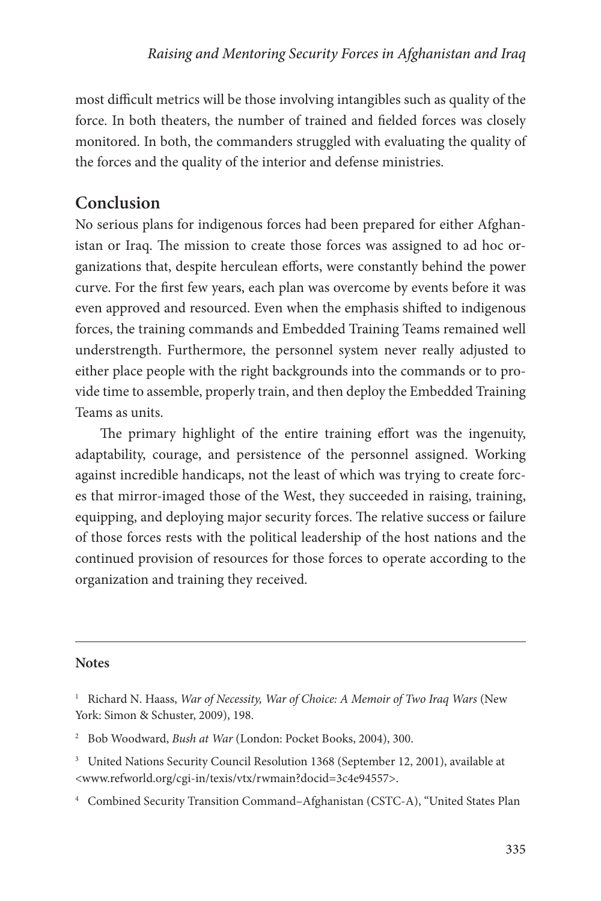most difficult metrics will be those involving intangibles such as quality of the force. In both theaters, the number of trained and fielded forces was closely monitored. In both, the commanders struggled with evaluating the quality of the forces and the quality of the interior and defense ministries.

## Conclusion

No serious plans for indigenous forces had been prepared for either Afghanistan or Iraq. The mission to create those forces was assigned to ad hoc organizations that, despite herculean efforts, were constantly behind the power curve. For the first few years, each plan was overcome by events before it was even approved and resourced. Even when the emphasis shifted to indigenous forces, the training commands and Embedded Training Teams remained well understrength. Furthermore, the personnel system never really adjusted to either place people with the right backgrounds into the commands or to provide time to assemble, properly train, and then deploy the Embedded Training Teams as units.

The primary highlight of the entire training effort was the ingenuity, adaptability, courage, and persistence of the personnel assigned. Working against incredible handicaps, not the least of which was trying to create forces that mirror-imaged those of the West, they succeeded in raising, training, equipping, and deploying major security forces. The relative success or failure of those forces rests with the political leadership of the host nations and the continued provision of resources for those forces to operate according to the organization and training they received.

---

**Notes**

[1] Richard N. Haass, *War of Necessity, War of Choice: A Memoir of Two Iraq Wars* (New York: Simon & Schuster, 2009), 198.

[2] Bob Woodward, *Bush at War* (London: Pocket Books, 2004), 300.

[3] United Nations Security Council Resolution 1368 (September 12, 2001), available at <www.refworld.org/cgi-in/texis/vtx/rwmain?docid=3c4e94557>.

[4] Combined Security Transition Command–Afghanistan (CSTC-A), "United States Plan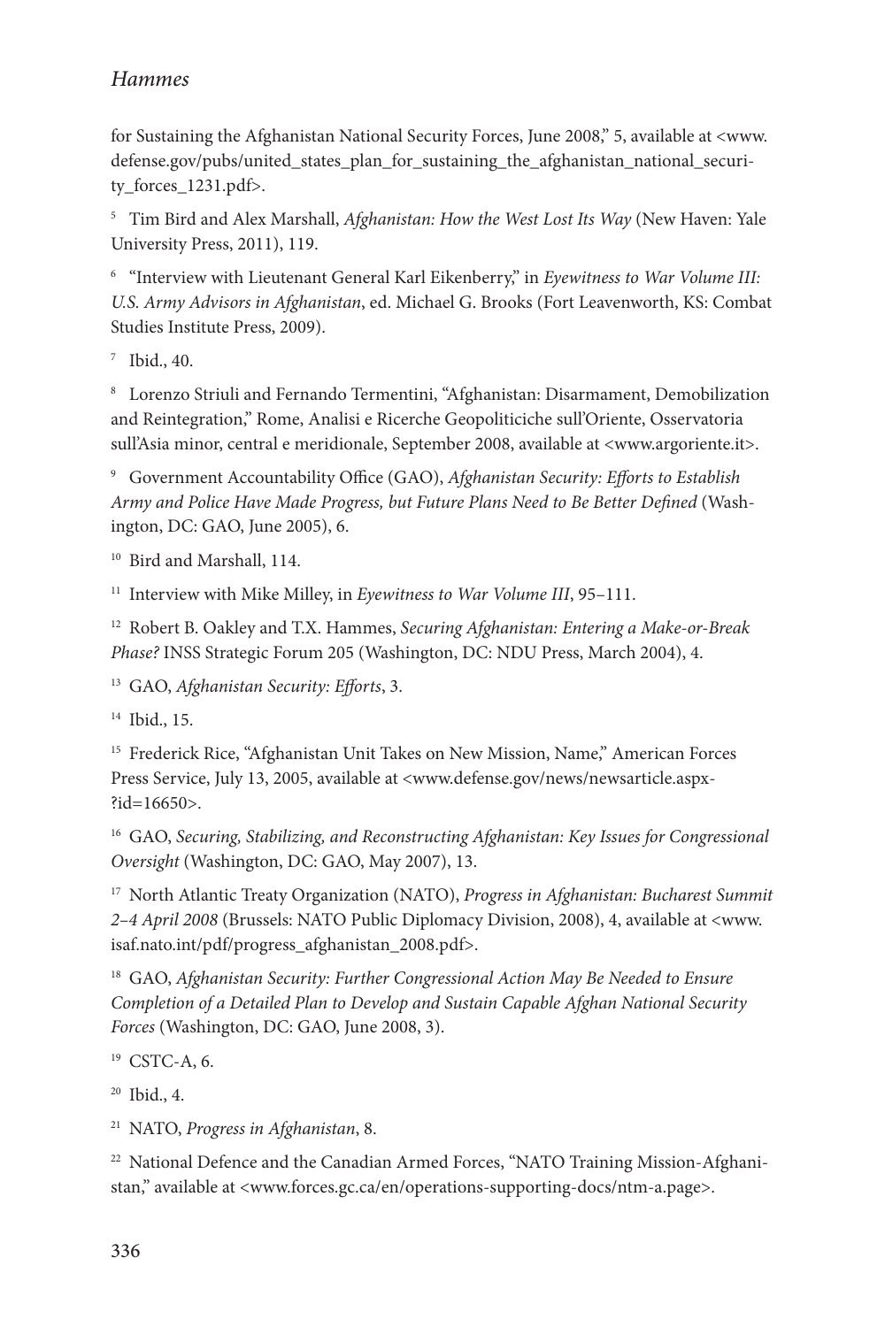for Sustaining the Afghanistan National Security Forces, June 2008," 5, available at <www.defense.gov/pubs/united_states_plan_for_sustaining_the_afghanistan_national_security_forces_1231.pdf>.

[5] Tim Bird and Alex Marshall, *Afghanistan: How the West Lost Its Way* (New Haven: Yale University Press, 2011), 119.

[6] "Interview with Lieutenant General Karl Eikenberry," in *Eyewitness to War Volume III: U.S. Army Advisors in Afghanistan*, ed. Michael G. Brooks (Fort Leavenworth, KS: Combat Studies Institute Press, 2009).

[7] Ibid., 40.

[8] Lorenzo Striuli and Fernando Termentini, "Afghanistan: Disarmament, Demobilization and Reintegration," Rome, Analisi e Ricerche Geopoliticiche sull'Oriente, Osservatoria sull'Asia minor, central e meridionale, September 2008, available at <www.argoriente.it>.

[9] Government Accountability Office (GAO), *Afghanistan Security: Efforts to Establish Army and Police Have Made Progress, but Future Plans Need to Be Better Defined* (Washington, DC: GAO, June 2005), 6.

[10] Bird and Marshall, 114.

[11] Interview with Mike Milley, in *Eyewitness to War Volume III*, 95–111.

[12] Robert B. Oakley and T.X. Hammes, *Securing Afghanistan: Entering a Make-or-Break Phase?* INSS Strategic Forum 205 (Washington, DC: NDU Press, March 2004), 4.

[13] GAO, *Afghanistan Security: Efforts*, 3.

[14] Ibid., 15.

[15] Frederick Rice, "Afghanistan Unit Takes on New Mission, Name," American Forces Press Service, July 13, 2005, available at <www.defense.gov/news/newsarticle.aspx?id=16650>.

[16] GAO, *Securing, Stabilizing, and Reconstructing Afghanistan: Key Issues for Congressional Oversight* (Washington, DC: GAO, May 2007), 13.

[17] North Atlantic Treaty Organization (NATO), *Progress in Afghanistan: Bucharest Summit 2–4 April 2008* (Brussels: NATO Public Diplomacy Division, 2008), 4, available at <www.isaf.nato.int/pdf/progress_afghanistan_2008.pdf>.

[18] GAO, *Afghanistan Security: Further Congressional Action May Be Needed to Ensure Completion of a Detailed Plan to Develop and Sustain Capable Afghan National Security Forces* (Washington, DC: GAO, June 2008, 3).

[19] CSTC-A, 6.

[20] Ibid., 4.

[21] NATO, *Progress in Afghanistan*, 8.

[22] National Defence and the Canadian Armed Forces, "NATO Training Mission-Afghanistan," available at <www.forces.gc.ca/en/operations-supporting-docs/ntm-a.page>.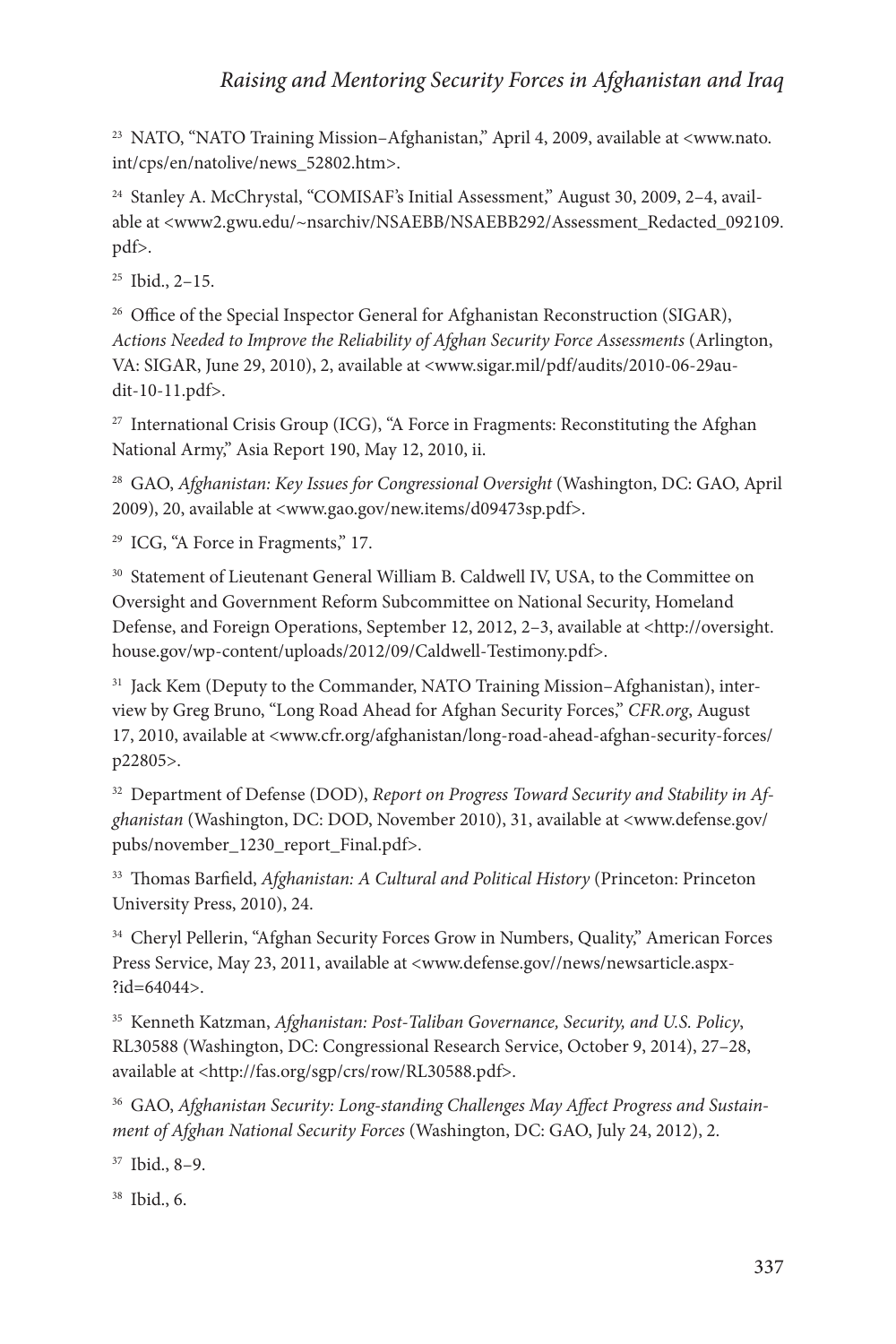[23] NATO, "NATO Training Mission–Afghanistan," April 4, 2009, available at <www.nato.int/cps/en/natolive/news_52802.htm>.

[24] Stanley A. McChrystal, "COMISAF's Initial Assessment," August 30, 2009, 2–4, available at <www2.gwu.edu/~nsarchiv/NSAEBB/NSAEBB292/Assessment_Redacted_092109.pdf>.

[25] Ibid., 2–15.

[26] Office of the Special Inspector General for Afghanistan Reconstruction (SIGAR), *Actions Needed to Improve the Reliability of Afghan Security Force Assessments* (Arlington, VA: SIGAR, June 29, 2010), 2, available at <www.sigar.mil/pdf/audits/2010-06-29audit-10-11.pdf>.

[27] International Crisis Group (ICG), "A Force in Fragments: Reconstituting the Afghan National Army," Asia Report 190, May 12, 2010, ii.

[28] GAO, *Afghanistan: Key Issues for Congressional Oversight* (Washington, DC: GAO, April 2009), 20, available at <www.gao.gov/new.items/d09473sp.pdf>.

[29] ICG, "A Force in Fragments," 17.

[30] Statement of Lieutenant General William B. Caldwell IV, USA, to the Committee on Oversight and Government Reform Subcommittee on National Security, Homeland Defense, and Foreign Operations, September 12, 2012, 2–3, available at <http://oversight.house.gov/wp-content/uploads/2012/09/Caldwell-Testimony.pdf>.

[31] Jack Kem (Deputy to the Commander, NATO Training Mission–Afghanistan), interview by Greg Bruno, "Long Road Ahead for Afghan Security Forces," *CFR.org*, August 17, 2010, available at <www.cfr.org/afghanistan/long-road-ahead-afghan-security-forces/p22805>.

[32] Department of Defense (DOD), *Report on Progress Toward Security and Stability in Afghanistan* (Washington, DC: DOD, November 2010), 31, available at <www.defense.gov/pubs/november_1230_report_Final.pdf>.

[33] Thomas Barfield, *Afghanistan: A Cultural and Political History* (Princeton: Princeton University Press, 2010), 24.

[34] Cheryl Pellerin, "Afghan Security Forces Grow in Numbers, Quality," American Forces Press Service, May 23, 2011, available at <www.defense.gov//news/newsarticle.aspx?id=64044>.

[35] Kenneth Katzman, *Afghanistan: Post-Taliban Governance, Security, and U.S. Policy*, RL30588 (Washington, DC: Congressional Research Service, October 9, 2014), 27–28, available at <http://fas.org/sgp/crs/row/RL30588.pdf>.

[36] GAO, *Afghanistan Security: Long-standing Challenges May Affect Progress and Sustainment of Afghan National Security Forces* (Washington, DC: GAO, July 24, 2012), 2.

[37] Ibid., 8–9.

[38] Ibid., 6.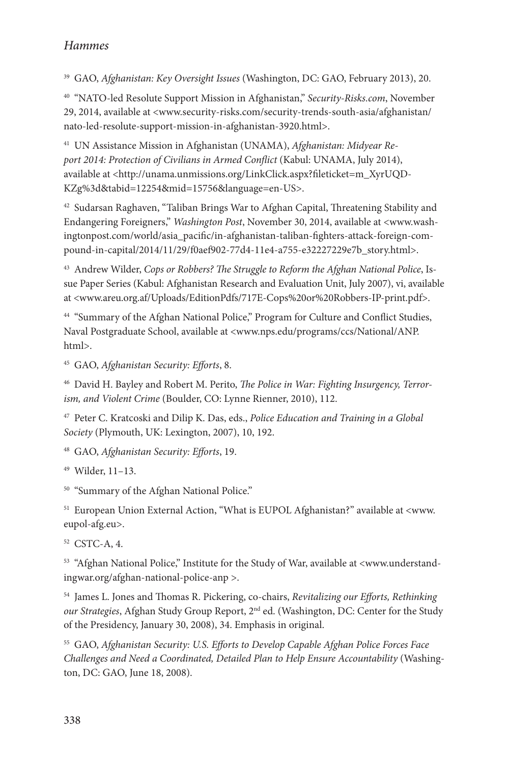[39] GAO, *Afghanistan: Key Oversight Issues* (Washington, DC: GAO, February 2013), 20.

[40] "NATO-led Resolute Support Mission in Afghanistan," *Security-Risks.com*, November 29, 2014, available at <www.security-risks.com/security-trends-south-asia/afghanistan/nato-led-resolute-support-mission-in-afghanistan-3920.html>.

[41] UN Assistance Mission in Afghanistan (UNAMA), *Afghanistan: Midyear Report 2014: Protection of Civilians in Armed Conflict* (Kabul: UNAMA, July 2014), available at <http://unama.unmissions.org/LinkClick.aspx?fileticket=m_XyrUQD-KZg%3d&tabid=12254&mid=15756&language=en-US>.

[42] Sudarsan Raghaven, "Taliban Brings War to Afghan Capital, Threatening Stability and Endangering Foreigners," *Washington Post*, November 30, 2014, available at <www.washingtonpost.com/world/asia_pacific/in-afghanistan-taliban-fighters-attack-foreign-compound-in-capital/2014/11/29/f0aef902-77d4-11e4-a755-e32227229e7b_story.html>.

[43] Andrew Wilder, *Cops or Robbers? The Struggle to Reform the Afghan National Police*, Issue Paper Series (Kabul: Afghanistan Research and Evaluation Unit, July 2007), vi, available at <www.areu.org.af/Uploads/EditionPdfs/717E-Cops%20or%20Robbers-IP-print.pdf>.

[44] "Summary of the Afghan National Police," Program for Culture and Conflict Studies, Naval Postgraduate School, available at <www.nps.edu/programs/ccs/National/ANP.html>.

[45] GAO, *Afghanistan Security: Efforts*, 8.

[46] David H. Bayley and Robert M. Perito, *The Police in War: Fighting Insurgency, Terrorism, and Violent Crime* (Boulder, CO: Lynne Rienner, 2010), 112.

[47] Peter C. Kratcoski and Dilip K. Das, eds., *Police Education and Training in a Global Society* (Plymouth, UK: Lexington, 2007), 10, 192.

[48] GAO, *Afghanistan Security: Efforts*, 19.

[49] Wilder, 11–13.

[50] "Summary of the Afghan National Police."

[51] European Union External Action, "What is EUPOL Afghanistan?" available at <www.eupol-afg.eu>.

[52] CSTC-A, 4.

[53] "Afghan National Police," Institute for the Study of War, available at <www.understandingwar.org/afghan-national-police-anp >.

[54] James L. Jones and Thomas R. Pickering, co-chairs, *Revitalizing our Efforts, Rethinking our Strategies*, Afghan Study Group Report, 2nd ed. (Washington, DC: Center for the Study of the Presidency, January 30, 2008), 34. Emphasis in original.

[55] GAO, *Afghanistan Security: U.S. Efforts to Develop Capable Afghan Police Forces Face Challenges and Need a Coordinated, Detailed Plan to Help Ensure Accountability* (Washington, DC: GAO, June 18, 2008).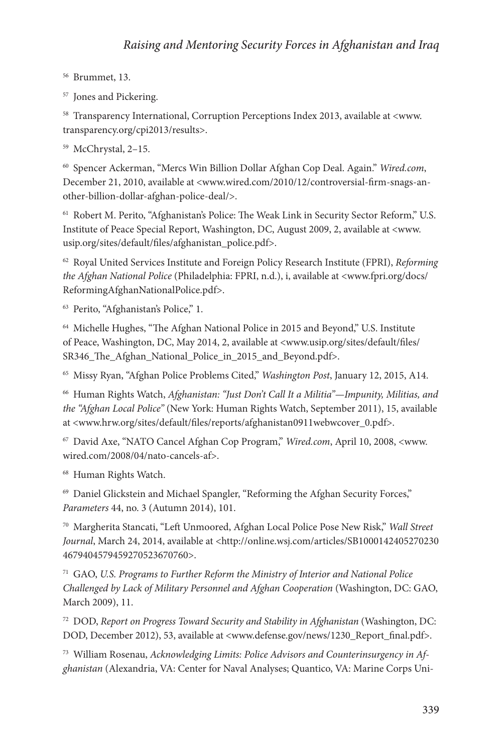[56] Brummet, 13.

[57] Jones and Pickering.

[58] Transparency International, Corruption Perceptions Index 2013, available at <www.transparency.org/cpi2013/results>.

[59] McChrystal, 2–15.

[60] Spencer Ackerman, "Mercs Win Billion Dollar Afghan Cop Deal. Again." *Wired.com*, December 21, 2010, available at <www.wired.com/2010/12/controversial-firm-snags-another-billion-dollar-afghan-police-deal/>.

[61] Robert M. Perito, "Afghanistan's Police: The Weak Link in Security Sector Reform," U.S. Institute of Peace Special Report, Washington, DC, August 2009, 2, available at <www.usip.org/sites/default/files/afghanistan_police.pdf>.

[62] Royal United Services Institute and Foreign Policy Research Institute (FPRI), *Reforming the Afghan National Police* (Philadelphia: FPRI, n.d.), i, available at <www.fpri.org/docs/ReformingAfghanNationalPolice.pdf>.

[63] Perito, "Afghanistan's Police," 1.

[64] Michelle Hughes, "The Afghan National Police in 2015 and Beyond," U.S. Institute of Peace, Washington, DC, May 2014, 2, available at <www.usip.org/sites/default/files/SR346_The_Afghan_National_Police_in_2015_and_Beyond.pdf>.

[65] Missy Ryan, "Afghan Police Problems Cited," *Washington Post*, January 12, 2015, A14.

[66] Human Rights Watch, *Afghanistan: "Just Don't Call It a Militia"—Impunity, Militias, and the "Afghan Local Police"* (New York: Human Rights Watch, September 2011), 15, available at <www.hrw.org/sites/default/files/reports/afghanistan0911webwcover_0.pdf>.

[67] David Axe, "NATO Cancel Afghan Cop Program," *Wired.com*, April 10, 2008, <www.wired.com/2008/04/nato-cancels-af>.

[68] Human Rights Watch.

[69] Daniel Glickstein and Michael Spangler, "Reforming the Afghan Security Forces," *Parameters* 44, no. 3 (Autumn 2014), 101.

[70] Margherita Stancati, "Left Unmoored, Afghan Local Police Pose New Risk," *Wall Street Journal*, March 24, 2014, available at <http://online.wsj.com/articles/SB10001424052702304679404579459270523670760>.

[71] GAO, *U.S. Programs to Further Reform the Ministry of Interior and National Police Challenged by Lack of Military Personnel and Afghan Cooperation* (Washington, DC: GAO, March 2009), 11.

[72] DOD, *Report on Progress Toward Security and Stability in Afghanistan* (Washington, DC: DOD, December 2012), 53, available at <www.defense.gov/news/1230_Report_final.pdf>.

[73] William Rosenau, *Acknowledging Limits: Police Advisors and Counterinsurgency in Afghanistan* (Alexandria, VA: Center for Naval Analyses; Quantico, VA: Marine Corps Uni-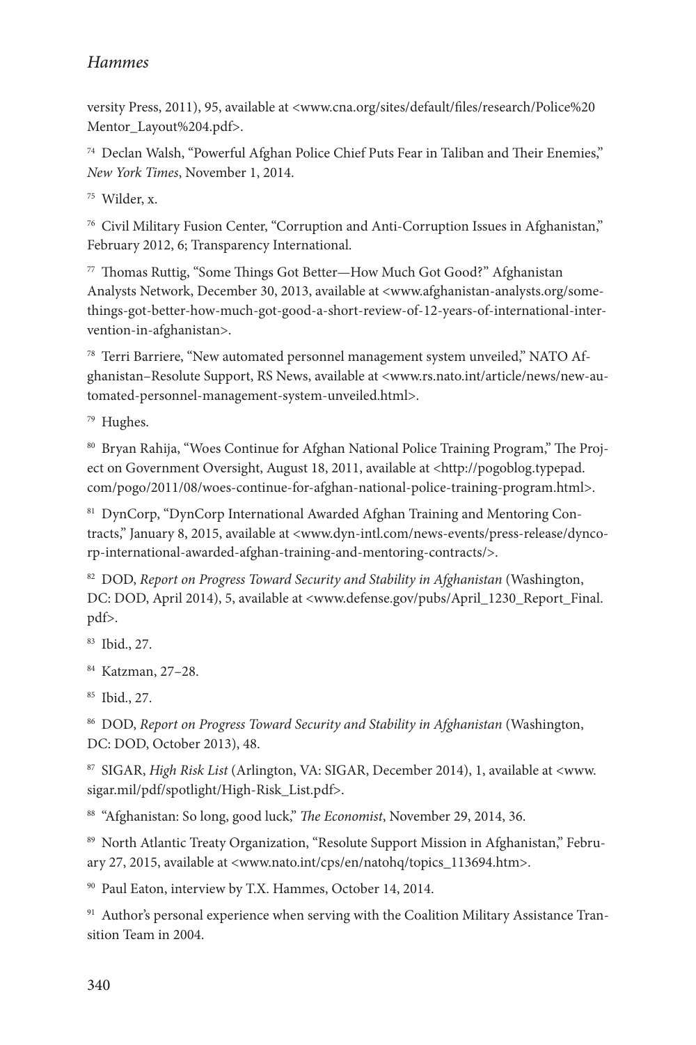versity Press, 2011), 95, available at <www.cna.org/sites/default/files/research/Police%20 Mentor_Layout%204.pdf>.

[74] Declan Walsh, "Powerful Afghan Police Chief Puts Fear in Taliban and Their Enemies," *New York Times*, November 1, 2014.

[75] Wilder, x.

[76] Civil Military Fusion Center, "Corruption and Anti-Corruption Issues in Afghanistan," February 2012, 6; Transparency International.

[77] Thomas Ruttig, "Some Things Got Better—How Much Got Good?" Afghanistan Analysts Network, December 30, 2013, available at <www.afghanistan-analysts.org/some-things-got-better-how-much-got-good-a-short-review-of-12-years-of-international-intervention-in-afghanistan>.

[78] Terri Barriere, "New automated personnel management system unveiled," NATO Afghanistan–Resolute Support, RS News, available at <www.rs.nato.int/article/news/new-automated-personnel-management-system-unveiled.html>.

[79] Hughes.

[80] Bryan Rahija, "Woes Continue for Afghan National Police Training Program," The Project on Government Oversight, August 18, 2011, available at <http://pogoblog.typepad.com/pogo/2011/08/woes-continue-for-afghan-national-police-training-program.html>.

[81] DynCorp, "DynCorp International Awarded Afghan Training and Mentoring Contracts," January 8, 2015, available at <www.dyn-intl.com/news-events/press-release/dyncorp-international-awarded-afghan-training-and-mentoring-contracts/>.

[82] DOD, *Report on Progress Toward Security and Stability in Afghanistan* (Washington, DC: DOD, April 2014), 5, available at <www.defense.gov/pubs/April_1230_Report_Final.pdf>.

[83] Ibid., 27.

[84] Katzman, 27–28.

[85] Ibid., 27.

[86] DOD, *Report on Progress Toward Security and Stability in Afghanistan* (Washington, DC: DOD, October 2013), 48.

[87] SIGAR, *High Risk List* (Arlington, VA: SIGAR, December 2014), 1, available at <www.sigar.mil/pdf/spotlight/High-Risk_List.pdf>.

[88] "Afghanistan: So long, good luck," *The Economist*, November 29, 2014, 36.

[89] North Atlantic Treaty Organization, "Resolute Support Mission in Afghanistan," February 27, 2015, available at <www.nato.int/cps/en/natohq/topics_113694.htm>.

[90] Paul Eaton, interview by T.X. Hammes, October 14, 2014.

[91] Author's personal experience when serving with the Coalition Military Assistance Transition Team in 2004.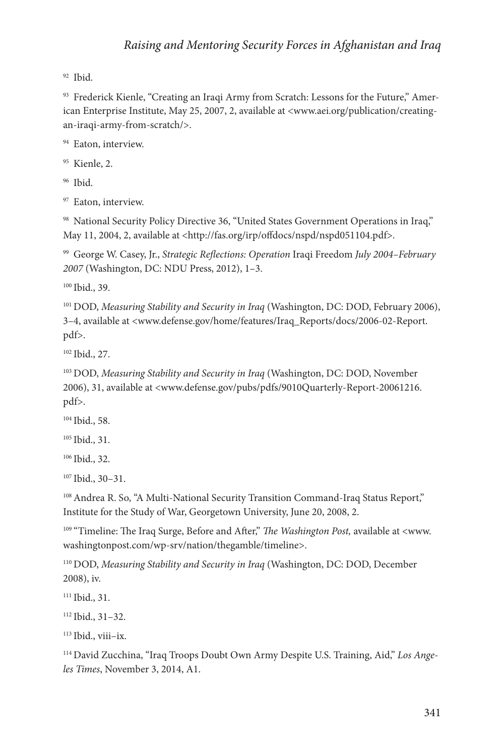92 Ibid.

93 Frederick Kienle, "Creating an Iraqi Army from Scratch: Lessons for the Future," American Enterprise Institute, May 25, 2007, 2, available at <www.aei.org/publication/creating-an-iraqi-army-from-scratch/>.

94 Eaton, interview.

95 Kienle, 2.

96 Ibid.

97 Eaton, interview.

98 National Security Policy Directive 36, "United States Government Operations in Iraq," May 11, 2004, 2, available at <http://fas.org/irp/offdocs/nspd/nspd051104.pdf>.

99 George W. Casey, Jr., *Strategic Reflections: Operation* Iraqi Freedom *July 2004–February 2007* (Washington, DC: NDU Press, 2012), 1–3.

100 Ibid., 39.

101 DOD, *Measuring Stability and Security in Iraq* (Washington, DC: DOD, February 2006), 3–4, available at <www.defense.gov/home/features/Iraq_Reports/docs/2006-02-Report.pdf>.

102 Ibid., 27.

103 DOD, *Measuring Stability and Security in Iraq* (Washington, DC: DOD, November 2006), 31, available at <www.defense.gov/pubs/pdfs/9010Quarterly-Report-20061216.pdf>.

104 Ibid., 58.

105 Ibid., 31.

106 Ibid., 32.

107 Ibid., 30–31.

108 Andrea R. So, "A Multi-National Security Transition Command-Iraq Status Report," Institute for the Study of War, Georgetown University, June 20, 2008, 2.

109 "Timeline: The Iraq Surge, Before and After," *The Washington Post,* available at <www.washingtonpost.com/wp-srv/nation/thegamble/timeline>.

110 DOD, *Measuring Stability and Security in Iraq* (Washington, DC: DOD, December 2008), iv.

111 Ibid., 31.

112 Ibid., 31–32.

113 Ibid., viii–ix.

114 David Zucchina, "Iraq Troops Doubt Own Army Despite U.S. Training, Aid," *Los Angeles Times*, November 3, 2014, A1.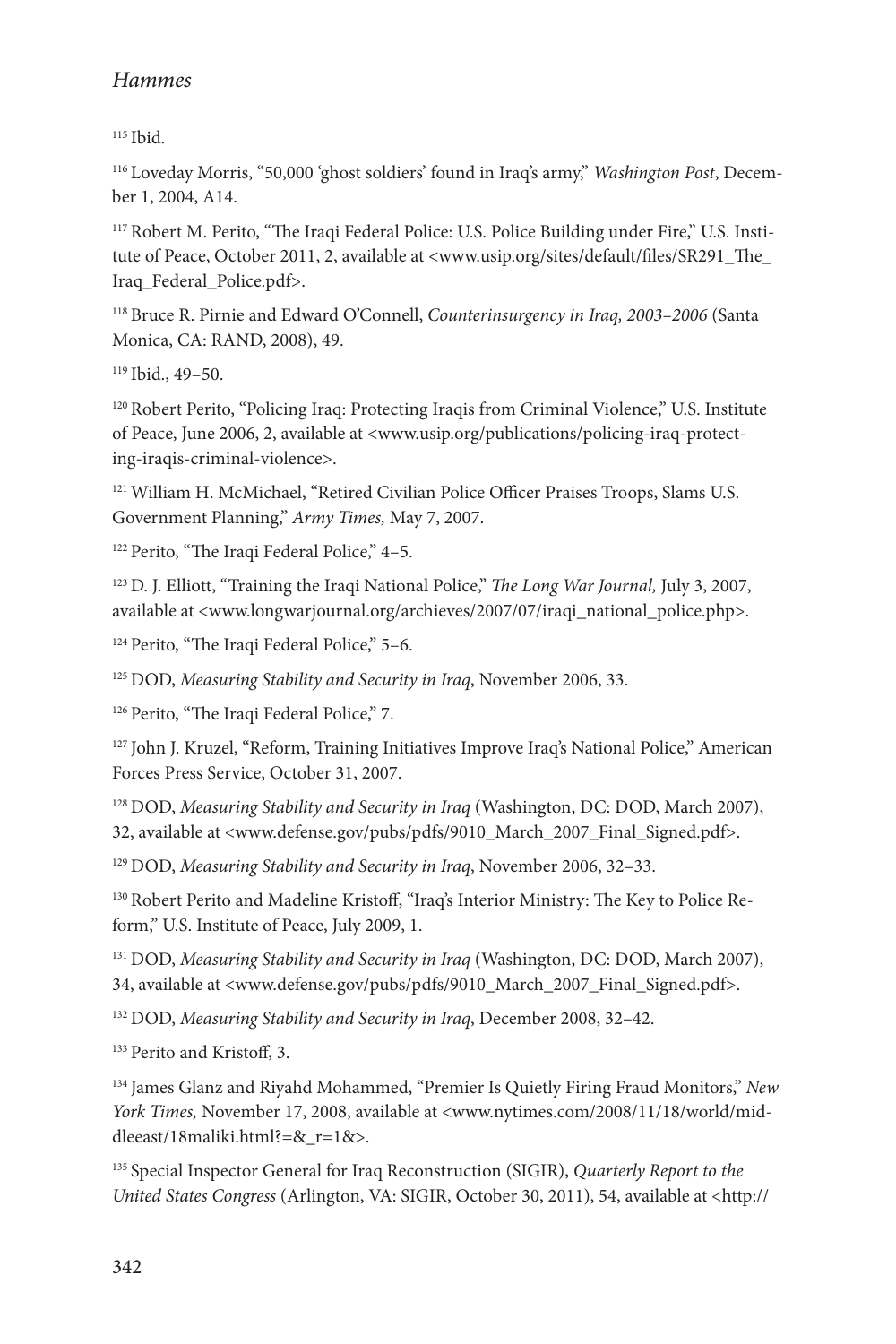[115] Ibid.

[116] Loveday Morris, "50,000 'ghost soldiers' found in Iraq's army," *Washington Post*, December 1, 2004, A14.

[117] Robert M. Perito, "The Iraqi Federal Police: U.S. Police Building under Fire," U.S. Institute of Peace, October 2011, 2, available at <www.usip.org/sites/default/files/SR291_The_Iraq_Federal_Police.pdf>.

[118] Bruce R. Pirnie and Edward O'Connell, *Counterinsurgency in Iraq, 2003–2006* (Santa Monica, CA: RAND, 2008), 49.

[119] Ibid., 49–50.

[120] Robert Perito, "Policing Iraq: Protecting Iraqis from Criminal Violence," U.S. Institute of Peace, June 2006, 2, available at <www.usip.org/publications/policing-iraq-protecting-iraqis-criminal-violence>.

[121] William H. McMichael, "Retired Civilian Police Officer Praises Troops, Slams U.S. Government Planning," *Army Times,* May 7, 2007.

[122] Perito, "The Iraqi Federal Police," 4–5.

[123] D. J. Elliott, "Training the Iraqi National Police," *The Long War Journal,* July 3, 2007, available at <www.longwarjournal.org/archieves/2007/07/iraqi_national_police.php>.

[124] Perito, "The Iraqi Federal Police," 5–6.

[125] DOD, *Measuring Stability and Security in Iraq*, November 2006, 33.

[126] Perito, "The Iraqi Federal Police," 7.

[127] John J. Kruzel, "Reform, Training Initiatives Improve Iraq's National Police," American Forces Press Service, October 31, 2007.

[128] DOD, *Measuring Stability and Security in Iraq* (Washington, DC: DOD, March 2007), 32, available at <www.defense.gov/pubs/pdfs/9010_March_2007_Final_Signed.pdf>.

[129] DOD, *Measuring Stability and Security in Iraq*, November 2006, 32–33.

[130] Robert Perito and Madeline Kristoff, "Iraq's Interior Ministry: The Key to Police Reform," U.S. Institute of Peace, July 2009, 1.

[131] DOD, *Measuring Stability and Security in Iraq* (Washington, DC: DOD, March 2007), 34, available at <www.defense.gov/pubs/pdfs/9010_March_2007_Final_Signed.pdf>.

[132] DOD, *Measuring Stability and Security in Iraq*, December 2008, 32–42.

[133] Perito and Kristoff, 3.

[134] James Glanz and Riyahd Mohammed, "Premier Is Quietly Firing Fraud Monitors," *New York Times,* November 17, 2008, available at <www.nytimes.com/2008/11/18/world/middleeast/18maliki.html?=&_r=1&>.

[135] Special Inspector General for Iraq Reconstruction (SIGIR), *Quarterly Report to the United States Congress* (Arlington, VA: SIGIR, October 30, 2011), 54, available at <http://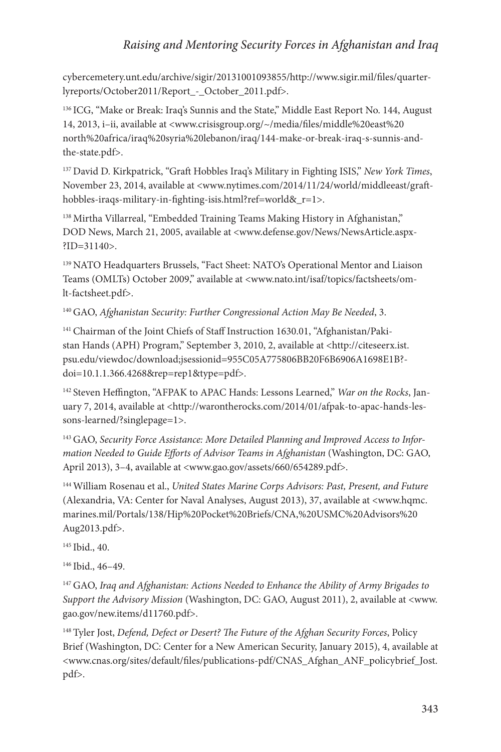cybercemetery.unt.edu/archive/sigir/20131001093855/http://www.sigir.mil/files/quarterlyreports/October2011/Report_-_October_2011.pdf>.

[136] ICG, "Make or Break: Iraq's Sunnis and the State," Middle East Report No. 144, August 14, 2013, i–ii, available at <www.crisisgroup.org/~/media/files/middle%20east%20north%20africa/iraq%20syria%20lebanon/iraq/144-make-or-break-iraq-s-sunnis-and-the-state.pdf>.

[137] David D. Kirkpatrick, "Graft Hobbles Iraq's Military in Fighting ISIS," *New York Times*, November 23, 2014, available at <www.nytimes.com/2014/11/24/world/middleeast/graft-hobbles-iraqs-military-in-fighting-isis.html?ref=world&_r=1>.

[138] Mirtha Villarreal, "Embedded Training Teams Making History in Afghanistan," DOD News, March 21, 2005, available at <www.defense.gov/News/NewsArticle.aspx?ID=31140>.

[139] NATO Headquarters Brussels, "Fact Sheet: NATO's Operational Mentor and Liaison Teams (OMLTs) October 2009," available at <www.nato.int/isaf/topics/factsheets/omlt-factsheet.pdf>.

[140] GAO, *Afghanistan Security: Further Congressional Action May Be Needed*, 3.

[141] Chairman of the Joint Chiefs of Staff Instruction 1630.01, "Afghanistan/Pakistan Hands (APH) Program," September 3, 2010, 2, available at <http://citeseerx.ist.psu.edu/viewdoc/download;jsessionid=955C05A775806BB20F6B6906A1698E1B?doi=10.1.1.366.4268&rep=rep1&type=pdf>.

[142] Steven Heffington, "AFPAK to APAC Hands: Lessons Learned," *War on the Rocks*, January 7, 2014, available at <http://warontherocks.com/2014/01/afpak-to-apac-hands-lessons-learned/?singlepage=1>.

[143] GAO, *Security Force Assistance: More Detailed Planning and Improved Access to Information Needed to Guide Efforts of Advisor Teams in Afghanistan* (Washington, DC: GAO, April 2013), 3–4, available at <www.gao.gov/assets/660/654289.pdf>.

[144] William Rosenau et al., *United States Marine Corps Advisors: Past, Present, and Future* (Alexandria, VA: Center for Naval Analyses, August 2013), 37, available at <www.hqmc.marines.mil/Portals/138/Hip%20Pocket%20Briefs/CNA,%20USMC%20Advisors%20Aug2013.pdf>.

[145] Ibid., 40.

[146] Ibid., 46–49.

[147] GAO, *Iraq and Afghanistan: Actions Needed to Enhance the Ability of Army Brigades to Support the Advisory Mission* (Washington, DC: GAO, August 2011), 2, available at <www.gao.gov/new.items/d11760.pdf>.

[148] Tyler Jost, *Defend, Defect or Desert? The Future of the Afghan Security Forces*, Policy Brief (Washington, DC: Center for a New American Security, January 2015), 4, available at <www.cnas.org/sites/default/files/publications-pdf/CNAS_Afghan_ANF_policybrief_Jost.pdf>.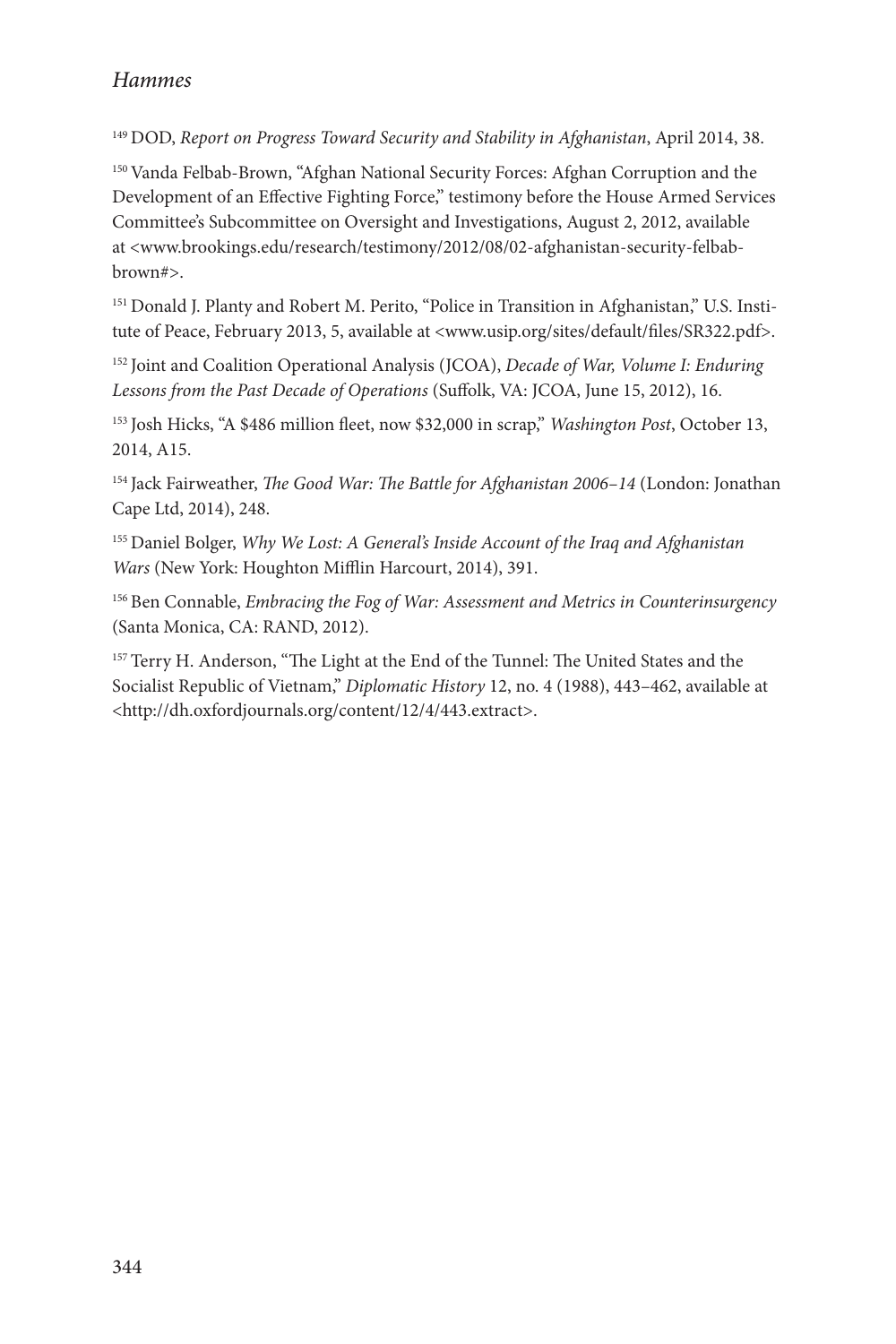[149] DOD, *Report on Progress Toward Security and Stability in Afghanistan*, April 2014, 38.

[150] Vanda Felbab-Brown, "Afghan National Security Forces: Afghan Corruption and the Development of an Effective Fighting Force," testimony before the House Armed Services Committee's Subcommittee on Oversight and Investigations, August 2, 2012, available at <www.brookings.edu/research/testimony/2012/08/02-afghanistan-security-felbab-brown#>.

[151] Donald J. Planty and Robert M. Perito, "Police in Transition in Afghanistan," U.S. Institute of Peace, February 2013, 5, available at <www.usip.org/sites/default/files/SR322.pdf>.

[152] Joint and Coalition Operational Analysis (JCOA), *Decade of War, Volume I: Enduring Lessons from the Past Decade of Operations* (Suffolk, VA: JCOA, June 15, 2012), 16.

[153] Josh Hicks, "A $486 million fleet, now $32,000 in scrap," *Washington Post*, October 13, 2014, A15.

[154] Jack Fairweather, *The Good War: The Battle for Afghanistan 2006–14* (London: Jonathan Cape Ltd, 2014), 248.

[155] Daniel Bolger, *Why We Lost: A General's Inside Account of the Iraq and Afghanistan Wars* (New York: Houghton Mifflin Harcourt, 2014), 391.

[156] Ben Connable, *Embracing the Fog of War: Assessment and Metrics in Counterinsurgency* (Santa Monica, CA: RAND, 2012).

[157] Terry H. Anderson, "The Light at the End of the Tunnel: The United States and the Socialist Republic of Vietnam," *Diplomatic History* 12, no. 4 (1988), 443–462, available at <http://dh.oxfordjournals.org/content/12/4/443.extract>.